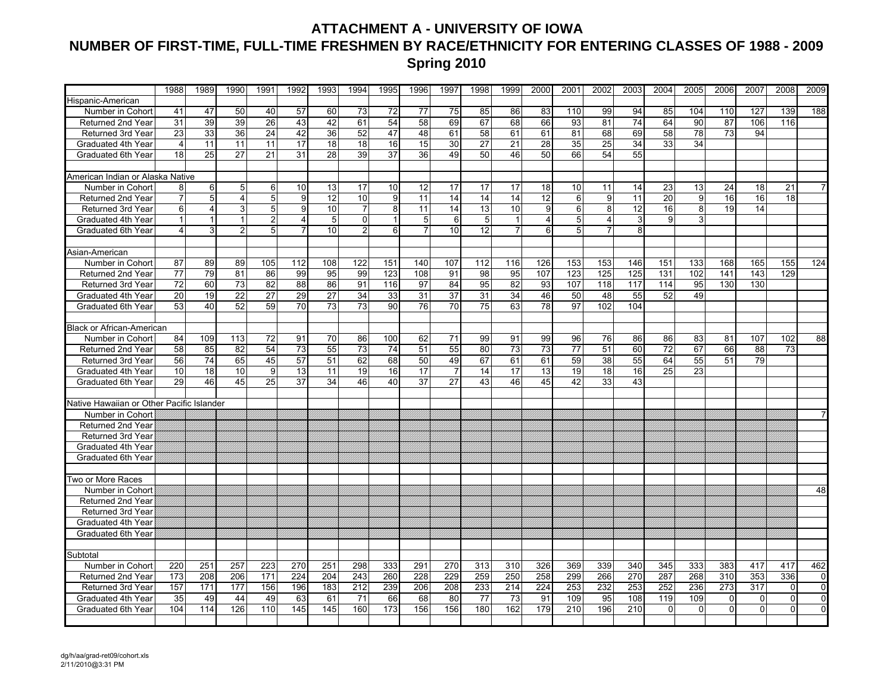# ATTACHMENT A - UNIVERSITY OF IOWA

## NUMBER OF FIRST-TIME, FULL-TIME FRESHMEN BY RACE/ETHNICITY FOR ENTERING CLASSES OF 1988 - 2009

### Spring 2010

| | 1988 | 1989 | 1990 | 1991 | 1992 | 1993 | 1994 | 1995 | 1996 | 1997 | 1998 | 1999 | 2000 | 2001 | 2002 | 2003 | 2004 | 2005 | 2006 | 2007 | 2008 | 2009 |
|---|---|---|---|---|---|---|---|---|---|---|---|---|---|---|---|---|---|---|---|---|---|---|
| Hispanic-American | | | | | | | | | | | | | | | | | | | | | | |
| Number in Cohort | 41 | 47 | 50 | 40 | 57 | 60 | 73 | 72 | 77 | 75 | 85 | 86 | 83 | 110 | 99 | 94 | 85 | 104 | 110 | 127 | 139 | 188 |
| Returned 2nd Year | 31 | 39 | 39 | 26 | 43 | 42 | 61 | 54 | 58 | 69 | 67 | 68 | 66 | 93 | 81 | 74 | 64 | 90 | 87 | 106 | 116 | |
| Returned 3rd Year | 23 | 33 | 36 | 24 | 42 | 36 | 52 | 47 | 48 | 61 | 58 | 61 | 61 | 81 | 68 | 69 | 58 | 78 | 73 | 94 | | |
| Graduated 4th Year | 4 | 11 | 11 | 11 | 17 | 18 | 18 | 16 | 15 | 30 | 27 | 21 | 28 | 35 | 25 | 34 | 33 | 34 | | | | |
| Graduated 6th Year | 18 | 25 | 27 | 21 | 31 | 28 | 39 | 37 | 36 | 49 | 50 | 46 | 50 | 66 | 54 | 55 | | | | | | |
| | | | | | | | | | | | | | | | | | | | | | | |
| American Indian or Alaska Native | | | | | | | | | | | | | | | | | | | | | | |
| Number in Cohort | 8 | 6 | 5 | 6 | 10 | 13 | 17 | 10 | 12 | 17 | 17 | 17 | 18 | 10 | 11 | 14 | 23 | 13 | 24 | 18 | 21 | 7 |
| Returned 2nd Year | 7 | 5 | 4 | 5 | 9 | 12 | 10 | 9 | 11 | 14 | 14 | 14 | 12 | 6 | 9 | 11 | 20 | 9 | 16 | 16 | 18 | |
| Returned 3rd Year | 6 | 4 | 3 | 5 | 9 | 10 | 7 | 8 | 11 | 14 | 13 | 10 | 9 | 6 | 8 | 12 | 16 | 8 | 19 | 14 | | |
| Graduated 4th Year | 1 | 1 | 1 | 2 | 4 | 5 | 0 | 1 | 5 | 6 | 5 | 1 | 4 | 5 | 4 | 3 | 9 | 3 | | | | |
| Graduated 6th Year | 4 | 3 | 2 | 5 | 7 | 10 | 2 | 6 | 7 | 10 | 12 | 7 | 6 | 5 | 7 | 8 | | | | | | |
| | | | | | | | | | | | | | | | | | | | | | | |
| Asian-American | | | | | | | | | | | | | | | | | | | | | | |
| Number in Cohort | 87 | 89 | 89 | 105 | 112 | 108 | 122 | 151 | 140 | 107 | 112 | 116 | 126 | 153 | 153 | 146 | 151 | 133 | 168 | 165 | 155 | 124 |
| Returned 2nd Year | 77 | 79 | 81 | 86 | 99 | 95 | 99 | 123 | 108 | 91 | 98 | 95 | 107 | 123 | 125 | 125 | 131 | 102 | 141 | 143 | 129 | |
| Returned 3rd Year | 72 | 60 | 73 | 82 | 88 | 86 | 91 | 116 | 97 | 84 | 95 | 82 | 93 | 107 | 118 | 117 | 114 | 95 | 130 | 130 | | |
| Graduated 4th Year | 20 | 19 | 22 | 27 | 29 | 27 | 34 | 33 | 31 | 37 | 31 | 34 | 46 | 50 | 48 | 55 | 52 | 49 | | | | |
| Graduated 6th Year | 53 | 40 | 52 | 59 | 70 | 73 | 73 | 90 | 76 | 70 | 75 | 63 | 78 | 97 | 102 | 104 | | | | | | |
| | | | | | | | | | | | | | | | | | | | | | | |
| Black or African-American | | | | | | | | | | | | | | | | | | | | | | |
| Number in Cohort | 84 | 109 | 113 | 72 | 91 | 70 | 86 | 100 | 62 | 71 | 99 | 91 | 99 | 96 | 76 | 86 | 86 | 83 | 81 | 107 | 102 | 88 |
| Returned 2nd Year | 58 | 85 | 82 | 54 | 73 | 55 | 73 | 74 | 51 | 55 | 80 | 73 | 73 | 77 | 51 | 60 | 72 | 67 | 66 | 88 | 73 | |
| Returned 3rd Year | 56 | 74 | 65 | 45 | 57 | 51 | 62 | 68 | 50 | 49 | 67 | 61 | 61 | 59 | 38 | 55 | 64 | 55 | 51 | 79 | | |
| Graduated 4th Year | 10 | 18 | 10 | 9 | 13 | 11 | 19 | 16 | 17 | 7 | 14 | 17 | 13 | 19 | 18 | 16 | 25 | 23 | | | | |
| Graduated 6th Year | 29 | 46 | 45 | 25 | 37 | 34 | 46 | 40 | 37 | 27 | 43 | 46 | 45 | 42 | 33 | 43 | | | | | | |
| | | | | | | | | | | | | | | | | | | | | | | |
| Native Hawaiian or Other Pacific Islander | | | | | | | | | | | | | | | | | | | | | | |
| Number in Cohort | | | | | | | | | | | | | | | | | | | | | | 7 |
| Returned 2nd Year | | | | | | | | | | | | | | | | | | | | | | |
| Returned 3rd Year | | | | | | | | | | | | | | | | | | | | | | |
| Graduated 4th Year | | | | | | | | | | | | | | | | | | | | | | |
| Graduated 6th Year | | | | | | | | | | | | | | | | | | | | | | |
| | | | | | | | | | | | | | | | | | | | | | | |
| Two or More Races | | | | | | | | | | | | | | | | | | | | | | |
| Number in Cohort | | | | | | | | | | | | | | | | | | | | | | 48 |
| Returned 2nd Year | | | | | | | | | | | | | | | | | | | | | | |
| Returned 3rd Year | | | | | | | | | | | | | | | | | | | | | | |
| Graduated 4th Year | | | | | | | | | | | | | | | | | | | | | | |
| Graduated 6th Year | | | | | | | | | | | | | | | | | | | | | | |
| | | | | | | | | | | | | | | | | | | | | | | |
| Subtotal | | | | | | | | | | | | | | | | | | | | | | |
| Number in Cohort | 220 | 251 | 257 | 223 | 270 | 251 | 298 | 333 | 291 | 270 | 313 | 310 | 326 | 369 | 339 | 340 | 345 | 333 | 383 | 417 | 417 | 462 |
| Returned 2nd Year | 173 | 208 | 206 | 171 | 224 | 204 | 243 | 260 | 228 | 229 | 259 | 250 | 258 | 299 | 266 | 270 | 287 | 268 | 310 | 353 | 336 | 0 |
| Returned 3rd Year | 157 | 171 | 177 | 156 | 196 | 183 | 212 | 239 | 206 | 208 | 233 | 214 | 224 | 253 | 232 | 253 | 252 | 236 | 273 | 317 | 0 | 0 |
| Graduated 4th Year | 35 | 49 | 44 | 49 | 63 | 61 | 71 | 66 | 68 | 80 | 77 | 73 | 91 | 109 | 95 | 108 | 119 | 109 | 0 | 0 | 0 | 0 |
| Graduated 6th Year | 104 | 114 | 126 | 110 | 145 | 145 | 160 | 173 | 156 | 156 | 180 | 162 | 179 | 210 | 196 | 210 | 0 | 0 | 0 | 0 | 0 | 0 |

dg/h/aa/grad-ret09/cohort.xls
2/11/2010@3:31 PM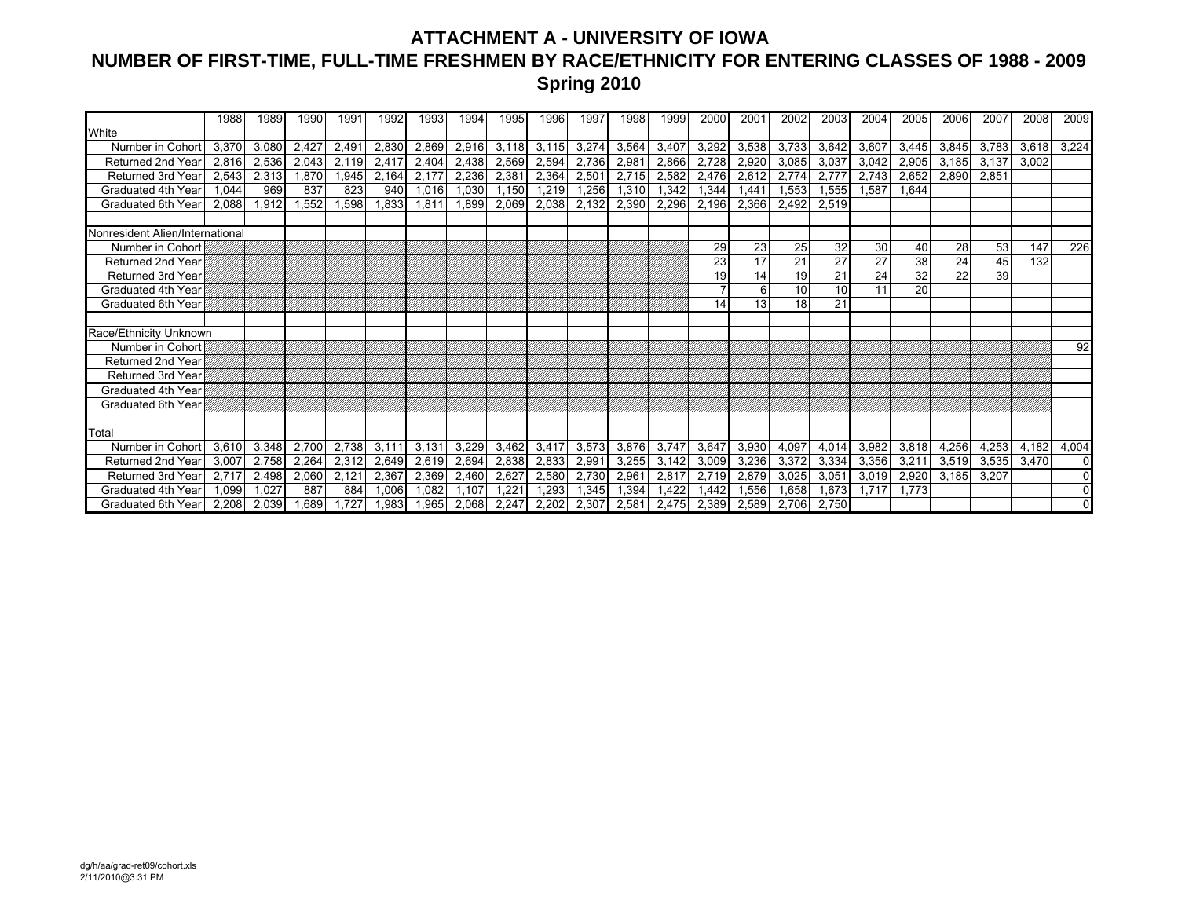# ATTACHMENT A - UNIVERSITY OF IOWA

## NUMBER OF FIRST-TIME, FULL-TIME FRESHMEN BY RACE/ETHNICITY FOR ENTERING CLASSES OF 1988 - 2009

### Spring 2010

| | 1988 | 1989 | 1990 | 1991 | 1992 | 1993 | 1994 | 1995 | 1996 | 1997 | 1998 | 1999 | 2000 | 2001 | 2002 | 2003 | 2004 | 2005 | 2006 | 2007 | 2008 | 2009 |
|---|---|---|---|---|---|---|---|---|---|---|---|---|---|---|---|---|---|---|---|---|---|---|
| White | | | | | | | | | | | | | | | | | | | | | | |
| Number in Cohort | 3,370 | 3,080 | 2,427 | 2,491 | 2,830 | 2,869 | 2,916 | 3,118 | 3,115 | 3,274 | 3,564 | 3,407 | 3,292 | 3,538 | 3,733 | 3,642 | 3,607 | 3,445 | 3,845 | 3,783 | 3,618 | 3,224 |
| Returned 2nd Year | 2,816 | 2,536 | 2,043 | 2,119 | 2,417 | 2,404 | 2,438 | 2,569 | 2,594 | 2,736 | 2,981 | 2,866 | 2,728 | 2,920 | 3,085 | 3,037 | 3,042 | 2,905 | 3,185 | 3,137 | 3,002 | |
| Returned 3rd Year | 2,543 | 2,313 | 1,870 | 1,945 | 2,164 | 2,177 | 2,236 | 2,381 | 2,364 | 2,501 | 2,715 | 2,582 | 2,476 | 2,612 | 2,774 | 2,777 | 2,743 | 2,652 | 2,890 | 2,851 | | |
| Graduated 4th Year | 1,044 | 969 | 837 | 823 | 940 | 1,016 | 1,030 | 1,150 | 1,219 | 1,256 | 1,310 | 1,342 | 1,344 | 1,441 | 1,553 | 1,555 | 1,587 | 1,644 | | | | |
| Graduated 6th Year | 2,088 | 1,912 | 1,552 | 1,598 | 1,833 | 1,811 | 1,899 | 2,069 | 2,038 | 2,132 | 2,390 | 2,296 | 2,196 | 2,366 | 2,492 | 2,519 | | | | | | |
| | | | | | | | | | | | | | | | | | | | | | | |
| Nonresident Alien/International | | | | | | | | | | | | | | | | | | | | | | |
| Number in Cohort | | | | | | | | | | | | | 29 | 23 | 25 | 32 | 30 | 40 | 28 | 53 | 147 | 226 |
| Returned 2nd Year | | | | | | | | | | | | | 23 | 17 | 21 | 27 | 27 | 38 | 24 | 45 | 132 | |
| Returned 3rd Year | | | | | | | | | | | | | 19 | 14 | 19 | 21 | 24 | 32 | 22 | 39 | | |
| Graduated 4th Year | | | | | | | | | | | | | 7 | 6 | 10 | 10 | 11 | 20 | | | | |
| Graduated 6th Year | | | | | | | | | | | | | 14 | 13 | 18 | 21 | | | | | | |
| | | | | | | | | | | | | | | | | | | | | | | |
| Race/Ethnicity Unknown | | | | | | | | | | | | | | | | | | | | | | |
| Number in Cohort | | | | | | | | | | | | | | | | | | | | | | 92 |
| Returned 2nd Year | | | | | | | | | | | | | | | | | | | | | | |
| Returned 3rd Year | | | | | | | | | | | | | | | | | | | | | | |
| Graduated 4th Year | | | | | | | | | | | | | | | | | | | | | | |
| Graduated 6th Year | | | | | | | | | | | | | | | | | | | | | | |
| | | | | | | | | | | | | | | | | | | | | | | |
| Total | | | | | | | | | | | | | | | | | | | | | | |
| Number in Cohort | 3,610 | 3,348 | 2,700 | 2,738 | 3,111 | 3,131 | 3,229 | 3,462 | 3,417 | 3,573 | 3,876 | 3,747 | 3,647 | 3,930 | 4,097 | 4,014 | 3,982 | 3,818 | 4,256 | 4,253 | 4,182 | 4,004 |
| Returned 2nd Year | 3,007 | 2,758 | 2,264 | 2,312 | 2,649 | 2,619 | 2,694 | 2,838 | 2,833 | 2,991 | 3,255 | 3,142 | 3,009 | 3,236 | 3,372 | 3,334 | 3,356 | 3,211 | 3,519 | 3,535 | 3,470 | 0 |
| Returned 3rd Year | 2,717 | 2,498 | 2,060 | 2,121 | 2,367 | 2,369 | 2,460 | 2,627 | 2,580 | 2,730 | 2,961 | 2,817 | 2,719 | 2,879 | 3,025 | 3,051 | 3,019 | 2,920 | 3,185 | 3,207 | | 0 |
| Graduated 4th Year | 1,099 | 1,027 | 887 | 884 | 1,006 | 1,082 | 1,107 | 1,221 | 1,293 | 1,345 | 1,394 | 1,422 | 1,442 | 1,556 | 1,658 | 1,673 | 1,717 | 1,773 | | | | 0 |
| Graduated 6th Year | 2,208 | 2,039 | 1,689 | 1,727 | 1,983 | 1,965 | 2,068 | 2,247 | 2,202 | 2,307 | 2,581 | 2,475 | 2,389 | 2,589 | 2,706 | 2,750 | | | | | | 0 |

dg/h/aa/grad-ret09/cohort.xls
2/11/2010@3:31 PM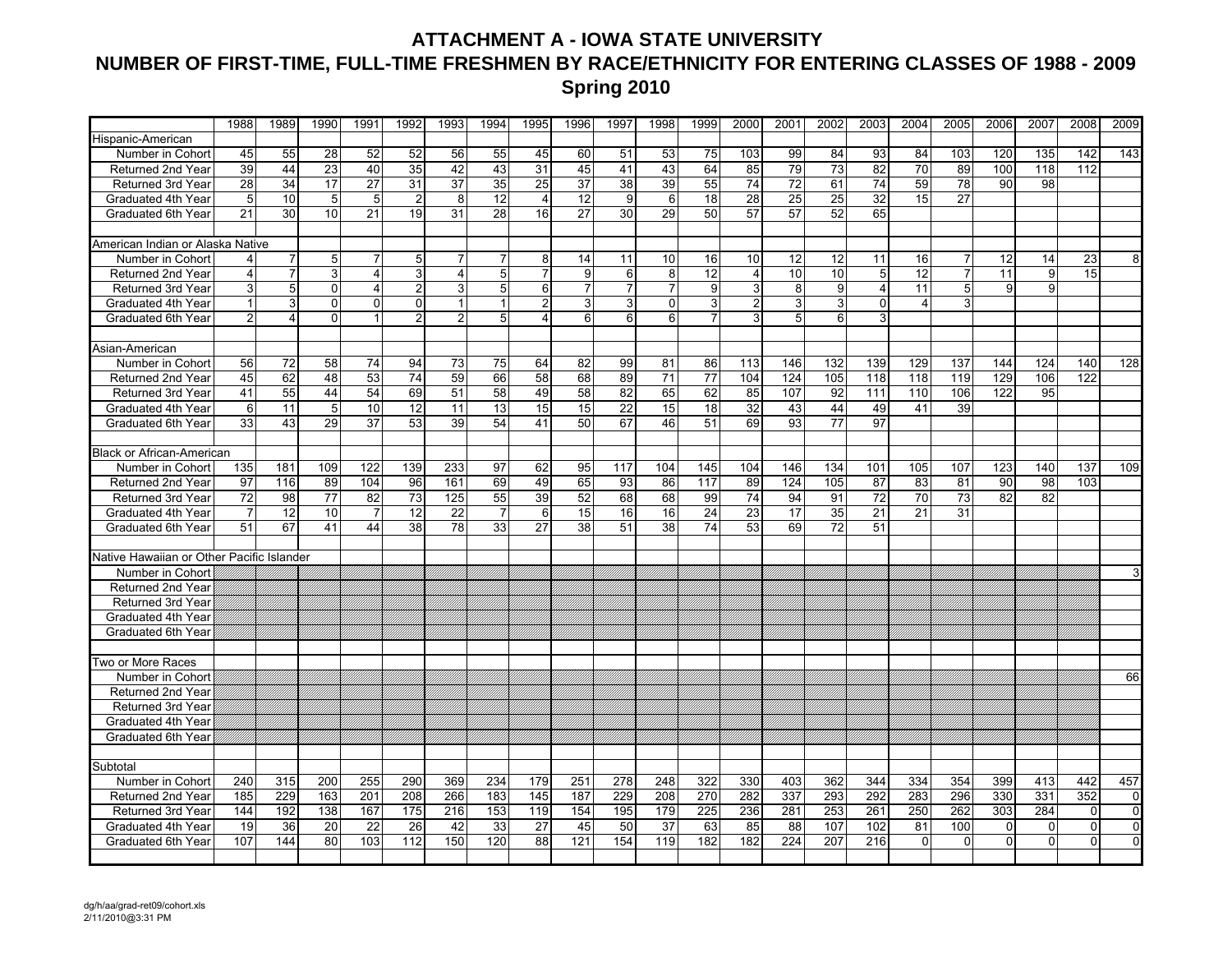# ATTACHMENT A - IOWA STATE UNIVERSITY

## NUMBER OF FIRST-TIME, FULL-TIME FRESHMEN BY RACE/ETHNICITY FOR ENTERING CLASSES OF 1988 - 2009

### Spring 2010

| | 1988 | 1989 | 1990 | 1991 | 1992 | 1993 | 1994 | 1995 | 1996 | 1997 | 1998 | 1999 | 2000 | 2001 | 2002 | 2003 | 2004 | 2005 | 2006 | 2007 | 2008 | 2009 |
|---|---|---|---|---|---|---|---|---|---|---|---|---|---|---|---|---|---|---|---|---|---|---|
| Hispanic-American | | | | | | | | | | | | | | | | | | | | | | |
| Number in Cohort | 45 | 55 | 28 | 52 | 52 | 56 | 55 | 45 | 60 | 51 | 53 | 75 | 103 | 99 | 84 | 93 | 84 | 103 | 120 | 135 | 142 | 143 |
| Returned 2nd Year | 39 | 44 | 23 | 40 | 35 | 42 | 43 | 31 | 45 | 41 | 43 | 64 | 85 | 79 | 73 | 82 | 70 | 89 | 100 | 118 | 112 | |
| Returned 3rd Year | 28 | 34 | 17 | 27 | 31 | 37 | 35 | 25 | 37 | 38 | 39 | 55 | 74 | 72 | 61 | 74 | 59 | 78 | 90 | 98 | | |
| Graduated 4th Year | 5 | 10 | 5 | 5 | 2 | 8 | 12 | 4 | 12 | 9 | 6 | 18 | 28 | 25 | 25 | 32 | 15 | 27 | | | | |
| Graduated 6th Year | 21 | 30 | 10 | 21 | 19 | 31 | 28 | 16 | 27 | 30 | 29 | 50 | 57 | 57 | 52 | 65 | | | | | | |
| | | | | | | | | | | | | | | | | | | | | | | |
| American Indian or Alaska Native | | | | | | | | | | | | | | | | | | | | | | |
| Number in Cohort | 4 | 7 | 5 | 7 | 5 | 7 | 7 | 8 | 14 | 11 | 10 | 16 | 10 | 12 | 12 | 11 | 16 | 7 | 12 | 14 | 23 | 8 |
| Returned 2nd Year | 4 | 7 | 3 | 4 | 3 | 4 | 5 | 7 | 9 | 6 | 8 | 12 | 4 | 10 | 10 | 5 | 12 | 7 | 11 | 9 | 15 | |
| Returned 3rd Year | 3 | 5 | 0 | 4 | 2 | 3 | 5 | 6 | 7 | 7 | 7 | 9 | 3 | 8 | 9 | 4 | 11 | 5 | 9 | 9 | | |
| Graduated 4th Year | 1 | 3 | 0 | 0 | 0 | 1 | 1 | 2 | 3 | 3 | 0 | 3 | 2 | 3 | 3 | 0 | 4 | 3 | | | | |
| Graduated 6th Year | 2 | 4 | 0 | 1 | 2 | 2 | 5 | 4 | 6 | 6 | 6 | 7 | 3 | 5 | 6 | 3 | | | | | | |
| | | | | | | | | | | | | | | | | | | | | | | |
| Asian-American | | | | | | | | | | | | | | | | | | | | | | |
| Number in Cohort | 56 | 72 | 58 | 74 | 94 | 73 | 75 | 64 | 82 | 99 | 81 | 86 | 113 | 146 | 132 | 139 | 129 | 137 | 144 | 124 | 140 | 128 |
| Returned 2nd Year | 45 | 62 | 48 | 53 | 74 | 59 | 66 | 58 | 68 | 89 | 71 | 77 | 104 | 124 | 105 | 118 | 118 | 119 | 129 | 106 | 122 | |
| Returned 3rd Year | 41 | 55 | 44 | 54 | 69 | 51 | 58 | 49 | 58 | 82 | 65 | 62 | 85 | 107 | 92 | 111 | 110 | 106 | 122 | 95 | | |
| Graduated 4th Year | 6 | 11 | 5 | 10 | 12 | 11 | 13 | 15 | 15 | 22 | 15 | 18 | 32 | 43 | 44 | 49 | 41 | 39 | | | | |
| Graduated 6th Year | 33 | 43 | 29 | 37 | 53 | 39 | 54 | 41 | 50 | 67 | 46 | 51 | 69 | 93 | 77 | 97 | | | | | | |
| | | | | | | | | | | | | | | | | | | | | | | |
| Black or African-American | | | | | | | | | | | | | | | | | | | | | | |
| Number in Cohort | 135 | 181 | 109 | 122 | 139 | 233 | 97 | 62 | 95 | 117 | 104 | 145 | 104 | 146 | 134 | 101 | 105 | 107 | 123 | 140 | 137 | 109 |
| Returned 2nd Year | 97 | 116 | 89 | 104 | 96 | 161 | 69 | 49 | 65 | 93 | 86 | 117 | 89 | 124 | 105 | 87 | 83 | 81 | 90 | 98 | 103 | |
| Returned 3rd Year | 72 | 98 | 77 | 82 | 73 | 125 | 55 | 39 | 52 | 68 | 68 | 99 | 74 | 94 | 91 | 72 | 70 | 73 | 82 | 82 | | |
| Graduated 4th Year | 7 | 12 | 10 | 7 | 12 | 22 | 7 | 6 | 15 | 16 | 16 | 24 | 23 | 17 | 35 | 21 | 21 | 31 | | | | |
| Graduated 6th Year | 51 | 67 | 41 | 44 | 38 | 78 | 33 | 27 | 38 | 51 | 38 | 74 | 53 | 69 | 72 | 51 | | | | | | |
| | | | | | | | | | | | | | | | | | | | | | | |
| Native Hawaiian or Other Pacific Islander | | | | | | | | | | | | | | | | | | | | | | |
| Number in Cohort | | | | | | | | | | | | | | | | | | | | | | 3 |
| Returned 2nd Year | | | | | | | | | | | | | | | | | | | | | | |
| Returned 3rd Year | | | | | | | | | | | | | | | | | | | | | | |
| Graduated 4th Year | | | | | | | | | | | | | | | | | | | | | | |
| Graduated 6th Year | | | | | | | | | | | | | | | | | | | | | | |
| | | | | | | | | | | | | | | | | | | | | | | |
| Two or More Races | | | | | | | | | | | | | | | | | | | | | | |
| Number in Cohort | | | | | | | | | | | | | | | | | | | | | | 66 |
| Returned 2nd Year | | | | | | | | | | | | | | | | | | | | | | |
| Returned 3rd Year | | | | | | | | | | | | | | | | | | | | | | |
| Graduated 4th Year | | | | | | | | | | | | | | | | | | | | | | |
| Graduated 6th Year | | | | | | | | | | | | | | | | | | | | | | |
| | | | | | | | | | | | | | | | | | | | | | | |
| Subtotal | | | | | | | | | | | | | | | | | | | | | | |
| Number in Cohort | 240 | 315 | 200 | 255 | 290 | 369 | 234 | 179 | 251 | 278 | 248 | 322 | 330 | 403 | 362 | 344 | 334 | 354 | 399 | 413 | 442 | 457 |
| Returned 2nd Year | 185 | 229 | 163 | 201 | 208 | 266 | 183 | 145 | 187 | 229 | 208 | 270 | 282 | 337 | 293 | 292 | 283 | 296 | 330 | 331 | 352 | 0 |
| Returned 3rd Year | 144 | 192 | 138 | 167 | 175 | 216 | 153 | 119 | 154 | 195 | 179 | 225 | 236 | 281 | 253 | 261 | 250 | 262 | 303 | 284 | 0 | 0 |
| Graduated 4th Year | 19 | 36 | 20 | 22 | 26 | 42 | 33 | 27 | 45 | 50 | 37 | 63 | 85 | 88 | 107 | 102 | 81 | 100 | 0 | 0 | 0 | 0 |
| Graduated 6th Year | 107 | 144 | 80 | 103 | 112 | 150 | 120 | 88 | 121 | 154 | 119 | 182 | 182 | 224 | 207 | 216 | 0 | 0 | 0 | 0 | 0 | 0 |

dg/h/aa/grad-ret09/cohort.xls
2/11/2010@3:31 PM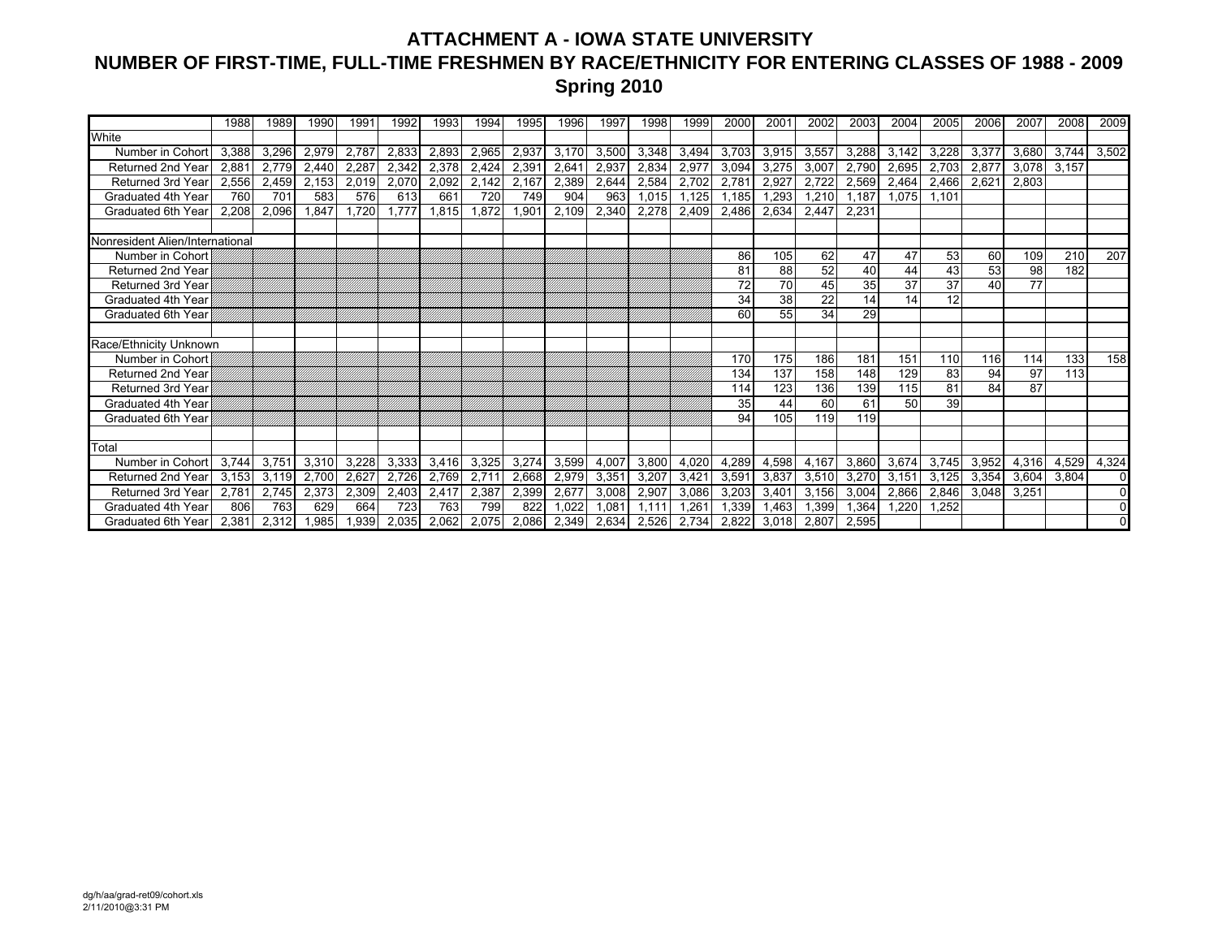# ATTACHMENT A - IOWA STATE UNIVERSITY
## NUMBER OF FIRST-TIME, FULL-TIME FRESHMEN BY RACE/ETHNICITY FOR ENTERING CLASSES OF 1988 - 2009
### Spring 2010

| | 1988 | 1989 | 1990 | 1991 | 1992 | 1993 | 1994 | 1995 | 1996 | 1997 | 1998 | 1999 | 2000 | 2001 | 2002 | 2003 | 2004 | 2005 | 2006 | 2007 | 2008 | 2009 |
|---|---|---|---|---|---|---|---|---|---|---|---|---|---|---|---|---|---|---|---|---|---|---|
| White | | | | | | | | | | | | | | | | | | | | | | |
| Number in Cohort | 3,388 | 3,296 | 2,979 | 2,787 | 2,833 | 2,893 | 2,965 | 2,937 | 3,170 | 3,500 | 3,348 | 3,494 | 3,703 | 3,915 | 3,557 | 3,288 | 3,142 | 3,228 | 3,377 | 3,680 | 3,744 | 3,502 |
| Returned 2nd Year | 2,881 | 2,779 | 2,440 | 2,287 | 2,342 | 2,378 | 2,424 | 2,391 | 2,641 | 2,937 | 2,834 | 2,977 | 3,094 | 3,275 | 3,007 | 2,790 | 2,695 | 2,703 | 2,877 | 3,078 | 3,157 | |
| Returned 3rd Year | 2,556 | 2,459 | 2,153 | 2,019 | 2,070 | 2,092 | 2,142 | 2,167 | 2,389 | 2,644 | 2,584 | 2,702 | 2,781 | 2,927 | 2,722 | 2,569 | 2,464 | 2,466 | 2,621 | 2,803 | | |
| Graduated 4th Year | 760 | 701 | 583 | 576 | 613 | 661 | 720 | 749 | 904 | 963 | 1,015 | 1,125 | 1,185 | 1,293 | 1,210 | 1,187 | 1,075 | 1,101 | | | | |
| Graduated 6th Year | 2,208 | 2,096 | 1,847 | 1,720 | 1,777 | 1,815 | 1,872 | 1,901 | 2,109 | 2,340 | 2,278 | 2,409 | 2,486 | 2,634 | 2,447 | 2,231 | | | | | | |
| | | | | | | | | | | | | | | | | | | | | | | |
| Nonresident Alien/International | | | | | | | | | | | | | | | | | | | | | | |
| Number in Cohort | | | | | | | | | | | | | 86 | 105 | 62 | 47 | 47 | 53 | 60 | 109 | 210 | 207 |
| Returned 2nd Year | | | | | | | | | | | | | 81 | 88 | 52 | 40 | 44 | 43 | 53 | 98 | 182 | |
| Returned 3rd Year | | | | | | | | | | | | | 72 | 70 | 45 | 35 | 37 | 37 | 40 | 77 | | |
| Graduated 4th Year | | | | | | | | | | | | | 34 | 38 | 22 | 14 | 14 | 12 | | | | |
| Graduated 6th Year | | | | | | | | | | | | | 60 | 55 | 34 | 29 | | | | | | |
| | | | | | | | | | | | | | | | | | | | | | | |
| Race/Ethnicity Unknown | | | | | | | | | | | | | | | | | | | | | | |
| Number in Cohort | | | | | | | | | | | | | 170 | 175 | 186 | 181 | 151 | 110 | 116 | 114 | 133 | 158 |
| Returned 2nd Year | | | | | | | | | | | | | 134 | 137 | 158 | 148 | 129 | 83 | 94 | 97 | 113 | |
| Returned 3rd Year | | | | | | | | | | | | | 114 | 123 | 136 | 139 | 115 | 81 | 84 | 87 | | |
| Graduated 4th Year | | | | | | | | | | | | | 35 | 44 | 60 | 61 | 50 | 39 | | | | |
| Graduated 6th Year | | | | | | | | | | | | | 94 | 105 | 119 | 119 | | | | | | |
| | | | | | | | | | | | | | | | | | | | | | | |
| Total | | | | | | | | | | | | | | | | | | | | | | |
| Number in Cohort | 3,744 | 3,751 | 3,310 | 3,228 | 3,333 | 3,416 | 3,325 | 3,274 | 3,599 | 4,007 | 3,800 | 4,020 | 4,289 | 4,598 | 4,167 | 3,860 | 3,674 | 3,745 | 3,952 | 4,316 | 4,529 | 4,324 |
| Returned 2nd Year | 3,153 | 3,119 | 2,700 | 2,627 | 2,726 | 2,769 | 2,711 | 2,668 | 2,979 | 3,351 | 3,207 | 3,421 | 3,591 | 3,837 | 3,510 | 3,270 | 3,151 | 3,125 | 3,354 | 3,604 | 3,804 | 0 |
| Returned 3rd Year | 2,781 | 2,745 | 2,373 | 2,309 | 2,403 | 2,417 | 2,387 | 2,399 | 2,677 | 3,008 | 2,907 | 3,086 | 3,203 | 3,401 | 3,156 | 3,004 | 2,866 | 2,846 | 3,048 | 3,251 | | 0 |
| Graduated 4th Year | 806 | 763 | 629 | 664 | 723 | 763 | 799 | 822 | 1,022 | 1,081 | 1,111 | 1,261 | 1,339 | 1,463 | 1,399 | 1,364 | 1,220 | 1,252 | | | | 0 |
| Graduated 6th Year | 2,381 | 2,312 | 1,985 | 1,939 | 2,035 | 2,062 | 2,075 | 2,086 | 2,349 | 2,634 | 2,526 | 2,734 | 2,822 | 3,018 | 2,807 | 2,595 | | | | | | 0 |

dg/h/aa/grad-ret09/cohort.xls
2/11/2010@3:31 PM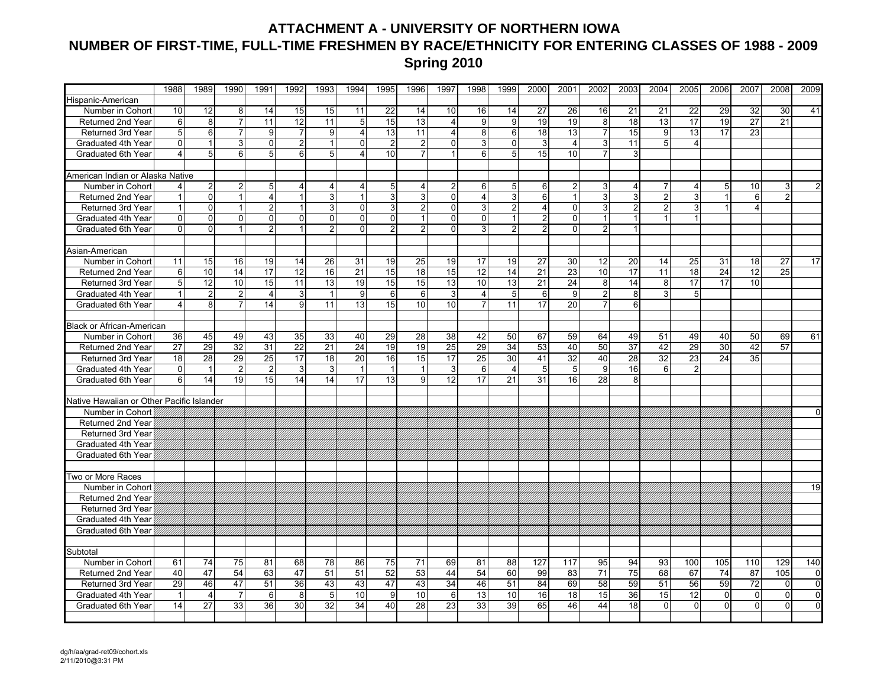# ATTACHMENT A - UNIVERSITY OF NORTHERN IOWA

## NUMBER OF FIRST-TIME, FULL-TIME FRESHMEN BY RACE/ETHNICITY FOR ENTERING CLASSES OF 1988 - 2009

### Spring 2010

| | 1988 | 1989 | 1990 | 1991 | 1992 | 1993 | 1994 | 1995 | 1996 | 1997 | 1998 | 1999 | 2000 | 2001 | 2002 | 2003 | 2004 | 2005 | 2006 | 2007 | 2008 | 2009 |
|---|---|---|---|---|---|---|---|---|---|---|---|---|---|---|---|---|---|---|---|---|---|---|
| Hispanic-American | | | | | | | | | | | | | | | | | | | | | | |
| Number in Cohort | 10 | 12 | 8 | 14 | 15 | 15 | 11 | 22 | 14 | 10 | 16 | 14 | 27 | 26 | 16 | 21 | 21 | 22 | 29 | 32 | 30 | 41 |
| Returned 2nd Year | 6 | 8 | 7 | 11 | 12 | 11 | 5 | 15 | 13 | 4 | 9 | 9 | 19 | 19 | 8 | 18 | 13 | 17 | 19 | 27 | 21 | |
| Returned 3rd Year | 5 | 6 | 7 | 9 | 7 | 9 | 4 | 13 | 11 | 4 | 8 | 6 | 18 | 13 | 7 | 15 | 9 | 13 | 17 | 23 | | |
| Graduated 4th Year | 0 | 1 | 3 | 0 | 2 | 1 | 0 | 2 | 2 | 0 | 3 | 0 | 3 | 4 | 3 | 11 | 5 | 4 | | | | |
| Graduated 6th Year | 4 | 5 | 6 | 5 | 6 | 5 | 4 | 10 | 7 | 1 | 6 | 5 | 15 | 10 | 7 | 3 | | | | | | |
| | | | | | | | | | | | | | | | | | | | | | | |
| American Indian or Alaska Native | | | | | | | | | | | | | | | | | | | | | | |
| Number in Cohort | 4 | 2 | 2 | 5 | 4 | 4 | 4 | 5 | 4 | 2 | 6 | 5 | 6 | 2 | 3 | 4 | 7 | 4 | 5 | 10 | 3 | 2 |
| Returned 2nd Year | 1 | 0 | 1 | 4 | 1 | 3 | 1 | 3 | 3 | 0 | 4 | 3 | 6 | 1 | 3 | 3 | 2 | 3 | 1 | 6 | 2 | |
| Returned 3rd Year | 1 | 0 | 1 | 2 | 1 | 3 | 0 | 3 | 2 | 0 | 3 | 2 | 4 | 0 | 3 | 2 | 2 | 3 | 1 | 4 | | |
| Graduated 4th Year | 0 | 0 | 0 | 0 | 0 | 0 | 0 | 0 | 1 | 0 | 0 | 1 | 2 | 0 | 1 | 1 | 1 | 1 | | | | |
| Graduated 6th Year | 0 | 0 | 1 | 2 | 1 | 2 | 0 | 2 | 2 | 0 | 3 | 2 | 2 | 0 | 2 | 1 | | | | | | |
| | | | | | | | | | | | | | | | | | | | | | | |
| Asian-American | | | | | | | | | | | | | | | | | | | | | | |
| Number in Cohort | 11 | 15 | 16 | 19 | 14 | 26 | 31 | 19 | 25 | 19 | 17 | 19 | 27 | 30 | 12 | 20 | 14 | 25 | 31 | 18 | 27 | 17 |
| Returned 2nd Year | 6 | 10 | 14 | 17 | 12 | 16 | 21 | 15 | 18 | 15 | 12 | 14 | 21 | 23 | 10 | 17 | 11 | 18 | 24 | 12 | 25 | |
| Returned 3rd Year | 5 | 12 | 10 | 15 | 11 | 13 | 19 | 15 | 15 | 13 | 10 | 13 | 21 | 24 | 8 | 14 | 8 | 17 | 17 | 10 | | |
| Graduated 4th Year | 1 | 2 | 2 | 4 | 3 | 1 | 9 | 6 | 6 | 3 | 4 | 5 | 6 | 9 | 2 | 8 | 3 | 5 | | | | |
| Graduated 6th Year | 4 | 8 | 7 | 14 | 9 | 11 | 13 | 15 | 10 | 10 | 7 | 11 | 17 | 20 | 7 | 6 | | | | | | |
| | | | | | | | | | | | | | | | | | | | | | | |
| Black or African-American | | | | | | | | | | | | | | | | | | | | | | |
| Number in Cohort | 36 | 45 | 49 | 43 | 35 | 33 | 40 | 29 | 28 | 38 | 42 | 50 | 67 | 59 | 64 | 49 | 51 | 49 | 40 | 50 | 69 | 61 |
| Returned 2nd Year | 27 | 29 | 32 | 31 | 22 | 21 | 24 | 19 | 19 | 25 | 29 | 34 | 53 | 40 | 50 | 37 | 42 | 29 | 30 | 42 | 57 | |
| Returned 3rd Year | 18 | 28 | 29 | 25 | 17 | 18 | 20 | 16 | 15 | 17 | 25 | 30 | 41 | 32 | 40 | 28 | 32 | 23 | 24 | 35 | | |
| Graduated 4th Year | 0 | 1 | 2 | 2 | 3 | 3 | 1 | 1 | 1 | 3 | 6 | 4 | 5 | 5 | 9 | 16 | 6 | 2 | | | | |
| Graduated 6th Year | 6 | 14 | 19 | 15 | 14 | 14 | 17 | 13 | 9 | 12 | 17 | 21 | 31 | 16 | 28 | 8 | | | | | | |
| | | | | | | | | | | | | | | | | | | | | | | |
| Native Hawaiian or Other Pacific Islander | | | | | | | | | | | | | | | | | | | | | | |
| Number in Cohort | | | | | | | | | | | | | | | | | | | | | | 0 |
| Returned 2nd Year | | | | | | | | | | | | | | | | | | | | | | |
| Returned 3rd Year | | | | | | | | | | | | | | | | | | | | | | |
| Graduated 4th Year | | | | | | | | | | | | | | | | | | | | | | |
| Graduated 6th Year | | | | | | | | | | | | | | | | | | | | | | |
| | | | | | | | | | | | | | | | | | | | | | | |
| Two or More Races | | | | | | | | | | | | | | | | | | | | | | |
| Number in Cohort | | | | | | | | | | | | | | | | | | | | | | 19 |
| Returned 2nd Year | | | | | | | | | | | | | | | | | | | | | | |
| Returned 3rd Year | | | | | | | | | | | | | | | | | | | | | | |
| Graduated 4th Year | | | | | | | | | | | | | | | | | | | | | | |
| Graduated 6th Year | | | | | | | | | | | | | | | | | | | | | | |
| | | | | | | | | | | | | | | | | | | | | | | |
| Subtotal | | | | | | | | | | | | | | | | | | | | | | |
| Number in Cohort | 61 | 74 | 75 | 81 | 68 | 78 | 86 | 75 | 71 | 69 | 81 | 88 | 127 | 117 | 95 | 94 | 93 | 100 | 105 | 110 | 129 | 140 |
| Returned 2nd Year | 40 | 47 | 54 | 63 | 47 | 51 | 51 | 52 | 53 | 44 | 54 | 60 | 99 | 83 | 71 | 75 | 68 | 67 | 74 | 87 | 105 | 0 |
| Returned 3rd Year | 29 | 46 | 47 | 51 | 36 | 43 | 43 | 47 | 43 | 34 | 46 | 51 | 84 | 69 | 58 | 59 | 51 | 56 | 59 | 72 | 0 | 0 |
| Graduated 4th Year | 1 | 4 | 7 | 6 | 8 | 5 | 10 | 9 | 10 | 6 | 13 | 10 | 16 | 18 | 15 | 36 | 15 | 12 | 0 | 0 | 0 | 0 |
| Graduated 6th Year | 14 | 27 | 33 | 36 | 30 | 32 | 34 | 40 | 28 | 23 | 33 | 39 | 65 | 46 | 44 | 18 | 0 | 0 | 0 | 0 | 0 | 0 |

dg/h/aa/grad-ret09/cohort.xls
2/11/2010@3:31 PM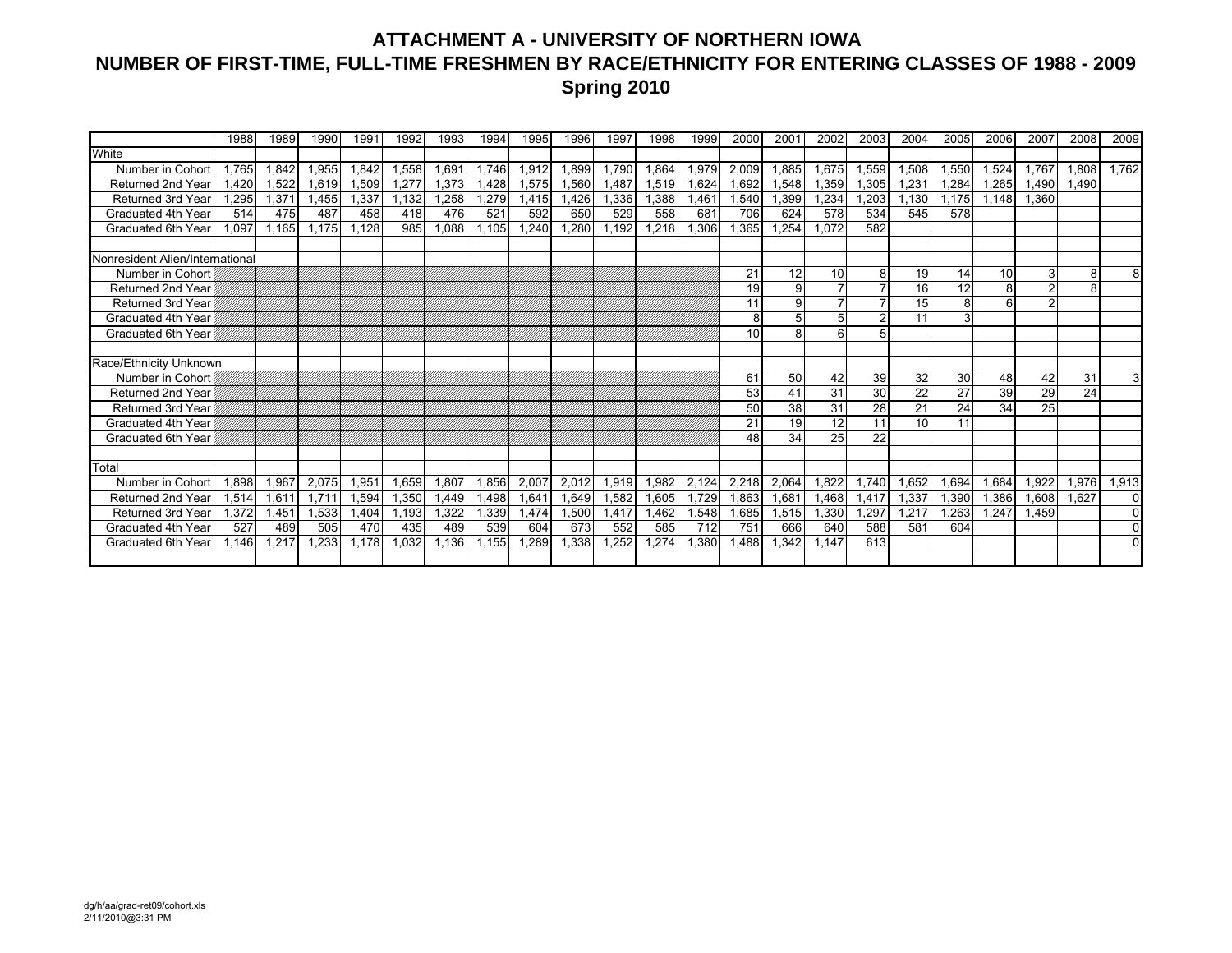# ATTACHMENT A - UNIVERSITY OF NORTHERN IOWA

## NUMBER OF FIRST-TIME, FULL-TIME FRESHMEN BY RACE/ETHNICITY FOR ENTERING CLASSES OF 1988 - 2009

### Spring 2010

| | 1988 | 1989 | 1990 | 1991 | 1992 | 1993 | 1994 | 1995 | 1996 | 1997 | 1998 | 1999 | 2000 | 2001 | 2002 | 2003 | 2004 | 2005 | 2006 | 2007 | 2008 | 2009 |
|---|---|---|---|---|---|---|---|---|---|---|---|---|---|---|---|---|---|---|---|---|---|---|
| White | | | | | | | | | | | | | | | | | | | | | | |
| Number in Cohort | 1,765 | 1,842 | 1,955 | 1,842 | 1,558 | 1,691 | 1,746 | 1,912 | 1,899 | 1,790 | 1,864 | 1,979 | 2,009 | 1,885 | 1,675 | 1,559 | 1,508 | 1,550 | 1,524 | 1,767 | 1,808 | 1,762 |
| Returned 2nd Year | 1,420 | 1,522 | 1,619 | 1,509 | 1,277 | 1,373 | 1,428 | 1,575 | 1,560 | 1,487 | 1,519 | 1,624 | 1,692 | 1,548 | 1,359 | 1,305 | 1,231 | 1,284 | 1,265 | 1,490 | 1,490 | |
| Returned 3rd Year | 1,295 | 1,371 | 1,455 | 1,337 | 1,132 | 1,258 | 1,279 | 1,415 | 1,426 | 1,336 | 1,388 | 1,461 | 1,540 | 1,399 | 1,234 | 1,203 | 1,130 | 1,175 | 1,148 | 1,360 | | |
| Graduated 4th Year | 514 | 475 | 487 | 458 | 418 | 476 | 521 | 592 | 650 | 529 | 558 | 681 | 706 | 624 | 578 | 534 | 545 | 578 | | | | |
| Graduated 6th Year | 1,097 | 1,165 | 1,175 | 1,128 | 985 | 1,088 | 1,105 | 1,240 | 1,280 | 1,192 | 1,218 | 1,306 | 1,365 | 1,254 | 1,072 | 582 | | | | | | |
| | | | | | | | | | | | | | | | | | | | | | | |
| Nonresident Alien/International | | | | | | | | | | | | | | | | | | | | | | |
| Number in Cohort | | | | | | | | | | | | | 21 | 12 | 10 | 8 | 19 | 14 | 10 | 3 | 8 | 8 |
| Returned 2nd Year | | | | | | | | | | | | | 19 | 9 | 7 | 7 | 16 | 12 | 8 | 2 | 8 | |
| Returned 3rd Year | | | | | | | | | | | | | 11 | 9 | 7 | 7 | 15 | 8 | 6 | 2 | | |
| Graduated 4th Year | | | | | | | | | | | | | 8 | 5 | 5 | 2 | 11 | 3 | | | | |
| Graduated 6th Year | | | | | | | | | | | | | 10 | 8 | 6 | 5 | | | | | | |
| | | | | | | | | | | | | | | | | | | | | | | |
| Race/Ethnicity Unknown | | | | | | | | | | | | | | | | | | | | | | |
| Number in Cohort | | | | | | | | | | | | | 61 | 50 | 42 | 39 | 32 | 30 | 48 | 42 | 31 | 3 |
| Returned 2nd Year | | | | | | | | | | | | | 53 | 41 | 31 | 30 | 22 | 27 | 39 | 29 | 24 | |
| Returned 3rd Year | | | | | | | | | | | | | 50 | 38 | 31 | 28 | 21 | 24 | 34 | 25 | | |
| Graduated 4th Year | | | | | | | | | | | | | 21 | 19 | 12 | 11 | 10 | 11 | | | | |
| Graduated 6th Year | | | | | | | | | | | | | 48 | 34 | 25 | 22 | | | | | | |
| | | | | | | | | | | | | | | | | | | | | | | |
| Total | | | | | | | | | | | | | | | | | | | | | | |
| Number in Cohort | 1,898 | 1,967 | 2,075 | 1,951 | 1,659 | 1,807 | 1,856 | 2,007 | 2,012 | 1,919 | 1,982 | 2,124 | 2,218 | 2,064 | 1,822 | 1,740 | 1,652 | 1,694 | 1,684 | 1,922 | 1,976 | 1,913 |
| Returned 2nd Year | 1,514 | 1,611 | 1,711 | 1,594 | 1,350 | 1,449 | 1,498 | 1,641 | 1,649 | 1,582 | 1,605 | 1,729 | 1,863 | 1,681 | 1,468 | 1,417 | 1,337 | 1,390 | 1,386 | 1,608 | 1,627 | 0 |
| Returned 3rd Year | 1,372 | 1,451 | 1,533 | 1,404 | 1,193 | 1,322 | 1,339 | 1,474 | 1,500 | 1,417 | 1,462 | 1,548 | 1,685 | 1,515 | 1,330 | 1,297 | 1,217 | 1,263 | 1,247 | 1,459 | | 0 |
| Graduated 4th Year | 527 | 489 | 505 | 470 | 435 | 489 | 539 | 604 | 673 | 552 | 585 | 712 | 751 | 666 | 640 | 588 | 581 | 604 | | | | 0 |
| Graduated 6th Year | 1,146 | 1,217 | 1,233 | 1,178 | 1,032 | 1,136 | 1,155 | 1,289 | 1,338 | 1,252 | 1,274 | 1,380 | 1,488 | 1,342 | 1,147 | 613 | | | | | | 0 |

dg/h/aa/grad-ret09/cohort.xls
2/11/2010@3:31 PM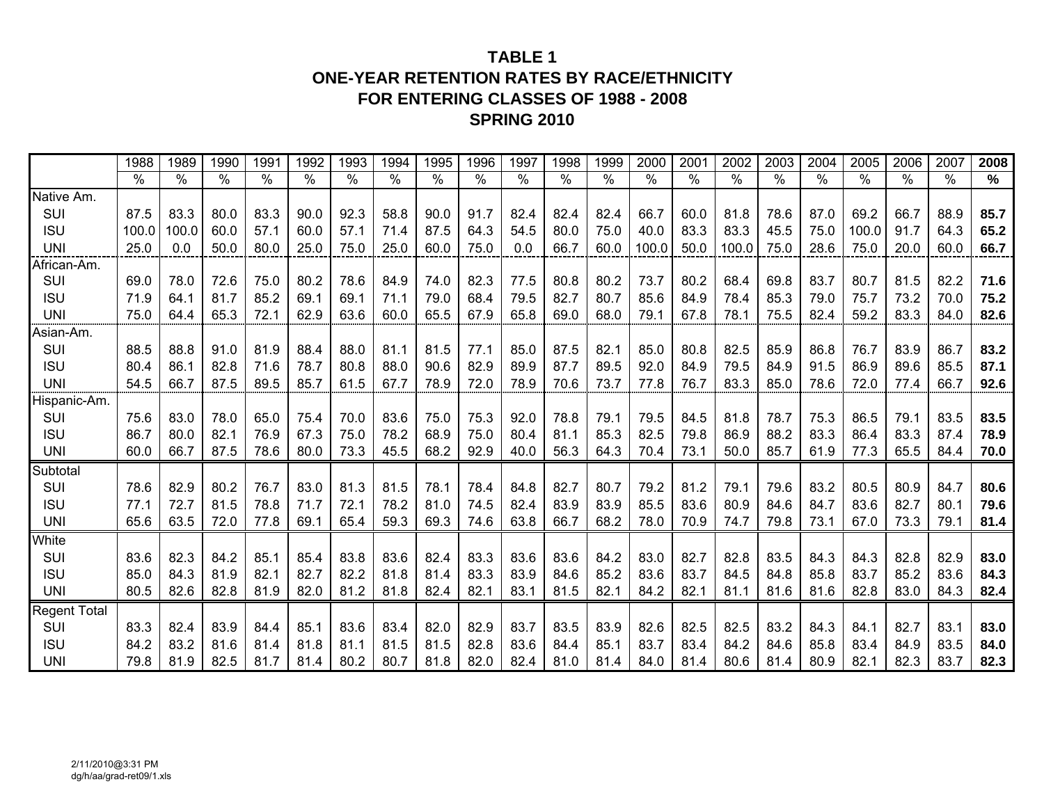# TABLE 1
## ONE-YEAR RETENTION RATES BY RACE/ETHNICITY
## FOR ENTERING CLASSES OF 1988 - 2008
## SPRING 2010

| | 1988 | 1989 | 1990 | 1991 | 1992 | 1993 | 1994 | 1995 | 1996 | 1997 | 1998 | 1999 | 2000 | 2001 | 2002 | 2003 | 2004 | 2005 | 2006 | 2007 | **2008** |
|---|---|---|---|---|---|---|---|---|---|---|---|---|---|---|---|---|---|---|---|---|---|
| | % | % | % | % | % | % | % | % | % | % | % | % | % | % | % | % | % | % | % | % | **%** |
| Native Am. | | | | | | | | | | | | | | | | | | | | | |
| SUI | 87.5 | 83.3 | 80.0 | 83.3 | 90.0 | 92.3 | 58.8 | 90.0 | 91.7 | 82.4 | 82.4 | 82.4 | 66.7 | 60.0 | 81.8 | 78.6 | 87.0 | 69.2 | 66.7 | 88.9 | **85.7** |
| ISU | 100.0 | 100.0 | 60.0 | 57.1 | 60.0 | 57.1 | 71.4 | 87.5 | 64.3 | 54.5 | 80.0 | 75.0 | 40.0 | 83.3 | 83.3 | 45.5 | 75.0 | 100.0 | 91.7 | 64.3 | **65.2** |
| UNI | 25.0 | 0.0 | 50.0 | 80.0 | 25.0 | 75.0 | 25.0 | 60.0 | 75.0 | 0.0 | 66.7 | 60.0 | 100.0 | 50.0 | 100.0 | 75.0 | 28.6 | 75.0 | 20.0 | 60.0 | **66.7** |
| African-Am. | | | | | | | | | | | | | | | | | | | | | |
| SUI | 69.0 | 78.0 | 72.6 | 75.0 | 80.2 | 78.6 | 84.9 | 74.0 | 82.3 | 77.5 | 80.8 | 80.2 | 73.7 | 80.2 | 68.4 | 69.8 | 83.7 | 80.7 | 81.5 | 82.2 | **71.6** |
| ISU | 71.9 | 64.1 | 81.7 | 85.2 | 69.1 | 69.1 | 71.1 | 79.0 | 68.4 | 79.5 | 82.7 | 80.7 | 85.6 | 84.9 | 78.4 | 85.3 | 79.0 | 75.7 | 73.2 | 70.0 | **75.2** |
| UNI | 75.0 | 64.4 | 65.3 | 72.1 | 62.9 | 63.6 | 60.0 | 65.5 | 67.9 | 65.8 | 69.0 | 68.0 | 79.1 | 67.8 | 78.1 | 75.5 | 82.4 | 59.2 | 83.3 | 84.0 | **82.6** |
| Asian-Am. | | | | | | | | | | | | | | | | | | | | | |
| SUI | 88.5 | 88.8 | 91.0 | 81.9 | 88.4 | 88.0 | 81.1 | 81.5 | 77.1 | 85.0 | 87.5 | 82.1 | 85.0 | 80.8 | 82.5 | 85.9 | 86.8 | 76.7 | 83.9 | 86.7 | **83.2** |
| ISU | 80.4 | 86.1 | 82.8 | 71.6 | 78.7 | 80.8 | 88.0 | 90.6 | 82.9 | 89.9 | 87.7 | 89.5 | 92.0 | 84.9 | 79.5 | 84.9 | 91.5 | 86.9 | 89.6 | 85.5 | **87.1** |
| UNI | 54.5 | 66.7 | 87.5 | 89.5 | 85.7 | 61.5 | 67.7 | 78.9 | 72.0 | 78.9 | 70.6 | 73.7 | 77.8 | 76.7 | 83.3 | 85.0 | 78.6 | 72.0 | 77.4 | 66.7 | **92.6** |
| Hispanic-Am. | | | | | | | | | | | | | | | | | | | | | |
| SUI | 75.6 | 83.0 | 78.0 | 65.0 | 75.4 | 70.0 | 83.6 | 75.0 | 75.3 | 92.0 | 78.8 | 79.1 | 79.5 | 84.5 | 81.8 | 78.7 | 75.3 | 86.5 | 79.1 | 83.5 | **83.5** |
| ISU | 86.7 | 80.0 | 82.1 | 76.9 | 67.3 | 75.0 | 78.2 | 68.9 | 75.0 | 80.4 | 81.1 | 85.3 | 82.5 | 79.8 | 86.9 | 88.2 | 83.3 | 86.4 | 83.3 | 87.4 | **78.9** |
| UNI | 60.0 | 66.7 | 87.5 | 78.6 | 80.0 | 73.3 | 45.5 | 68.2 | 92.9 | 40.0 | 56.3 | 64.3 | 70.4 | 73.1 | 50.0 | 85.7 | 61.9 | 77.3 | 65.5 | 84.4 | **70.0** |
| Subtotal | | | | | | | | | | | | | | | | | | | | | |
| SUI | 78.6 | 82.9 | 80.2 | 76.7 | 83.0 | 81.3 | 81.5 | 78.1 | 78.4 | 84.8 | 82.7 | 80.7 | 79.2 | 81.2 | 79.1 | 79.6 | 83.2 | 80.5 | 80.9 | 84.7 | **80.6** |
| ISU | 77.1 | 72.7 | 81.5 | 78.8 | 71.7 | 72.1 | 78.2 | 81.0 | 74.5 | 82.4 | 83.9 | 83.9 | 85.5 | 83.6 | 80.9 | 84.6 | 84.7 | 83.6 | 82.7 | 80.1 | **79.6** |
| UNI | 65.6 | 63.5 | 72.0 | 77.8 | 69.1 | 65.4 | 59.3 | 69.3 | 74.6 | 63.8 | 66.7 | 68.2 | 78.0 | 70.9 | 74.7 | 79.8 | 73.1 | 67.0 | 73.3 | 79.1 | **81.4** |
| White | | | | | | | | | | | | | | | | | | | | | |
| SUI | 83.6 | 82.3 | 84.2 | 85.1 | 85.4 | 83.8 | 83.6 | 82.4 | 83.3 | 83.6 | 83.6 | 84.2 | 83.0 | 82.7 | 82.8 | 83.5 | 84.3 | 84.3 | 82.8 | 82.9 | **83.0** |
| ISU | 85.0 | 84.3 | 81.9 | 82.1 | 82.7 | 82.2 | 81.8 | 81.4 | 83.3 | 83.9 | 84.6 | 85.2 | 83.6 | 83.7 | 84.5 | 84.8 | 85.8 | 83.7 | 85.2 | 83.6 | **84.3** |
| UNI | 80.5 | 82.6 | 82.8 | 81.9 | 82.0 | 81.2 | 81.8 | 82.4 | 82.1 | 83.1 | 81.5 | 82.1 | 84.2 | 82.1 | 81.1 | 81.6 | 81.6 | 82.8 | 83.0 | 84.3 | **82.4** |
| Regent Total | | | | | | | | | | | | | | | | | | | | | |
| SUI | 83.3 | 82.4 | 83.9 | 84.4 | 85.1 | 83.6 | 83.4 | 82.0 | 82.9 | 83.7 | 83.5 | 83.9 | 82.6 | 82.5 | 82.5 | 83.2 | 84.3 | 84.1 | 82.7 | 83.1 | **83.0** |
| ISU | 84.2 | 83.2 | 81.6 | 81.4 | 81.8 | 81.1 | 81.5 | 81.5 | 82.8 | 83.6 | 84.4 | 85.1 | 83.7 | 83.4 | 84.2 | 84.6 | 85.8 | 83.4 | 84.9 | 83.5 | **84.0** |
| UNI | 79.8 | 81.9 | 82.5 | 81.7 | 81.4 | 80.2 | 80.7 | 81.8 | 82.0 | 82.4 | 81.0 | 81.4 | 84.0 | 81.4 | 80.6 | 81.4 | 80.9 | 82.1 | 82.3 | 83.7 | **82.3** |

2/11/2010@3:31 PM
dg/h/aa/grad-ret09/1.xls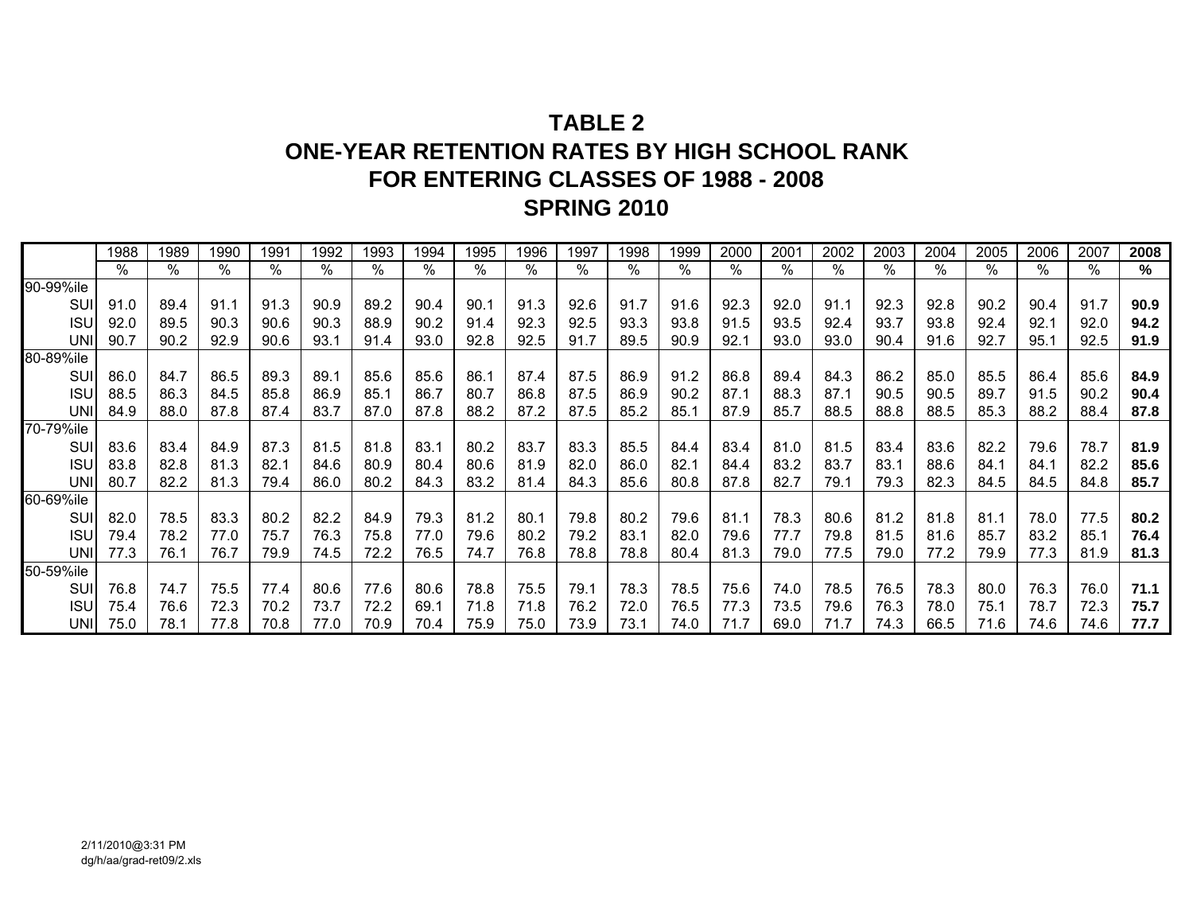# TABLE 2
## ONE-YEAR RETENTION RATES BY HIGH SCHOOL RANK
## FOR ENTERING CLASSES OF 1988 - 2008
## SPRING 2010

| | 1988 | 1989 | 1990 | 1991 | 1992 | 1993 | 1994 | 1995 | 1996 | 1997 | 1998 | 1999 | 2000 | 2001 | 2002 | 2003 | 2004 | 2005 | 2006 | 2007 | **2008** |
|---|---|---|---|---|---|---|---|---|---|---|---|---|---|---|---|---|---|---|---|---|---|
| | % | % | % | % | % | % | % | % | % | % | % | % | % | % | % | % | % | % | % | % | **%** |
| 90-99%ile | | | | | | | | | | | | | | | | | | | | | |
| SUI | 91.0 | 89.4 | 91.1 | 91.3 | 90.9 | 89.2 | 90.4 | 90.1 | 91.3 | 92.6 | 91.7 | 91.6 | 92.3 | 92.0 | 91.1 | 92.3 | 92.8 | 90.2 | 90.4 | 91.7 | **90.9** |
| ISU | 92.0 | 89.5 | 90.3 | 90.6 | 90.3 | 88.9 | 90.2 | 91.4 | 92.3 | 92.5 | 93.3 | 93.8 | 91.5 | 93.5 | 92.4 | 93.7 | 93.8 | 92.4 | 92.1 | 92.0 | **94.2** |
| UNI | 90.7 | 90.2 | 92.9 | 90.6 | 93.1 | 91.4 | 93.0 | 92.8 | 92.5 | 91.7 | 89.5 | 90.9 | 92.1 | 93.0 | 93.0 | 90.4 | 91.6 | 92.7 | 95.1 | 92.5 | **91.9** |
| 80-89%ile | | | | | | | | | | | | | | | | | | | | | |
| SUI | 86.0 | 84.7 | 86.5 | 89.3 | 89.1 | 85.6 | 85.6 | 86.1 | 87.4 | 87.5 | 86.9 | 91.2 | 86.8 | 89.4 | 84.3 | 86.2 | 85.0 | 85.5 | 86.4 | 85.6 | **84.9** |
| ISU | 88.5 | 86.3 | 84.5 | 85.8 | 86.9 | 85.1 | 86.7 | 80.7 | 86.8 | 87.5 | 86.9 | 90.2 | 87.1 | 88.3 | 87.1 | 90.5 | 90.5 | 89.7 | 91.5 | 90.2 | **90.4** |
| UNI | 84.9 | 88.0 | 87.8 | 87.4 | 83.7 | 87.0 | 87.8 | 88.2 | 87.2 | 87.5 | 85.2 | 85.1 | 87.9 | 85.7 | 88.5 | 88.8 | 88.5 | 85.3 | 88.2 | 88.4 | **87.8** |
| 70-79%ile | | | | | | | | | | | | | | | | | | | | | |
| SUI | 83.6 | 83.4 | 84.9 | 87.3 | 81.5 | 81.8 | 83.1 | 80.2 | 83.7 | 83.3 | 85.5 | 84.4 | 83.4 | 81.0 | 81.5 | 83.4 | 83.6 | 82.2 | 79.6 | 78.7 | **81.9** |
| ISU | 83.8 | 82.8 | 81.3 | 82.1 | 84.6 | 80.9 | 80.4 | 80.6 | 81.9 | 82.0 | 86.0 | 82.1 | 84.4 | 83.2 | 83.7 | 83.1 | 88.6 | 84.1 | 84.1 | 82.2 | **85.6** |
| UNI | 80.7 | 82.2 | 81.3 | 79.4 | 86.0 | 80.2 | 84.3 | 83.2 | 81.4 | 84.3 | 85.6 | 80.8 | 87.8 | 82.7 | 79.1 | 79.3 | 82.3 | 84.5 | 84.5 | 84.8 | **85.7** |
| 60-69%ile | | | | | | | | | | | | | | | | | | | | | |
| SUI | 82.0 | 78.5 | 83.3 | 80.2 | 82.2 | 84.9 | 79.3 | 81.2 | 80.1 | 79.8 | 80.2 | 79.6 | 81.1 | 78.3 | 80.6 | 81.2 | 81.8 | 81.1 | 78.0 | 77.5 | **80.2** |
| ISU | 79.4 | 78.2 | 77.0 | 75.7 | 76.3 | 75.8 | 77.0 | 79.6 | 80.2 | 79.2 | 83.1 | 82.0 | 79.6 | 77.7 | 79.8 | 81.5 | 81.6 | 85.7 | 83.2 | 85.1 | **76.4** |
| UNI | 77.3 | 76.1 | 76.7 | 79.9 | 74.5 | 72.2 | 76.5 | 74.7 | 76.8 | 78.8 | 78.8 | 80.4 | 81.3 | 79.0 | 77.5 | 79.0 | 77.2 | 79.9 | 77.3 | 81.9 | **81.3** |
| 50-59%ile | | | | | | | | | | | | | | | | | | | | | |
| SUI | 76.8 | 74.7 | 75.5 | 77.4 | 80.6 | 77.6 | 80.6 | 78.8 | 75.5 | 79.1 | 78.3 | 78.5 | 75.6 | 74.0 | 78.5 | 76.5 | 78.3 | 80.0 | 76.3 | 76.0 | **71.1** |
| ISU | 75.4 | 76.6 | 72.3 | 70.2 | 73.7 | 72.2 | 69.1 | 71.8 | 71.8 | 76.2 | 72.0 | 76.5 | 77.3 | 73.5 | 79.6 | 76.3 | 78.0 | 75.1 | 78.7 | 72.3 | **75.7** |
| UNI | 75.0 | 78.1 | 77.8 | 70.8 | 77.0 | 70.9 | 70.4 | 75.9 | 75.0 | 73.9 | 73.1 | 74.0 | 71.7 | 69.0 | 71.7 | 74.3 | 66.5 | 71.6 | 74.6 | 74.6 | **77.7** |

2/11/2010@3:31 PM
dg/h/aa/grad-ret09/2.xls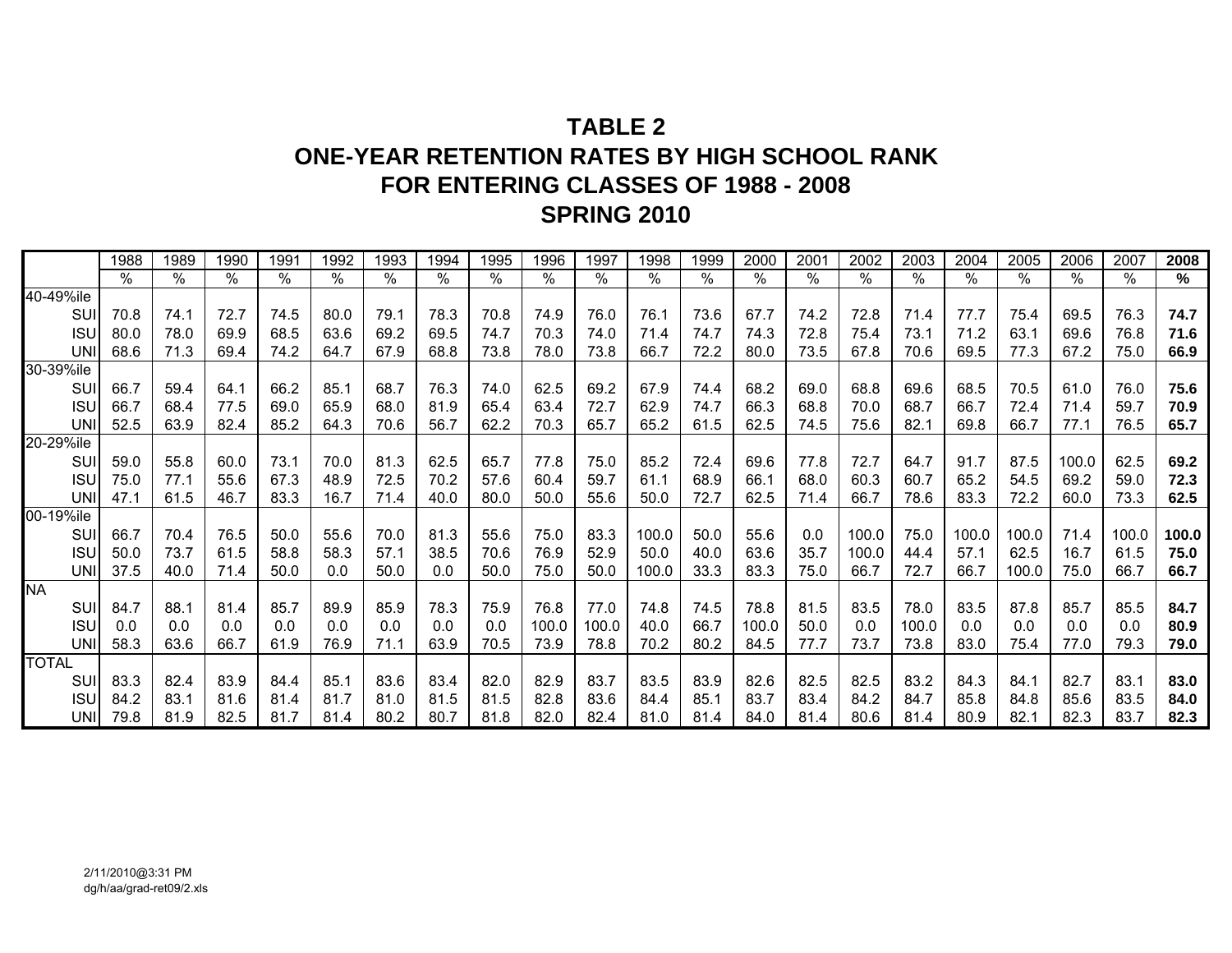# TABLE 2
# ONE-YEAR RETENTION RATES BY HIGH SCHOOL RANK
# FOR ENTERING CLASSES OF 1988 - 2008
# SPRING 2010

| | 1988 | 1989 | 1990 | 1991 | 1992 | 1993 | 1994 | 1995 | 1996 | 1997 | 1998 | 1999 | 2000 | 2001 | 2002 | 2003 | 2004 | 2005 | 2006 | 2007 | **2008** |
|---|---|---|---|---|---|---|---|---|---|---|---|---|---|---|---|---|---|---|---|---|---|
| | % | % | % | % | % | % | % | % | % | % | % | % | % | % | % | % | % | % | % | % | **%** |
| 40-49%ile | | | | | | | | | | | | | | | | | | | | | |
| SUI | 70.8 | 74.1 | 72.7 | 74.5 | 80.0 | 79.1 | 78.3 | 70.8 | 74.9 | 76.0 | 76.1 | 73.6 | 67.7 | 74.2 | 72.8 | 71.4 | 77.7 | 75.4 | 69.5 | 76.3 | **74.7** |
| ISU | 80.0 | 78.0 | 69.9 | 68.5 | 63.6 | 69.2 | 69.5 | 74.7 | 70.3 | 74.0 | 71.4 | 74.7 | 74.3 | 72.8 | 75.4 | 73.1 | 71.2 | 63.1 | 69.6 | 76.8 | **71.6** |
| UNI | 68.6 | 71.3 | 69.4 | 74.2 | 64.7 | 67.9 | 68.8 | 73.8 | 78.0 | 73.8 | 66.7 | 72.2 | 80.0 | 73.5 | 67.8 | 70.6 | 69.5 | 77.3 | 67.2 | 75.0 | **66.9** |
| 30-39%ile | | | | | | | | | | | | | | | | | | | | | |
| SUI | 66.7 | 59.4 | 64.1 | 66.2 | 85.1 | 68.7 | 76.3 | 74.0 | 62.5 | 69.2 | 67.9 | 74.4 | 68.2 | 69.0 | 68.8 | 69.6 | 68.5 | 70.5 | 61.0 | 76.0 | **75.6** |
| ISU | 66.7 | 68.4 | 77.5 | 69.0 | 65.9 | 68.0 | 81.9 | 65.4 | 63.4 | 72.7 | 62.9 | 74.7 | 66.3 | 68.8 | 70.0 | 68.7 | 66.7 | 72.4 | 71.4 | 59.7 | **70.9** |
| UNI | 52.5 | 63.9 | 82.4 | 85.2 | 64.3 | 70.6 | 56.7 | 62.2 | 70.3 | 65.7 | 65.2 | 61.5 | 62.5 | 74.5 | 75.6 | 82.1 | 69.8 | 66.7 | 77.1 | 76.5 | **65.7** |
| 20-29%ile | | | | | | | | | | | | | | | | | | | | | |
| SUI | 59.0 | 55.8 | 60.0 | 73.1 | 70.0 | 81.3 | 62.5 | 65.7 | 77.8 | 75.0 | 85.2 | 72.4 | 69.6 | 77.8 | 72.7 | 64.7 | 91.7 | 87.5 | 100.0 | 62.5 | **69.2** |
| ISU | 75.0 | 77.1 | 55.6 | 67.3 | 48.9 | 72.5 | 70.2 | 57.6 | 60.4 | 59.7 | 61.1 | 68.9 | 66.1 | 68.0 | 60.3 | 60.7 | 65.2 | 54.5 | 69.2 | 59.0 | **72.3** |
| UNI | 47.1 | 61.5 | 46.7 | 83.3 | 16.7 | 71.4 | 40.0 | 80.0 | 50.0 | 55.6 | 50.0 | 72.7 | 62.5 | 71.4 | 66.7 | 78.6 | 83.3 | 72.2 | 60.0 | 73.3 | **62.5** |
| 00-19%ile | | | | | | | | | | | | | | | | | | | | | |
| SUI | 66.7 | 70.4 | 76.5 | 50.0 | 55.6 | 70.0 | 81.3 | 55.6 | 75.0 | 83.3 | 100.0 | 50.0 | 55.6 | 0.0 | 100.0 | 75.0 | 100.0 | 100.0 | 71.4 | 100.0 | **100.0** |
| ISU | 50.0 | 73.7 | 61.5 | 58.8 | 58.3 | 57.1 | 38.5 | 70.6 | 76.9 | 52.9 | 50.0 | 40.0 | 63.6 | 35.7 | 100.0 | 44.4 | 57.1 | 62.5 | 16.7 | 61.5 | **75.0** |
| UNI | 37.5 | 40.0 | 71.4 | 50.0 | 0.0 | 50.0 | 0.0 | 50.0 | 75.0 | 50.0 | 100.0 | 33.3 | 83.3 | 75.0 | 66.7 | 72.7 | 66.7 | 100.0 | 75.0 | 66.7 | **66.7** |
| NA | | | | | | | | | | | | | | | | | | | | | |
| SUI | 84.7 | 88.1 | 81.4 | 85.7 | 89.9 | 85.9 | 78.3 | 75.9 | 76.8 | 77.0 | 74.8 | 74.5 | 78.8 | 81.5 | 83.5 | 78.0 | 83.5 | 87.8 | 85.7 | 85.5 | **84.7** |
| ISU | 0.0 | 0.0 | 0.0 | 0.0 | 0.0 | 0.0 | 0.0 | 0.0 | 100.0 | 100.0 | 40.0 | 66.7 | 100.0 | 50.0 | 0.0 | 100.0 | 0.0 | 0.0 | 0.0 | 0.0 | **80.9** |
| UNI | 58.3 | 63.6 | 66.7 | 61.9 | 76.9 | 71.1 | 63.9 | 70.5 | 73.9 | 78.8 | 70.2 | 80.2 | 84.5 | 77.7 | 73.7 | 73.8 | 83.0 | 75.4 | 77.0 | 79.3 | **79.0** |
| TOTAL | | | | | | | | | | | | | | | | | | | | | |
| SUI | 83.3 | 82.4 | 83.9 | 84.4 | 85.1 | 83.6 | 83.4 | 82.0 | 82.9 | 83.7 | 83.5 | 83.9 | 82.6 | 82.5 | 82.5 | 83.2 | 84.3 | 84.1 | 82.7 | 83.1 | **83.0** |
| ISU | 84.2 | 83.1 | 81.6 | 81.4 | 81.7 | 81.0 | 81.5 | 81.5 | 82.8 | 83.6 | 84.4 | 85.1 | 83.7 | 83.4 | 84.2 | 84.7 | 85.8 | 84.8 | 85.6 | 83.5 | **84.0** |
| UNI | 79.8 | 81.9 | 82.5 | 81.7 | 81.4 | 80.2 | 80.7 | 81.8 | 82.0 | 82.4 | 81.0 | 81.4 | 84.0 | 81.4 | 80.6 | 81.4 | 80.9 | 82.1 | 82.3 | 83.7 | **82.3** |

2/11/2010@3:31 PM
dg/h/aa/grad-ret09/2.xls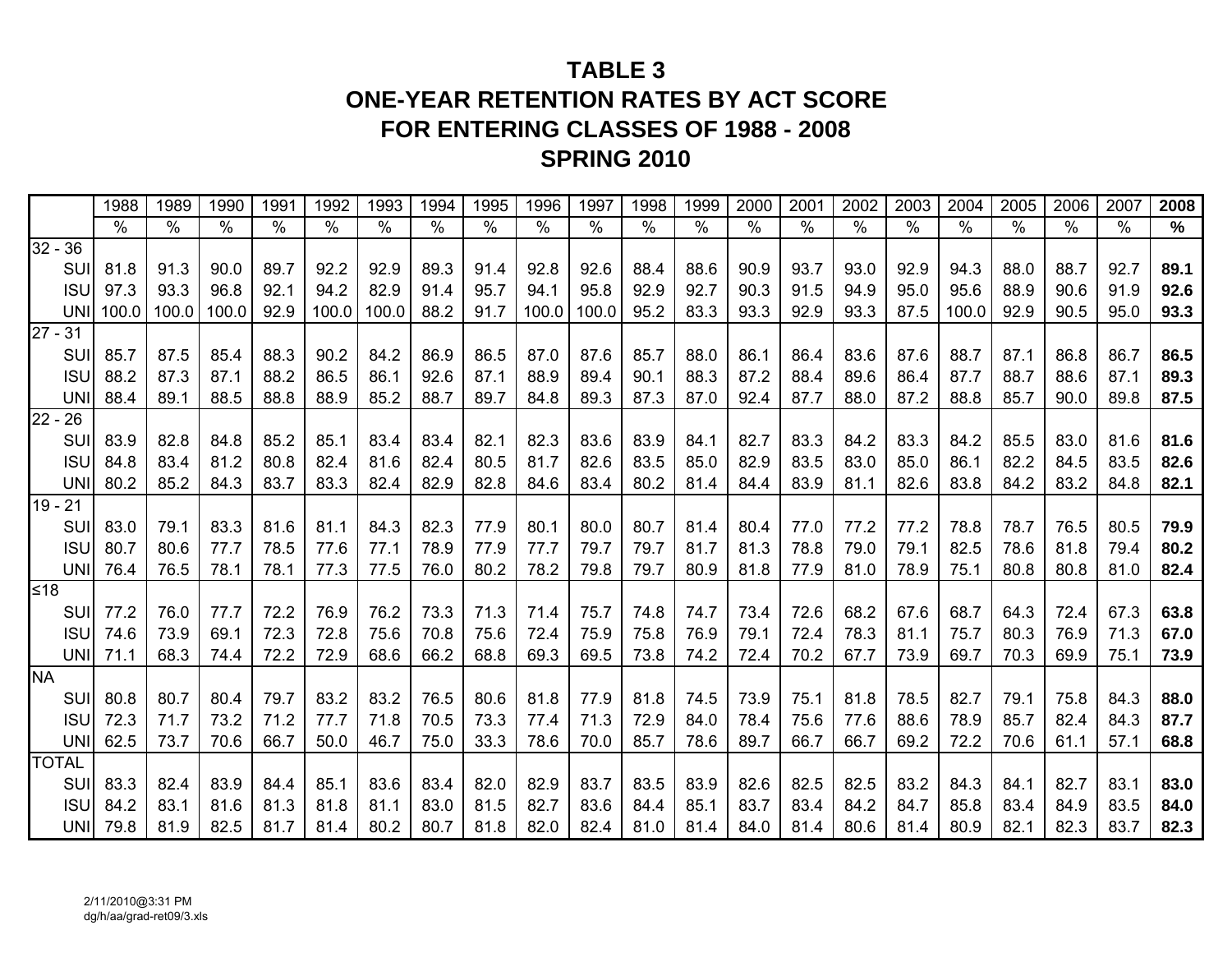# TABLE 3
# ONE-YEAR RETENTION RATES BY ACT SCORE
# FOR ENTERING CLASSES OF 1988 - 2008
# SPRING 2010

| | 1988 | 1989 | 1990 | 1991 | 1992 | 1993 | 1994 | 1995 | 1996 | 1997 | 1998 | 1999 | 2000 | 2001 | 2002 | 2003 | 2004 | 2005 | 2006 | 2007 | **2008** |
|---|---|---|---|---|---|---|---|---|---|---|---|---|---|---|---|---|---|---|---|---|---|
| | % | % | % | % | % | % | % | % | % | % | % | % | % | % | % | % | % | % | % | % | **%** |
| 32 - 36 | | | | | | | | | | | | | | | | | | | | | |
| SUI | 81.8 | 91.3 | 90.0 | 89.7 | 92.2 | 92.9 | 89.3 | 91.4 | 92.8 | 92.6 | 88.4 | 88.6 | 90.9 | 93.7 | 93.0 | 92.9 | 94.3 | 88.0 | 88.7 | 92.7 | **89.1** |
| ISU | 97.3 | 93.3 | 96.8 | 92.1 | 94.2 | 82.9 | 91.4 | 95.7 | 94.1 | 95.8 | 92.9 | 92.7 | 90.3 | 91.5 | 94.9 | 95.0 | 95.6 | 88.9 | 90.6 | 91.9 | **92.6** |
| UNI | 100.0 | 100.0 | 100.0 | 92.9 | 100.0 | 100.0 | 88.2 | 91.7 | 100.0 | 100.0 | 95.2 | 83.3 | 93.3 | 92.9 | 93.3 | 87.5 | 100.0 | 92.9 | 90.5 | 95.0 | **93.3** |
| 27 - 31 | | | | | | | | | | | | | | | | | | | | | |
| SUI | 85.7 | 87.5 | 85.4 | 88.3 | 90.2 | 84.2 | 86.9 | 86.5 | 87.0 | 87.6 | 85.7 | 88.0 | 86.1 | 86.4 | 83.6 | 87.6 | 88.7 | 87.1 | 86.8 | 86.7 | **86.5** |
| ISU | 88.2 | 87.3 | 87.1 | 88.2 | 86.5 | 86.1 | 92.6 | 87.1 | 88.9 | 89.4 | 90.1 | 88.3 | 87.2 | 88.4 | 89.6 | 86.4 | 87.7 | 88.7 | 88.6 | 87.1 | **89.3** |
| UNI | 88.4 | 89.1 | 88.5 | 88.8 | 88.9 | 85.2 | 88.7 | 89.7 | 84.8 | 89.3 | 87.3 | 87.0 | 92.4 | 87.7 | 88.0 | 87.2 | 88.8 | 85.7 | 90.0 | 89.8 | **87.5** |
| 22 - 26 | | | | | | | | | | | | | | | | | | | | | |
| SUI | 83.9 | 82.8 | 84.8 | 85.2 | 85.1 | 83.4 | 83.4 | 82.1 | 82.3 | 83.6 | 83.9 | 84.1 | 82.7 | 83.3 | 84.2 | 83.3 | 84.2 | 85.5 | 83.0 | 81.6 | **81.6** |
| ISU | 84.8 | 83.4 | 81.2 | 80.8 | 82.4 | 81.6 | 82.4 | 80.5 | 81.7 | 82.6 | 83.5 | 85.0 | 82.9 | 83.5 | 83.0 | 85.0 | 86.1 | 82.2 | 84.5 | 83.5 | **82.6** |
| UNI | 80.2 | 85.2 | 84.3 | 83.7 | 83.3 | 82.4 | 82.9 | 82.8 | 84.6 | 83.4 | 80.2 | 81.4 | 84.4 | 83.9 | 81.1 | 82.6 | 83.8 | 84.2 | 83.2 | 84.8 | **82.1** |
| 19 - 21 | | | | | | | | | | | | | | | | | | | | | |
| SUI | 83.0 | 79.1 | 83.3 | 81.6 | 81.1 | 84.3 | 82.3 | 77.9 | 80.1 | 80.0 | 80.7 | 81.4 | 80.4 | 77.0 | 77.2 | 77.2 | 78.8 | 78.7 | 76.5 | 80.5 | **79.9** |
| ISU | 80.7 | 80.6 | 77.7 | 78.5 | 77.6 | 77.1 | 78.9 | 77.9 | 77.7 | 79.7 | 79.7 | 81.7 | 81.3 | 78.8 | 79.0 | 79.1 | 82.5 | 78.6 | 81.8 | 79.4 | **80.2** |
| UNI | 76.4 | 76.5 | 78.1 | 78.1 | 77.3 | 77.5 | 76.0 | 80.2 | 78.2 | 79.8 | 79.7 | 80.9 | 81.8 | 77.9 | 81.0 | 78.9 | 75.1 | 80.8 | 80.8 | 81.0 | **82.4** |
| ≤18 | | | | | | | | | | | | | | | | | | | | | |
| SUI | 77.2 | 76.0 | 77.7 | 72.2 | 76.9 | 76.2 | 73.3 | 71.3 | 71.4 | 75.7 | 74.8 | 74.7 | 73.4 | 72.6 | 68.2 | 67.6 | 68.7 | 64.3 | 72.4 | 67.3 | **63.8** |
| ISU | 74.6 | 73.9 | 69.1 | 72.3 | 72.8 | 75.6 | 70.8 | 75.6 | 72.4 | 75.9 | 75.8 | 76.9 | 79.1 | 72.4 | 78.3 | 81.1 | 75.7 | 80.3 | 76.9 | 71.3 | **67.0** |
| UNI | 71.1 | 68.3 | 74.4 | 72.2 | 72.9 | 68.6 | 66.2 | 68.8 | 69.3 | 69.5 | 73.8 | 74.2 | 72.4 | 70.2 | 67.7 | 73.9 | 69.7 | 70.3 | 69.9 | 75.1 | **73.9** |
| NA | | | | | | | | | | | | | | | | | | | | | |
| SUI | 80.8 | 80.7 | 80.4 | 79.7 | 83.2 | 83.2 | 76.5 | 80.6 | 81.8 | 77.9 | 81.8 | 74.5 | 73.9 | 75.1 | 81.8 | 78.5 | 82.7 | 79.1 | 75.8 | 84.3 | **88.0** |
| ISU | 72.3 | 71.7 | 73.2 | 71.2 | 77.7 | 71.8 | 70.5 | 73.3 | 77.4 | 71.3 | 72.9 | 84.0 | 78.4 | 75.6 | 77.6 | 88.6 | 78.9 | 85.7 | 82.4 | 84.3 | **87.7** |
| UNI | 62.5 | 73.7 | 70.6 | 66.7 | 50.0 | 46.7 | 75.0 | 33.3 | 78.6 | 70.0 | 85.7 | 78.6 | 89.7 | 66.7 | 66.7 | 69.2 | 72.2 | 70.6 | 61.1 | 57.1 | **68.8** |
| TOTAL | | | | | | | | | | | | | | | | | | | | | |
| SUI | 83.3 | 82.4 | 83.9 | 84.4 | 85.1 | 83.6 | 83.4 | 82.0 | 82.9 | 83.7 | 83.5 | 83.9 | 82.6 | 82.5 | 82.5 | 83.2 | 84.3 | 84.1 | 82.7 | 83.1 | **83.0** |
| ISU | 84.2 | 83.1 | 81.6 | 81.3 | 81.8 | 81.1 | 83.0 | 81.5 | 82.7 | 83.6 | 84.4 | 85.1 | 83.7 | 83.4 | 84.2 | 84.7 | 85.8 | 83.4 | 84.9 | 83.5 | **84.0** |
| UNI | 79.8 | 81.9 | 82.5 | 81.7 | 81.4 | 80.2 | 80.7 | 81.8 | 82.0 | 82.4 | 81.0 | 81.4 | 84.0 | 81.4 | 80.6 | 81.4 | 80.9 | 82.1 | 82.3 | 83.7 | **82.3** |

2/11/2010@3:31 PM
dg/h/aa/grad-ret09/3.xls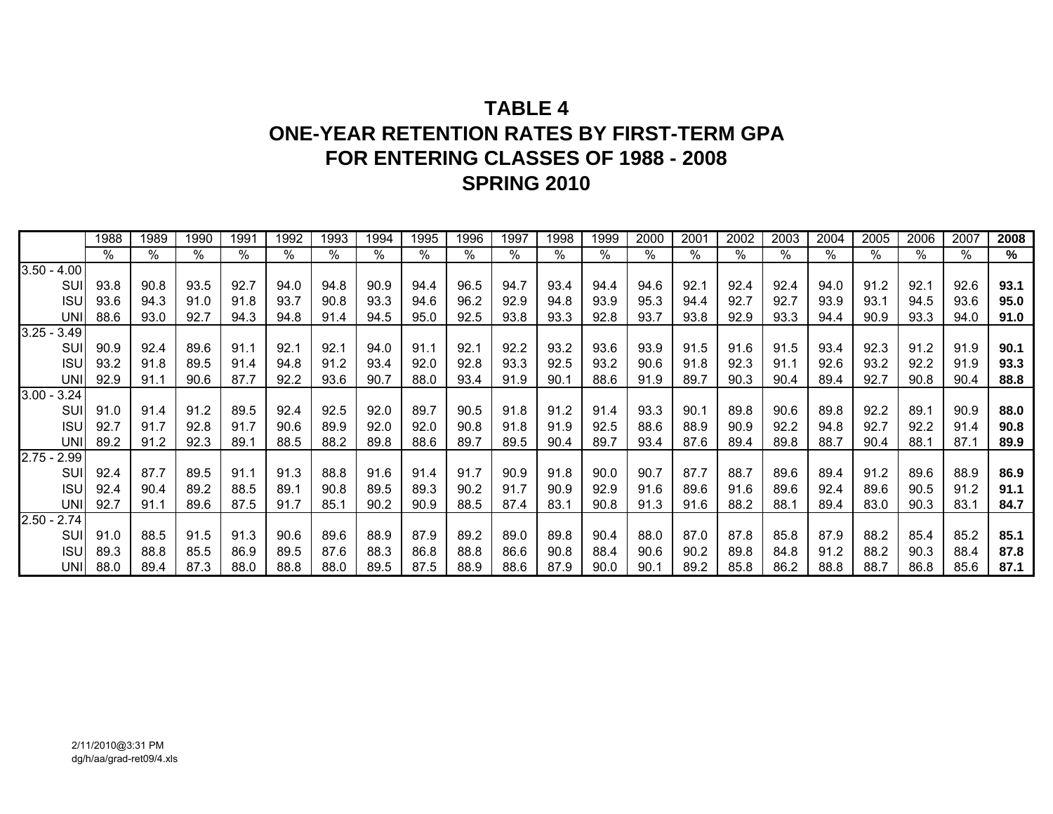# TABLE 4
# ONE-YEAR RETENTION RATES BY FIRST-TERM GPA
# FOR ENTERING CLASSES OF 1988 - 2008
# SPRING 2010

| | 1988 | 1989 | 1990 | 1991 | 1992 | 1993 | 1994 | 1995 | 1996 | 1997 | 1998 | 1999 | 2000 | 2001 | 2002 | 2003 | 2004 | 2005 | 2006 | 2007 | **2008** |
|---|---|---|---|---|---|---|---|---|---|---|---|---|---|---|---|---|---|---|---|---|---|
| | % | % | % | % | % | % | % | % | % | % | % | % | % | % | % | % | % | % | % | % | **%** |
| 3.50 - 4.00 | | | | | | | | | | | | | | | | | | | | | |
| SUI | 93.8 | 90.8 | 93.5 | 92.7 | 94.0 | 94.8 | 90.9 | 94.4 | 96.5 | 94.7 | 93.4 | 94.4 | 94.6 | 92.1 | 92.4 | 92.4 | 94.0 | 91.2 | 92.1 | 92.6 | **93.1** |
| ISU | 93.6 | 94.3 | 91.0 | 91.8 | 93.7 | 90.8 | 93.3 | 94.6 | 96.2 | 92.9 | 94.8 | 93.9 | 95.3 | 94.4 | 92.7 | 92.7 | 93.9 | 93.1 | 94.5 | 93.6 | **95.0** |
| UNI | 88.6 | 93.0 | 92.7 | 94.3 | 94.8 | 91.4 | 94.5 | 95.0 | 92.5 | 93.8 | 93.3 | 92.8 | 93.7 | 93.8 | 92.9 | 93.3 | 94.4 | 90.9 | 93.3 | 94.0 | **91.0** |
| 3.25 - 3.49 | | | | | | | | | | | | | | | | | | | | | |
| SUI | 90.9 | 92.4 | 89.6 | 91.1 | 92.1 | 92.1 | 94.0 | 91.1 | 92.1 | 92.2 | 93.2 | 93.6 | 93.9 | 91.5 | 91.6 | 91.5 | 93.4 | 92.3 | 91.2 | 91.9 | **90.1** |
| ISU | 93.2 | 91.8 | 89.5 | 91.4 | 94.8 | 91.2 | 93.4 | 92.0 | 92.8 | 93.3 | 92.5 | 93.2 | 90.6 | 91.8 | 92.3 | 91.1 | 92.6 | 93.2 | 92.2 | 91.9 | **93.3** |
| UNI | 92.9 | 91.1 | 90.6 | 87.7 | 92.2 | 93.6 | 90.7 | 88.0 | 93.4 | 91.9 | 90.1 | 88.6 | 91.9 | 89.7 | 90.3 | 90.4 | 89.4 | 92.7 | 90.8 | 90.4 | **88.8** |
| 3.00 - 3.24 | | | | | | | | | | | | | | | | | | | | | |
| SUI | 91.0 | 91.4 | 91.2 | 89.5 | 92.4 | 92.5 | 92.0 | 89.7 | 90.5 | 91.8 | 91.2 | 91.4 | 93.3 | 90.1 | 89.8 | 90.6 | 89.8 | 92.2 | 89.1 | 90.9 | **88.0** |
| ISU | 92.7 | 91.7 | 92.8 | 91.7 | 90.6 | 89.9 | 92.0 | 92.0 | 90.8 | 91.8 | 91.9 | 92.5 | 88.6 | 88.9 | 90.9 | 92.2 | 94.8 | 92.7 | 92.2 | 91.4 | **90.8** |
| UNI | 89.2 | 91.2 | 92.3 | 89.1 | 88.5 | 88.2 | 89.8 | 88.6 | 89.7 | 89.5 | 90.4 | 89.7 | 93.4 | 87.6 | 89.4 | 89.8 | 88.7 | 90.4 | 88.1 | 87.1 | **89.9** |
| 2.75 - 2.99 | | | | | | | | | | | | | | | | | | | | | |
| SUI | 92.4 | 87.7 | 89.5 | 91.1 | 91.3 | 88.8 | 91.6 | 91.4 | 91.7 | 90.9 | 91.8 | 90.0 | 90.7 | 87.7 | 88.7 | 89.6 | 89.4 | 91.2 | 89.6 | 88.9 | **86.9** |
| ISU | 92.4 | 90.4 | 89.2 | 88.5 | 89.1 | 90.8 | 89.5 | 89.3 | 90.2 | 91.7 | 90.9 | 92.9 | 91.6 | 89.6 | 91.6 | 89.6 | 92.4 | 89.6 | 90.5 | 91.2 | **91.1** |
| UNI | 92.7 | 91.1 | 89.6 | 87.5 | 91.7 | 85.1 | 90.2 | 90.9 | 88.5 | 87.4 | 83.1 | 90.8 | 91.3 | 91.6 | 88.2 | 88.1 | 89.4 | 83.0 | 90.3 | 83.1 | **84.7** |
| 2.50 - 2.74 | | | | | | | | | | | | | | | | | | | | | |
| SUI | 91.0 | 88.5 | 91.5 | 91.3 | 90.6 | 89.6 | 88.9 | 87.9 | 89.2 | 89.0 | 89.8 | 90.4 | 88.0 | 87.0 | 87.8 | 85.8 | 87.9 | 88.2 | 85.4 | 85.2 | **85.1** |
| ISU | 89.3 | 88.8 | 85.5 | 86.9 | 89.5 | 87.6 | 88.3 | 86.8 | 88.8 | 86.6 | 90.8 | 88.4 | 90.6 | 90.2 | 89.8 | 84.8 | 91.2 | 88.2 | 90.3 | 88.4 | **87.8** |
| UNI | 88.0 | 89.4 | 87.3 | 88.0 | 88.8 | 88.0 | 89.5 | 87.5 | 88.9 | 88.6 | 87.9 | 90.0 | 90.1 | 89.2 | 85.8 | 86.2 | 88.8 | 88.7 | 86.8 | 85.6 | **87.1** |

2/11/2010@3:31 PM
dg/h/aa/grad-ret09/4.xls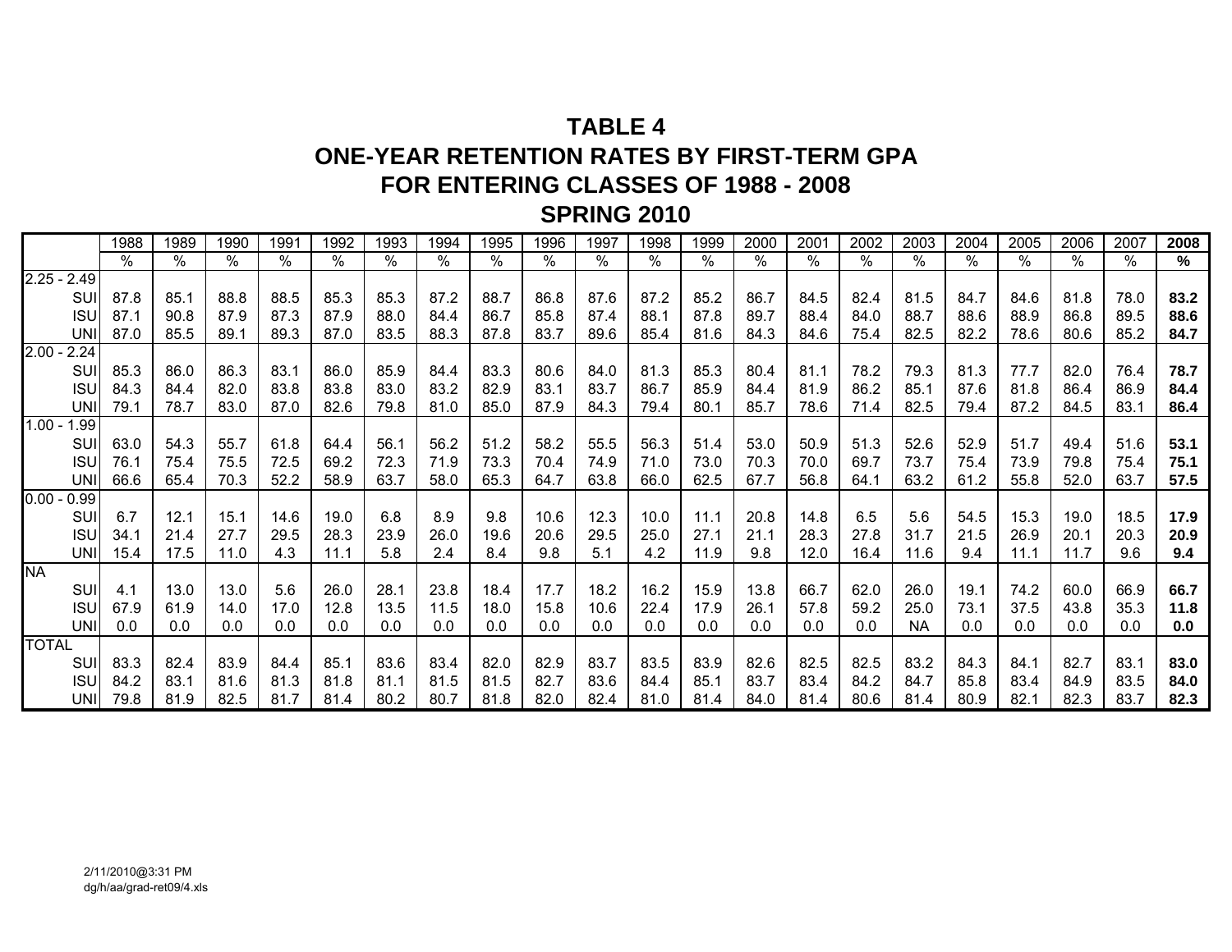# TABLE 4
# ONE-YEAR RETENTION RATES BY FIRST-TERM GPA
# FOR ENTERING CLASSES OF 1988 - 2008
# SPRING 2010

| | 1988 | 1989 | 1990 | 1991 | 1992 | 1993 | 1994 | 1995 | 1996 | 1997 | 1998 | 1999 | 2000 | 2001 | 2002 | 2003 | 2004 | 2005 | 2006 | 2007 | **2008** |
|---|---|---|---|---|---|---|---|---|---|---|---|---|---|---|---|---|---|---|---|---|---|
| | % | % | % | % | % | % | % | % | % | % | % | % | % | % | % | % | % | % | % | % | **%** |
| 2.25 - 2.49 | | | | | | | | | | | | | | | | | | | | | |
| SUI | 87.8 | 85.1 | 88.8 | 88.5 | 85.3 | 85.3 | 87.2 | 88.7 | 86.8 | 87.6 | 87.2 | 85.2 | 86.7 | 84.5 | 82.4 | 81.5 | 84.7 | 84.6 | 81.8 | 78.0 | **83.2** |
| ISU | 87.1 | 90.8 | 87.9 | 87.3 | 87.9 | 88.0 | 84.4 | 86.7 | 85.8 | 87.4 | 88.1 | 87.8 | 89.7 | 88.4 | 84.0 | 88.7 | 88.6 | 88.9 | 86.8 | 89.5 | **88.6** |
| UNI | 87.0 | 85.5 | 89.1 | 89.3 | 87.0 | 83.5 | 88.3 | 87.8 | 83.7 | 89.6 | 85.4 | 81.6 | 84.3 | 84.6 | 75.4 | 82.5 | 82.2 | 78.6 | 80.6 | 85.2 | **84.7** |
| 2.00 - 2.24 | | | | | | | | | | | | | | | | | | | | | |
| SUI | 85.3 | 86.0 | 86.3 | 83.1 | 86.0 | 85.9 | 84.4 | 83.3 | 80.6 | 84.0 | 81.3 | 85.3 | 80.4 | 81.1 | 78.2 | 79.3 | 81.3 | 77.7 | 82.0 | 76.4 | **78.7** |
| ISU | 84.3 | 84.4 | 82.0 | 83.8 | 83.8 | 83.0 | 83.2 | 82.9 | 83.1 | 83.7 | 86.7 | 85.9 | 84.4 | 81.9 | 86.2 | 85.1 | 87.6 | 81.8 | 86.4 | 86.9 | **84.4** |
| UNI | 79.1 | 78.7 | 83.0 | 87.0 | 82.6 | 79.8 | 81.0 | 85.0 | 87.9 | 84.3 | 79.4 | 80.1 | 85.7 | 78.6 | 71.4 | 82.5 | 79.4 | 87.2 | 84.5 | 83.1 | **86.4** |
| 1.00 - 1.99 | | | | | | | | | | | | | | | | | | | | | |
| SUI | 63.0 | 54.3 | 55.7 | 61.8 | 64.4 | 56.1 | 56.2 | 51.2 | 58.2 | 55.5 | 56.3 | 51.4 | 53.0 | 50.9 | 51.3 | 52.6 | 52.9 | 51.7 | 49.4 | 51.6 | **53.1** |
| ISU | 76.1 | 75.4 | 75.5 | 72.5 | 69.2 | 72.3 | 71.9 | 73.3 | 70.4 | 74.9 | 71.0 | 73.0 | 70.3 | 70.0 | 69.7 | 73.7 | 75.4 | 73.9 | 79.8 | 75.4 | **75.1** |
| UNI | 66.6 | 65.4 | 70.3 | 52.2 | 58.9 | 63.7 | 58.0 | 65.3 | 64.7 | 63.8 | 66.0 | 62.5 | 67.7 | 56.8 | 64.1 | 63.2 | 61.2 | 55.8 | 52.0 | 63.7 | **57.5** |
| 0.00 - 0.99 | | | | | | | | | | | | | | | | | | | | | |
| SUI | 6.7 | 12.1 | 15.1 | 14.6 | 19.0 | 6.8 | 8.9 | 9.8 | 10.6 | 12.3 | 10.0 | 11.1 | 20.8 | 14.8 | 6.5 | 5.6 | 54.5 | 15.3 | 19.0 | 18.5 | **17.9** |
| ISU | 34.1 | 21.4 | 27.7 | 29.5 | 28.3 | 23.9 | 26.0 | 19.6 | 20.6 | 29.5 | 25.0 | 27.1 | 21.1 | 28.3 | 27.8 | 31.7 | 21.5 | 26.9 | 20.1 | 20.3 | **20.9** |
| UNI | 15.4 | 17.5 | 11.0 | 4.3 | 11.1 | 5.8 | 2.4 | 8.4 | 9.8 | 5.1 | 4.2 | 11.9 | 9.8 | 12.0 | 16.4 | 11.6 | 9.4 | 11.1 | 11.7 | 9.6 | **9.4** |
| NA | | | | | | | | | | | | | | | | | | | | | |
| SUI | 4.1 | 13.0 | 13.0 | 5.6 | 26.0 | 28.1 | 23.8 | 18.4 | 17.7 | 18.2 | 16.2 | 15.9 | 13.8 | 66.7 | 62.0 | 26.0 | 19.1 | 74.2 | 60.0 | 66.9 | **66.7** |
| ISU | 67.9 | 61.9 | 14.0 | 17.0 | 12.8 | 13.5 | 11.5 | 18.0 | 15.8 | 10.6 | 22.4 | 17.9 | 26.1 | 57.8 | 59.2 | 25.0 | 73.1 | 37.5 | 43.8 | 35.3 | **11.8** |
| UNI | 0.0 | 0.0 | 0.0 | 0.0 | 0.0 | 0.0 | 0.0 | 0.0 | 0.0 | 0.0 | 0.0 | 0.0 | 0.0 | 0.0 | 0.0 | NA | 0.0 | 0.0 | 0.0 | 0.0 | **0.0** |
| TOTAL | | | | | | | | | | | | | | | | | | | | | |
| SUI | 83.3 | 82.4 | 83.9 | 84.4 | 85.1 | 83.6 | 83.4 | 82.0 | 82.9 | 83.7 | 83.5 | 83.9 | 82.6 | 82.5 | 82.5 | 83.2 | 84.3 | 84.1 | 82.7 | 83.1 | **83.0** |
| ISU | 84.2 | 83.1 | 81.6 | 81.3 | 81.8 | 81.1 | 81.5 | 81.5 | 82.7 | 83.6 | 84.4 | 85.1 | 83.7 | 83.4 | 84.2 | 84.7 | 85.8 | 83.4 | 84.9 | 83.5 | **84.0** |
| UNI | 79.8 | 81.9 | 82.5 | 81.7 | 81.4 | 80.2 | 80.7 | 81.8 | 82.0 | 82.4 | 81.0 | 81.4 | 84.0 | 81.4 | 80.6 | 81.4 | 80.9 | 82.1 | 82.3 | 83.7 | **82.3** |

2/11/2010@3:31 PM
dg/h/aa/grad-ret09/4.xls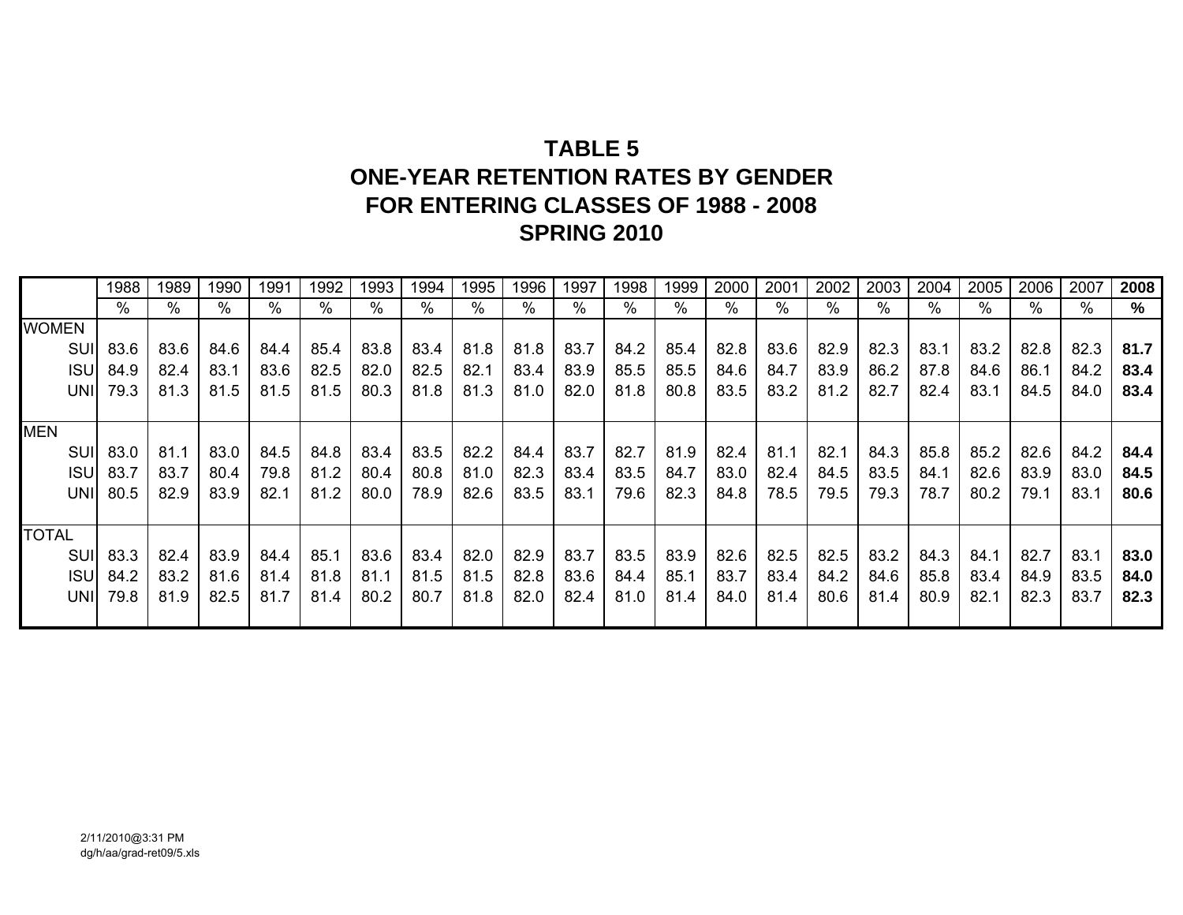# TABLE 5
# ONE-YEAR RETENTION RATES BY GENDER
# FOR ENTERING CLASSES OF 1988 - 2008
# SPRING 2010

| | 1988 | 1989 | 1990 | 1991 | 1992 | 1993 | 1994 | 1995 | 1996 | 1997 | 1998 | 1999 | 2000 | 2001 | 2002 | 2003 | 2004 | 2005 | 2006 | 2007 | **2008** |
|---|---|---|---|---|---|---|---|---|---|---|---|---|---|---|---|---|---|---|---|---|---|
| | % | % | % | % | % | % | % | % | % | % | % | % | % | % | % | % | % | % | % | % | **%** |
| WOMEN | | | | | | | | | | | | | | | | | | | | | |
| SUI | 83.6 | 83.6 | 84.6 | 84.4 | 85.4 | 83.8 | 83.4 | 81.8 | 81.8 | 83.7 | 84.2 | 85.4 | 82.8 | 83.6 | 82.9 | 82.3 | 83.1 | 83.2 | 82.8 | 82.3 | **81.7** |
| ISU | 84.9 | 82.4 | 83.1 | 83.6 | 82.5 | 82.0 | 82.5 | 82.1 | 83.4 | 83.9 | 85.5 | 85.5 | 84.6 | 84.7 | 83.9 | 86.2 | 87.8 | 84.6 | 86.1 | 84.2 | **83.4** |
| UNI | 79.3 | 81.3 | 81.5 | 81.5 | 81.5 | 80.3 | 81.8 | 81.3 | 81.0 | 82.0 | 81.8 | 80.8 | 83.5 | 83.2 | 81.2 | 82.7 | 82.4 | 83.1 | 84.5 | 84.0 | **83.4** |
| MEN | | | | | | | | | | | | | | | | | | | | | |
| SUI | 83.0 | 81.1 | 83.0 | 84.5 | 84.8 | 83.4 | 83.5 | 82.2 | 84.4 | 83.7 | 82.7 | 81.9 | 82.4 | 81.1 | 82.1 | 84.3 | 85.8 | 85.2 | 82.6 | 84.2 | **84.4** |
| ISU | 83.7 | 83.7 | 80.4 | 79.8 | 81.2 | 80.4 | 80.8 | 81.0 | 82.3 | 83.4 | 83.5 | 84.7 | 83.0 | 82.4 | 84.5 | 83.5 | 84.1 | 82.6 | 83.9 | 83.0 | **84.5** |
| UNI | 80.5 | 82.9 | 83.9 | 82.1 | 81.2 | 80.0 | 78.9 | 82.6 | 83.5 | 83.1 | 79.6 | 82.3 | 84.8 | 78.5 | 79.5 | 79.3 | 78.7 | 80.2 | 79.1 | 83.1 | **80.6** |
| TOTAL | | | | | | | | | | | | | | | | | | | | | |
| SUI | 83.3 | 82.4 | 83.9 | 84.4 | 85.1 | 83.6 | 83.4 | 82.0 | 82.9 | 83.7 | 83.5 | 83.9 | 82.6 | 82.5 | 82.5 | 83.2 | 84.3 | 84.1 | 82.7 | 83.1 | **83.0** |
| ISU | 84.2 | 83.2 | 81.6 | 81.4 | 81.8 | 81.1 | 81.5 | 81.5 | 82.8 | 83.6 | 84.4 | 85.1 | 83.7 | 83.4 | 84.2 | 84.6 | 85.8 | 83.4 | 84.9 | 83.5 | **84.0** |
| UNI | 79.8 | 81.9 | 82.5 | 81.7 | 81.4 | 80.2 | 80.7 | 81.8 | 82.0 | 82.4 | 81.0 | 81.4 | 84.0 | 81.4 | 80.6 | 81.4 | 80.9 | 82.1 | 82.3 | 83.7 | **82.3** |

2/11/2010@3:31 PM
dg/h/aa/grad-ret09/5.xls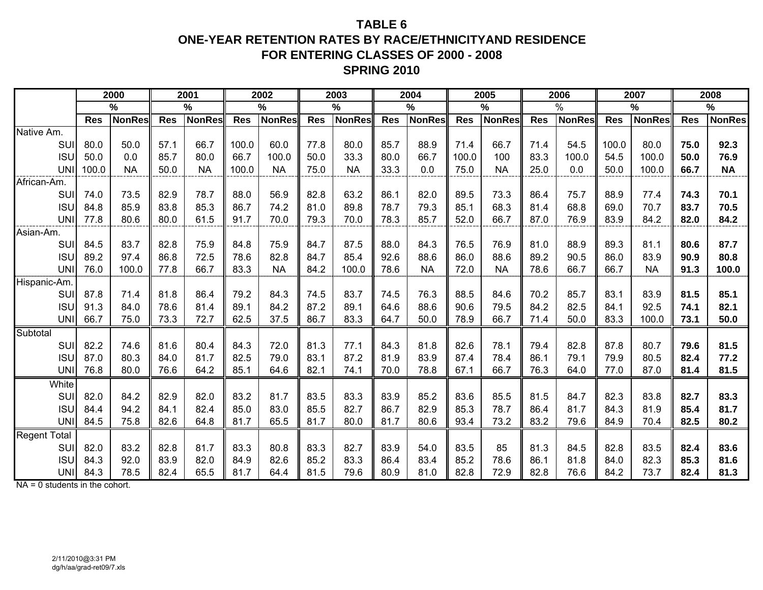# TABLE 6
## ONE-YEAR RETENTION RATES BY RACE/ETHNICITYAND RESIDENCE
## FOR ENTERING CLASSES OF 2000 - 2008
## SPRING 2010

| | 2000 | | 2001 | | 2002 | | 2003 | | 2004 | | 2005 | | 2006 | | 2007 | | 2008 | |
|---|---|---|---|---|---|---|---|---|---|---|---|---|---|---|---|---|---|---|
| | % | | % | | % | | % | | % | | % | | % | | % | | % | |
| | Res | NonRes | Res | NonRes | Res | NonRes | Res | NonRes | Res | NonRes | Res | NonRes | Res | NonRes | Res | NonRes | Res | NonRes |
| Native Am. | | | | | | | | | | | | | | | | | | |
| SUI | 80.0 | 50.0 | 57.1 | 66.7 | 100.0 | 60.0 | 77.8 | 80.0 | 85.7 | 88.9 | 71.4 | 66.7 | 71.4 | 54.5 | 100.0 | 80.0 | **75.0** | **92.3** |
| ISU | 50.0 | 0.0 | 85.7 | 80.0 | 66.7 | 100.0 | 50.0 | 33.3 | 80.0 | 66.7 | 100.0 | 100 | 83.3 | 100.0 | 54.5 | 100.0 | **50.0** | **76.9** |
| UNI | 100.0 | NA | 50.0 | NA | 100.0 | NA | 75.0 | NA | 33.3 | 0.0 | 75.0 | NA | 25.0 | 0.0 | 50.0 | 100.0 | **66.7** | **NA** |
| African-Am. | | | | | | | | | | | | | | | | | | |
| SUI | 74.0 | 73.5 | 82.9 | 78.7 | 88.0 | 56.9 | 82.8 | 63.2 | 86.1 | 82.0 | 89.5 | 73.3 | 86.4 | 75.7 | 88.9 | 77.4 | **74.3** | **70.1** |
| ISU | 84.8 | 85.9 | 83.8 | 85.3 | 86.7 | 74.2 | 81.0 | 89.8 | 78.7 | 79.3 | 85.1 | 68.3 | 81.4 | 68.8 | 69.0 | 70.7 | **83.7** | **70.5** |
| UNI | 77.8 | 80.6 | 80.0 | 61.5 | 91.7 | 70.0 | 79.3 | 70.0 | 78.3 | 85.7 | 52.0 | 66.7 | 87.0 | 76.9 | 83.9 | 84.2 | **82.0** | **84.2** |
| Asian-Am. | | | | | | | | | | | | | | | | | | |
| SUI | 84.5 | 83.7 | 82.8 | 75.9 | 84.8 | 75.9 | 84.7 | 87.5 | 88.0 | 84.3 | 76.5 | 76.9 | 81.0 | 88.9 | 89.3 | 81.1 | **80.6** | **87.7** |
| ISU | 89.2 | 97.4 | 86.8 | 72.5 | 78.6 | 82.8 | 84.7 | 85.4 | 92.6 | 88.6 | 86.0 | 88.6 | 89.2 | 90.5 | 86.0 | 83.9 | **90.9** | **80.8** |
| UNI | 76.0 | 100.0 | 77.8 | 66.7 | 83.3 | NA | 84.2 | 100.0 | 78.6 | NA | 72.0 | NA | 78.6 | 66.7 | 66.7 | NA | **91.3** | **100.0** |
| Hispanic-Am. | | | | | | | | | | | | | | | | | | |
| SUI | 87.8 | 71.4 | 81.8 | 86.4 | 79.2 | 84.3 | 74.5 | 83.7 | 74.5 | 76.3 | 88.5 | 84.6 | 70.2 | 85.7 | 83.1 | 83.9 | **81.5** | **85.1** |
| ISU | 91.3 | 84.0 | 78.6 | 81.4 | 89.1 | 84.2 | 87.2 | 89.1 | 64.6 | 88.6 | 90.6 | 79.5 | 84.2 | 82.5 | 84.1 | 92.5 | **74.1** | **82.1** |
| UNI | 66.7 | 75.0 | 73.3 | 72.7 | 62.5 | 37.5 | 86.7 | 83.3 | 64.7 | 50.0 | 78.9 | 66.7 | 71.4 | 50.0 | 83.3 | 100.0 | **73.1** | **50.0** |
| Subtotal | | | | | | | | | | | | | | | | | | |
| SUI | 82.2 | 74.6 | 81.6 | 80.4 | 84.3 | 72.0 | 81.3 | 77.1 | 84.3 | 81.8 | 82.6 | 78.1 | 79.4 | 82.8 | 87.8 | 80.7 | **79.6** | **81.5** |
| ISU | 87.0 | 80.3 | 84.0 | 81.7 | 82.5 | 79.0 | 83.1 | 87.2 | 81.9 | 83.9 | 87.4 | 78.4 | 86.1 | 79.1 | 79.9 | 80.5 | **82.4** | **77.2** |
| UNI | 76.8 | 80.0 | 76.6 | 64.2 | 85.1 | 64.6 | 82.1 | 74.1 | 70.0 | 78.8 | 67.1 | 66.7 | 76.3 | 64.0 | 77.0 | 87.0 | **81.4** | **81.5** |
| White | | | | | | | | | | | | | | | | | | |
| SUI | 82.0 | 84.2 | 82.9 | 82.0 | 83.2 | 81.7 | 83.5 | 83.3 | 83.9 | 85.2 | 83.6 | 85.5 | 81.5 | 84.7 | 82.3 | 83.8 | **82.7** | **83.3** |
| ISU | 84.4 | 94.2 | 84.1 | 82.4 | 85.0 | 83.0 | 85.5 | 82.7 | 86.7 | 82.9 | 85.3 | 78.7 | 86.4 | 81.7 | 84.3 | 81.9 | **85.4** | **81.7** |
| UNI | 84.5 | 75.8 | 82.6 | 64.8 | 81.7 | 65.5 | 81.7 | 80.0 | 81.7 | 80.6 | 93.4 | 73.2 | 83.2 | 79.6 | 84.9 | 70.4 | **82.5** | **80.2** |
| Regent Total | | | | | | | | | | | | | | | | | | |
| SUI | 82.0 | 83.2 | 82.8 | 81.7 | 83.3 | 80.8 | 83.3 | 82.7 | 83.9 | 54.0 | 83.5 | 85 | 81.3 | 84.5 | 82.8 | 83.5 | **82.4** | **83.6** |
| ISU | 84.3 | 92.0 | 83.9 | 82.0 | 84.9 | 82.6 | 85.2 | 83.3 | 86.4 | 83.4 | 85.2 | 78.6 | 86.1 | 81.8 | 84.0 | 82.3 | **85.3** | **81.6** |
| UNI | 84.3 | 78.5 | 82.4 | 65.5 | 81.7 | 64.4 | 81.5 | 79.6 | 80.9 | 81.0 | 82.8 | 72.9 | 82.8 | 76.6 | 84.2 | 73.7 | **82.4** | **81.3** |

NA = 0 students in the cohort.

2/11/2010@3:31 PM
dg/h/aa/grad-ret09/7.xls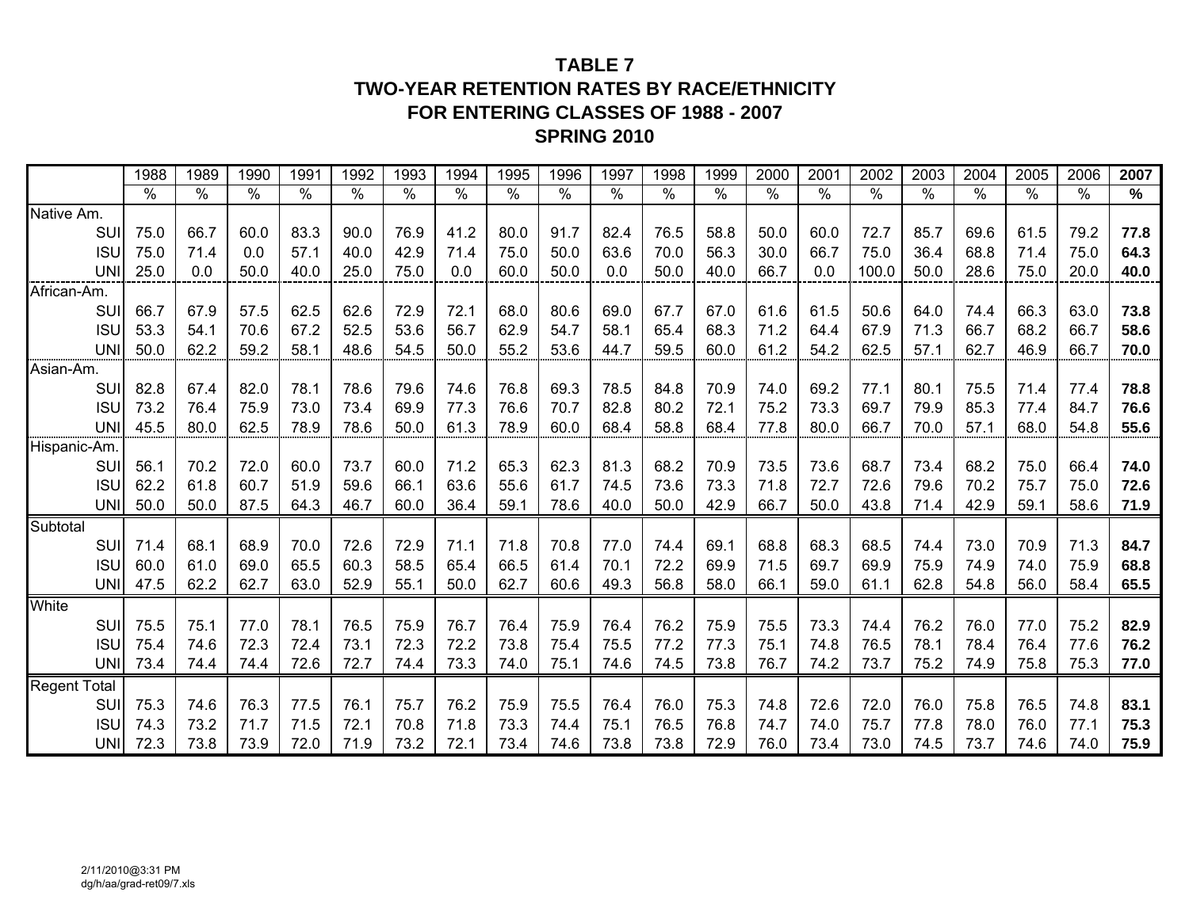# TABLE 7
## TWO-YEAR RETENTION RATES BY RACE/ETHNICITY
## FOR ENTERING CLASSES OF 1988 - 2007
## SPRING 2010

| | 1988 | 1989 | 1990 | 1991 | 1992 | 1993 | 1994 | 1995 | 1996 | 1997 | 1998 | 1999 | 2000 | 2001 | 2002 | 2003 | 2004 | 2005 | 2006 | **2007** |
|---|---|---|---|---|---|---|---|---|---|---|---|---|---|---|---|---|---|---|---|---|
| | % | % | % | % | % | % | % | % | % | % | % | % | % | % | % | % | % | % | % | **%** |
| Native Am. | | | | | | | | | | | | | | | | | | | | |
| SUI | 75.0 | 66.7 | 60.0 | 83.3 | 90.0 | 76.9 | 41.2 | 80.0 | 91.7 | 82.4 | 76.5 | 58.8 | 50.0 | 60.0 | 72.7 | 85.7 | 69.6 | 61.5 | 79.2 | **77.8** |
| ISU | 75.0 | 71.4 | 0.0 | 57.1 | 40.0 | 42.9 | 71.4 | 75.0 | 50.0 | 63.6 | 70.0 | 56.3 | 30.0 | 66.7 | 75.0 | 36.4 | 68.8 | 71.4 | 75.0 | **64.3** |
| UNI | 25.0 | 0.0 | 50.0 | 40.0 | 25.0 | 75.0 | 0.0 | 60.0 | 50.0 | 0.0 | 50.0 | 40.0 | 66.7 | 0.0 | 100.0 | 50.0 | 28.6 | 75.0 | 20.0 | **40.0** |
| African-Am. | | | | | | | | | | | | | | | | | | | | |
| SUI | 66.7 | 67.9 | 57.5 | 62.5 | 62.6 | 72.9 | 72.1 | 68.0 | 80.6 | 69.0 | 67.7 | 67.0 | 61.6 | 61.5 | 50.6 | 64.0 | 74.4 | 66.3 | 63.0 | **73.8** |
| ISU | 53.3 | 54.1 | 70.6 | 67.2 | 52.5 | 53.6 | 56.7 | 62.9 | 54.7 | 58.1 | 65.4 | 68.3 | 71.2 | 64.4 | 67.9 | 71.3 | 66.7 | 68.2 | 66.7 | **58.6** |
| UNI | 50.0 | 62.2 | 59.2 | 58.1 | 48.6 | 54.5 | 50.0 | 55.2 | 53.6 | 44.7 | 59.5 | 60.0 | 61.2 | 54.2 | 62.5 | 57.1 | 62.7 | 46.9 | 66.7 | **70.0** |
| Asian-Am. | | | | | | | | | | | | | | | | | | | | |
| SUI | 82.8 | 67.4 | 82.0 | 78.1 | 78.6 | 79.6 | 74.6 | 76.8 | 69.3 | 78.5 | 84.8 | 70.9 | 74.0 | 69.2 | 77.1 | 80.1 | 75.5 | 71.4 | 77.4 | **78.8** |
| ISU | 73.2 | 76.4 | 75.9 | 73.0 | 73.4 | 69.9 | 77.3 | 76.6 | 70.7 | 82.8 | 80.2 | 72.1 | 75.2 | 73.3 | 69.7 | 79.9 | 85.3 | 77.4 | 84.7 | **76.6** |
| UNI | 45.5 | 80.0 | 62.5 | 78.9 | 78.6 | 50.0 | 61.3 | 78.9 | 60.0 | 68.4 | 58.8 | 68.4 | 77.8 | 80.0 | 66.7 | 70.0 | 57.1 | 68.0 | 54.8 | **55.6** |
| Hispanic-Am. | | | | | | | | | | | | | | | | | | | | |
| SUI | 56.1 | 70.2 | 72.0 | 60.0 | 73.7 | 60.0 | 71.2 | 65.3 | 62.3 | 81.3 | 68.2 | 70.9 | 73.5 | 73.6 | 68.7 | 73.4 | 68.2 | 75.0 | 66.4 | **74.0** |
| ISU | 62.2 | 61.8 | 60.7 | 51.9 | 59.6 | 66.1 | 63.6 | 55.6 | 61.7 | 74.5 | 73.6 | 73.3 | 71.8 | 72.7 | 72.6 | 79.6 | 70.2 | 75.7 | 75.0 | **72.6** |
| UNI | 50.0 | 50.0 | 87.5 | 64.3 | 46.7 | 60.0 | 36.4 | 59.1 | 78.6 | 40.0 | 50.0 | 42.9 | 66.7 | 50.0 | 43.8 | 71.4 | 42.9 | 59.1 | 58.6 | **71.9** |
| Subtotal | | | | | | | | | | | | | | | | | | | | |
| SUI | 71.4 | 68.1 | 68.9 | 70.0 | 72.6 | 72.9 | 71.1 | 71.8 | 70.8 | 77.0 | 74.4 | 69.1 | 68.8 | 68.3 | 68.5 | 74.4 | 73.0 | 70.9 | 71.3 | **84.7** |
| ISU | 60.0 | 61.0 | 69.0 | 65.5 | 60.3 | 58.5 | 65.4 | 66.5 | 61.4 | 70.1 | 72.2 | 69.9 | 71.5 | 69.7 | 69.9 | 75.9 | 74.9 | 74.0 | 75.9 | **68.8** |
| UNI | 47.5 | 62.2 | 62.7 | 63.0 | 52.9 | 55.1 | 50.0 | 62.7 | 60.6 | 49.3 | 56.8 | 58.0 | 66.1 | 59.0 | 61.1 | 62.8 | 54.8 | 56.0 | 58.4 | **65.5** |
| White | | | | | | | | | | | | | | | | | | | | |
| SUI | 75.5 | 75.1 | 77.0 | 78.1 | 76.5 | 75.9 | 76.7 | 76.4 | 75.9 | 76.4 | 76.2 | 75.9 | 75.5 | 73.3 | 74.4 | 76.2 | 76.0 | 77.0 | 75.2 | **82.9** |
| ISU | 75.4 | 74.6 | 72.3 | 72.4 | 73.1 | 72.3 | 72.2 | 73.8 | 75.4 | 75.5 | 77.2 | 77.3 | 75.1 | 74.8 | 76.5 | 78.1 | 78.4 | 76.4 | 77.6 | **76.2** |
| UNI | 73.4 | 74.4 | 74.4 | 72.6 | 72.7 | 74.4 | 73.3 | 74.0 | 75.1 | 74.6 | 74.5 | 73.8 | 76.7 | 74.2 | 73.7 | 75.2 | 74.9 | 75.8 | 75.3 | **77.0** |
| Regent Total | | | | | | | | | | | | | | | | | | | | |
| SUI | 75.3 | 74.6 | 76.3 | 77.5 | 76.1 | 75.7 | 76.2 | 75.9 | 75.5 | 76.4 | 76.0 | 75.3 | 74.8 | 72.6 | 72.0 | 76.0 | 75.8 | 76.5 | 74.8 | **83.1** |
| ISU | 74.3 | 73.2 | 71.7 | 71.5 | 72.1 | 70.8 | 71.8 | 73.3 | 74.4 | 75.1 | 76.5 | 76.8 | 74.7 | 74.0 | 75.7 | 77.8 | 78.0 | 76.0 | 77.1 | **75.3** |
| UNI | 72.3 | 73.8 | 73.9 | 72.0 | 71.9 | 73.2 | 72.1 | 73.4 | 74.6 | 73.8 | 73.8 | 72.9 | 76.0 | 73.4 | 73.0 | 74.5 | 73.7 | 74.6 | 74.0 | **75.9** |

2/11/2010@3:31 PM
dg/h/aa/grad-ret09/7.xls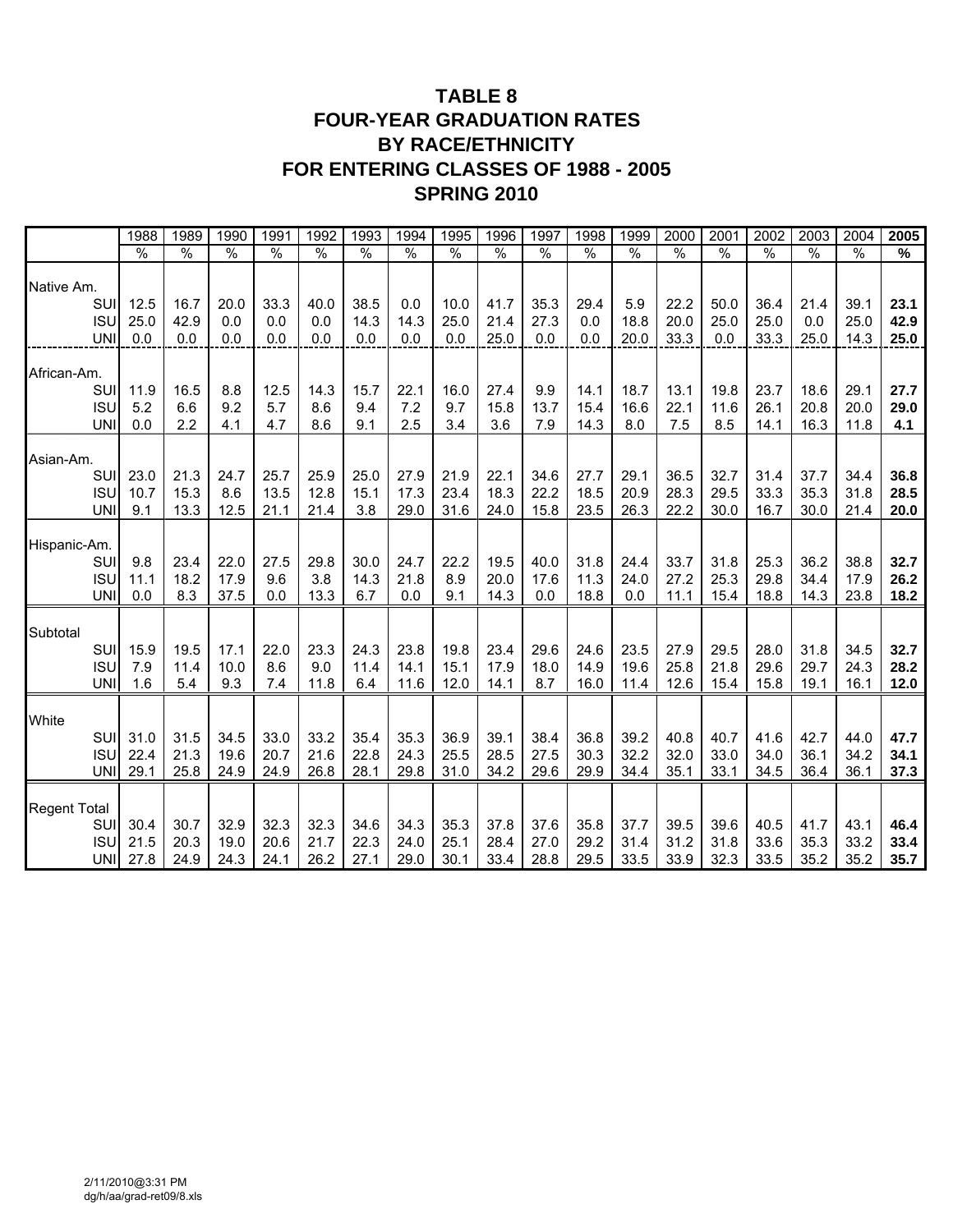# TABLE 8
# FOUR-YEAR GRADUATION RATES
# BY RACE/ETHNICITY
# FOR ENTERING CLASSES OF 1988 - 2005
# SPRING 2010

| | 1988 | 1989 | 1990 | 1991 | 1992 | 1993 | 1994 | 1995 | 1996 | 1997 | 1998 | 1999 | 2000 | 2001 | 2002 | 2003 | 2004 | **2005** |
|---|---|---|---|---|---|---|---|---|---|---|---|---|---|---|---|---|---|---|
| | % | % | % | % | % | % | % | % | % | % | % | % | % | % | % | % | % | **%** |
| Native Am. | | | | | | | | | | | | | | | | | | |
| SUI | 12.5 | 16.7 | 20.0 | 33.3 | 40.0 | 38.5 | 0.0 | 10.0 | 41.7 | 35.3 | 29.4 | 5.9 | 22.2 | 50.0 | 36.4 | 21.4 | 39.1 | **23.1** |
| ISU | 25.0 | 42.9 | 0.0 | 0.0 | 0.0 | 14.3 | 14.3 | 25.0 | 21.4 | 27.3 | 0.0 | 18.8 | 20.0 | 25.0 | 25.0 | 0.0 | 25.0 | **42.9** |
| UNI | 0.0 | 0.0 | 0.0 | 0.0 | 0.0 | 0.0 | 0.0 | 0.0 | 25.0 | 0.0 | 0.0 | 20.0 | 33.3 | 0.0 | 33.3 | 25.0 | 14.3 | **25.0** |
| African-Am. | | | | | | | | | | | | | | | | | | |
| SUI | 11.9 | 16.5 | 8.8 | 12.5 | 14.3 | 15.7 | 22.1 | 16.0 | 27.4 | 9.9 | 14.1 | 18.7 | 13.1 | 19.8 | 23.7 | 18.6 | 29.1 | **27.7** |
| ISU | 5.2 | 6.6 | 9.2 | 5.7 | 8.6 | 9.4 | 7.2 | 9.7 | 15.8 | 13.7 | 15.4 | 16.6 | 22.1 | 11.6 | 26.1 | 20.8 | 20.0 | **29.0** |
| UNI | 0.0 | 2.2 | 4.1 | 4.7 | 8.6 | 9.1 | 2.5 | 3.4 | 3.6 | 7.9 | 14.3 | 8.0 | 7.5 | 8.5 | 14.1 | 16.3 | 11.8 | **4.1** |
| Asian-Am. | | | | | | | | | | | | | | | | | | |
| SUI | 23.0 | 21.3 | 24.7 | 25.7 | 25.9 | 25.0 | 27.9 | 21.9 | 22.1 | 34.6 | 27.7 | 29.1 | 36.5 | 32.7 | 31.4 | 37.7 | 34.4 | **36.8** |
| ISU | 10.7 | 15.3 | 8.6 | 13.5 | 12.8 | 15.1 | 17.3 | 23.4 | 18.3 | 22.2 | 18.5 | 20.9 | 28.3 | 29.5 | 33.3 | 35.3 | 31.8 | **28.5** |
| UNI | 9.1 | 13.3 | 12.5 | 21.1 | 21.4 | 3.8 | 29.0 | 31.6 | 24.0 | 15.8 | 23.5 | 26.3 | 22.2 | 30.0 | 16.7 | 30.0 | 21.4 | **20.0** |
| Hispanic-Am. | | | | | | | | | | | | | | | | | | |
| SUI | 9.8 | 23.4 | 22.0 | 27.5 | 29.8 | 30.0 | 24.7 | 22.2 | 19.5 | 40.0 | 31.8 | 24.4 | 33.7 | 31.8 | 25.3 | 36.2 | 38.8 | **32.7** |
| ISU | 11.1 | 18.2 | 17.9 | 9.6 | 3.8 | 14.3 | 21.8 | 8.9 | 20.0 | 17.6 | 11.3 | 24.0 | 27.2 | 25.3 | 29.8 | 34.4 | 17.9 | **26.2** |
| UNI | 0.0 | 8.3 | 37.5 | 0.0 | 13.3 | 6.7 | 0.0 | 9.1 | 14.3 | 0.0 | 18.8 | 0.0 | 11.1 | 15.4 | 18.8 | 14.3 | 23.8 | **18.2** |
| Subtotal | | | | | | | | | | | | | | | | | | |
| SUI | 15.9 | 19.5 | 17.1 | 22.0 | 23.3 | 24.3 | 23.8 | 19.8 | 23.4 | 29.6 | 24.6 | 23.5 | 27.9 | 29.5 | 28.0 | 31.8 | 34.5 | **32.7** |
| ISU | 7.9 | 11.4 | 10.0 | 8.6 | 9.0 | 11.4 | 14.1 | 15.1 | 17.9 | 18.0 | 14.9 | 19.6 | 25.8 | 21.8 | 29.6 | 29.7 | 24.3 | **28.2** |
| UNI | 1.6 | 5.4 | 9.3 | 7.4 | 11.8 | 6.4 | 11.6 | 12.0 | 14.1 | 8.7 | 16.0 | 11.4 | 12.6 | 15.4 | 15.8 | 19.1 | 16.1 | **12.0** |
| White | | | | | | | | | | | | | | | | | | |
| SUI | 31.0 | 31.5 | 34.5 | 33.0 | 33.2 | 35.4 | 35.3 | 36.9 | 39.1 | 38.4 | 36.8 | 39.2 | 40.8 | 40.7 | 41.6 | 42.7 | 44.0 | **47.7** |
| ISU | 22.4 | 21.3 | 19.6 | 20.7 | 21.6 | 22.8 | 24.3 | 25.5 | 28.5 | 27.5 | 30.3 | 32.2 | 32.0 | 33.0 | 34.0 | 36.1 | 34.2 | **34.1** |
| UNI | 29.1 | 25.8 | 24.9 | 24.9 | 26.8 | 28.1 | 29.8 | 31.0 | 34.2 | 29.6 | 29.9 | 34.4 | 35.1 | 33.1 | 34.5 | 36.4 | 36.1 | **37.3** |
| Regent Total | | | | | | | | | | | | | | | | | | |
| SUI | 30.4 | 30.7 | 32.9 | 32.3 | 32.3 | 34.6 | 34.3 | 35.3 | 37.8 | 37.6 | 35.8 | 37.7 | 39.5 | 39.6 | 40.5 | 41.7 | 43.1 | **46.4** |
| ISU | 21.5 | 20.3 | 19.0 | 20.6 | 21.7 | 22.3 | 24.0 | 25.1 | 28.4 | 27.0 | 29.2 | 31.4 | 31.2 | 31.8 | 33.6 | 35.3 | 33.2 | **33.4** |
| UNI | 27.8 | 24.9 | 24.3 | 24.1 | 26.2 | 27.1 | 29.0 | 30.1 | 33.4 | 28.8 | 29.5 | 33.5 | 33.9 | 32.3 | 33.5 | 35.2 | 35.2 | **35.7** |

2/11/2010@3:31 PM
dg/h/aa/grad-ret09/8.xls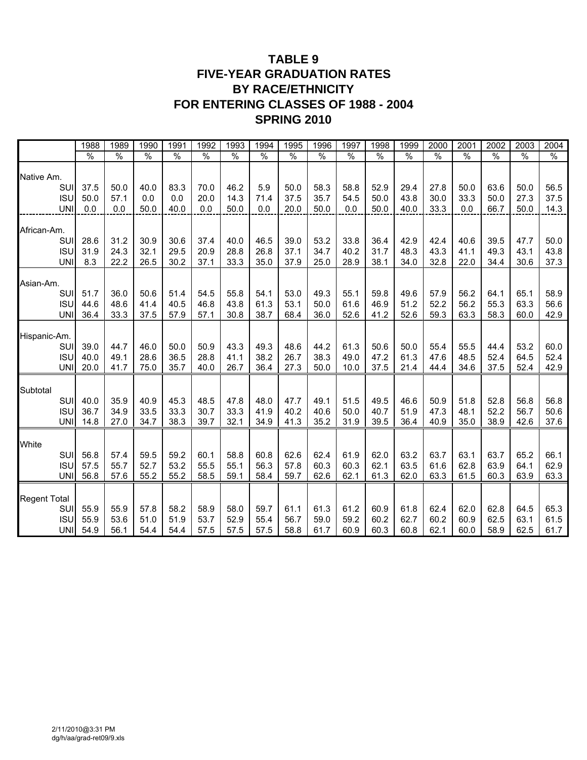# TABLE 9
# FIVE-YEAR GRADUATION RATES BY RACE/ETHNICITY FOR ENTERING CLASSES OF 1988 - 2004
## SPRING 2010

| | 1988 | 1989 | 1990 | 1991 | 1992 | 1993 | 1994 | 1995 | 1996 | 1997 | 1998 | 1999 | 2000 | 2001 | 2002 | 2003 | 2004 |
|---|---|---|---|---|---|---|---|---|---|---|---|---|---|---|---|---|---|
| | % | % | % | % | % | % | % | % | % | % | % | % | % | % | % | % | % |
| **Native Am.** | | | | | | | | | | | | | | | | | |
| SUI | 37.5 | 50.0 | 40.0 | 83.3 | 70.0 | 46.2 | 5.9 | 50.0 | 58.3 | 58.8 | 52.9 | 29.4 | 27.8 | 50.0 | 63.6 | 50.0 | 56.5 |
| ISU | 50.0 | 57.1 | 0.0 | 0.0 | 20.0 | 14.3 | 71.4 | 37.5 | 35.7 | 54.5 | 50.0 | 43.8 | 30.0 | 33.3 | 50.0 | 27.3 | 37.5 |
| UNI | 0.0 | 0.0 | 50.0 | 40.0 | 0.0 | 50.0 | 0.0 | 20.0 | 50.0 | 0.0 | 50.0 | 40.0 | 33.3 | 0.0 | 66.7 | 50.0 | 14.3 |
| **African-Am.** | | | | | | | | | | | | | | | | | |
| SUI | 28.6 | 31.2 | 30.9 | 30.6 | 37.4 | 40.0 | 46.5 | 39.0 | 53.2 | 33.8 | 36.4 | 42.9 | 42.4 | 40.6 | 39.5 | 47.7 | 50.0 |
| ISU | 31.9 | 24.3 | 32.1 | 29.5 | 20.9 | 28.8 | 26.8 | 37.1 | 34.7 | 40.2 | 31.7 | 48.3 | 43.3 | 41.1 | 49.3 | 43.1 | 43.8 |
| UNI | 8.3 | 22.2 | 26.5 | 30.2 | 37.1 | 33.3 | 35.0 | 37.9 | 25.0 | 28.9 | 38.1 | 34.0 | 32.8 | 22.0 | 34.4 | 30.6 | 37.3 |
| **Asian-Am.** | | | | | | | | | | | | | | | | | |
| SUI | 51.7 | 36.0 | 50.6 | 51.4 | 54.5 | 55.8 | 54.1 | 53.0 | 49.3 | 55.1 | 59.8 | 49.6 | 57.9 | 56.2 | 64.1 | 65.1 | 58.9 |
| ISU | 44.6 | 48.6 | 41.4 | 40.5 | 46.8 | 43.8 | 61.3 | 53.1 | 50.0 | 61.6 | 46.9 | 51.2 | 52.2 | 56.2 | 55.3 | 63.3 | 56.6 |
| UNI | 36.4 | 33.3 | 37.5 | 57.9 | 57.1 | 30.8 | 38.7 | 68.4 | 36.0 | 52.6 | 41.2 | 52.6 | 59.3 | 63.3 | 58.3 | 60.0 | 42.9 |
| **Hispanic-Am.** | | | | | | | | | | | | | | | | | |
| SUI | 39.0 | 44.7 | 46.0 | 50.0 | 50.9 | 43.3 | 49.3 | 48.6 | 44.2 | 61.3 | 50.6 | 50.0 | 55.4 | 55.5 | 44.4 | 53.2 | 60.0 |
| ISU | 40.0 | 49.1 | 28.6 | 36.5 | 28.8 | 41.1 | 38.2 | 26.7 | 38.3 | 49.0 | 47.2 | 61.3 | 47.6 | 48.5 | 52.4 | 64.5 | 52.4 |
| UNI | 20.0 | 41.7 | 75.0 | 35.7 | 40.0 | 26.7 | 36.4 | 27.3 | 50.0 | 10.0 | 37.5 | 21.4 | 44.4 | 34.6 | 37.5 | 52.4 | 42.9 |
| **Subtotal** | | | | | | | | | | | | | | | | | |
| SUI | 40.0 | 35.9 | 40.9 | 45.3 | 48.5 | 47.8 | 48.0 | 47.7 | 49.1 | 51.5 | 49.5 | 46.6 | 50.9 | 51.8 | 52.8 | 56.8 | 56.8 |
| ISU | 36.7 | 34.9 | 33.5 | 33.3 | 30.7 | 33.3 | 41.9 | 40.2 | 40.6 | 50.0 | 40.7 | 51.9 | 47.3 | 48.1 | 52.2 | 56.7 | 50.6 |
| UNI | 14.8 | 27.0 | 34.7 | 38.3 | 39.7 | 32.1 | 34.9 | 41.3 | 35.2 | 31.9 | 39.5 | 36.4 | 40.9 | 35.0 | 38.9 | 42.6 | 37.6 |
| **White** | | | | | | | | | | | | | | | | | |
| SUI | 56.8 | 57.4 | 59.5 | 59.2 | 60.1 | 58.8 | 60.8 | 62.6 | 62.4 | 61.9 | 62.0 | 63.2 | 63.7 | 63.1 | 63.7 | 65.2 | 66.1 |
| ISU | 57.5 | 55.7 | 52.7 | 53.2 | 55.5 | 55.1 | 56.3 | 57.8 | 60.3 | 60.3 | 62.1 | 63.5 | 61.6 | 62.8 | 63.9 | 64.1 | 62.9 |
| UNI | 56.8 | 57.6 | 55.2 | 55.2 | 58.5 | 59.1 | 58.4 | 59.7 | 62.6 | 62.1 | 61.3 | 62.0 | 63.3 | 61.5 | 60.3 | 63.9 | 63.3 |
| **Regent Total** | | | | | | | | | | | | | | | | | |
| SUI | 55.9 | 55.9 | 57.8 | 58.2 | 58.9 | 58.0 | 59.7 | 61.1 | 61.3 | 61.2 | 60.9 | 61.8 | 62.4 | 62.0 | 62.8 | 64.5 | 65.3 |
| ISU | 55.9 | 53.6 | 51.0 | 51.9 | 53.7 | 52.9 | 55.4 | 56.7 | 59.0 | 59.2 | 60.2 | 62.7 | 60.2 | 60.9 | 62.5 | 63.1 | 61.5 |
| UNI | 54.9 | 56.1 | 54.4 | 54.4 | 57.5 | 57.5 | 57.5 | 58.8 | 61.7 | 60.9 | 60.3 | 60.8 | 62.1 | 60.0 | 58.9 | 62.5 | 61.7 |

2/11/2010@3:31 PM
dg/h/aa/grad-ret09/9.xls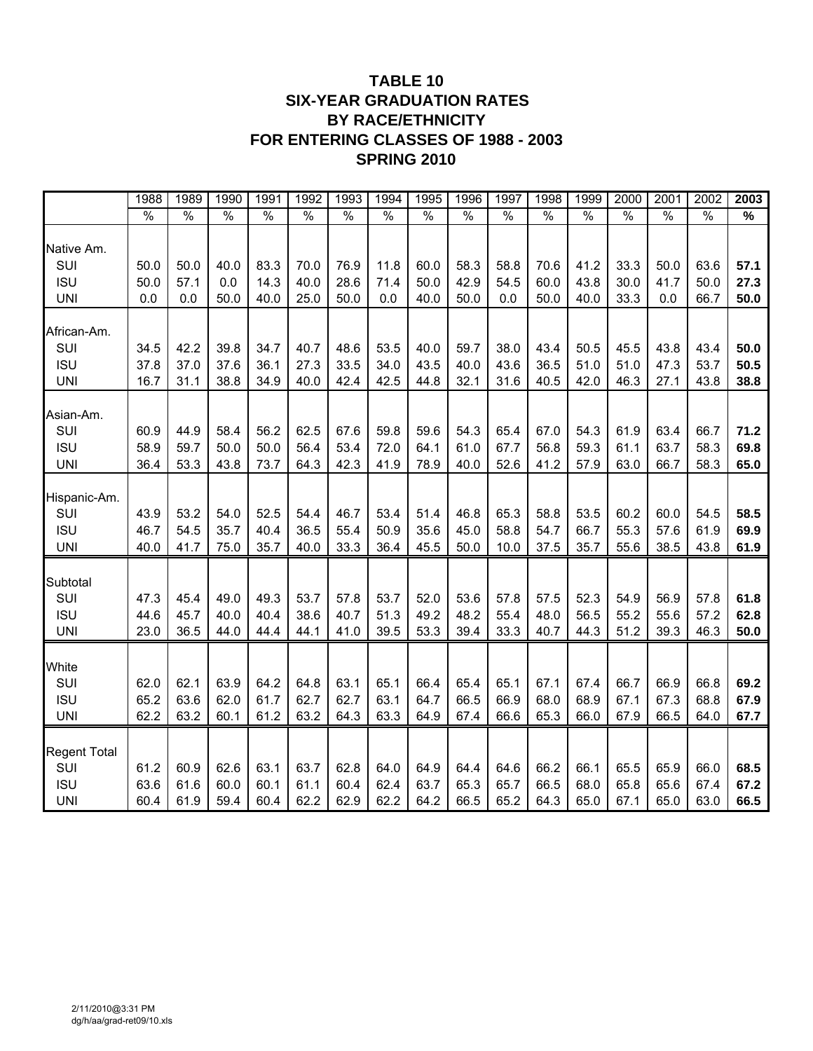# TABLE 10
# SIX-YEAR GRADUATION RATES
# BY RACE/ETHNICITY
# FOR ENTERING CLASSES OF 1988 - 2003
# SPRING 2010

| | 1988 | 1989 | 1990 | 1991 | 1992 | 1993 | 1994 | 1995 | 1996 | 1997 | 1998 | 1999 | 2000 | 2001 | 2002 | **2003** |
|---|---|---|---|---|---|---|---|---|---|---|---|---|---|---|---|---|
| | % | % | % | % | % | % | % | % | % | % | % | % | % | % | % | **%** |
| Native Am. | | | | | | | | | | | | | | | | |
| SUI | 50.0 | 50.0 | 40.0 | 83.3 | 70.0 | 76.9 | 11.8 | 60.0 | 58.3 | 58.8 | 70.6 | 41.2 | 33.3 | 50.0 | 63.6 | **57.1** |
| ISU | 50.0 | 57.1 | 0.0 | 14.3 | 40.0 | 28.6 | 71.4 | 50.0 | 42.9 | 54.5 | 60.0 | 43.8 | 30.0 | 41.7 | 50.0 | **27.3** |
| UNI | 0.0 | 0.0 | 50.0 | 40.0 | 25.0 | 50.0 | 0.0 | 40.0 | 50.0 | 0.0 | 50.0 | 40.0 | 33.3 | 0.0 | 66.7 | **50.0** |
| African-Am. | | | | | | | | | | | | | | | | |
| SUI | 34.5 | 42.2 | 39.8 | 34.7 | 40.7 | 48.6 | 53.5 | 40.0 | 59.7 | 38.0 | 43.4 | 50.5 | 45.5 | 43.8 | 43.4 | **50.0** |
| ISU | 37.8 | 37.0 | 37.6 | 36.1 | 27.3 | 33.5 | 34.0 | 43.5 | 40.0 | 43.6 | 36.5 | 51.0 | 51.0 | 47.3 | 53.7 | **50.5** |
| UNI | 16.7 | 31.1 | 38.8 | 34.9 | 40.0 | 42.4 | 42.5 | 44.8 | 32.1 | 31.6 | 40.5 | 42.0 | 46.3 | 27.1 | 43.8 | **38.8** |
| Asian-Am. | | | | | | | | | | | | | | | | |
| SUI | 60.9 | 44.9 | 58.4 | 56.2 | 62.5 | 67.6 | 59.8 | 59.6 | 54.3 | 65.4 | 67.0 | 54.3 | 61.9 | 63.4 | 66.7 | **71.2** |
| ISU | 58.9 | 59.7 | 50.0 | 50.0 | 56.4 | 53.4 | 72.0 | 64.1 | 61.0 | 67.7 | 56.8 | 59.3 | 61.1 | 63.7 | 58.3 | **69.8** |
| UNI | 36.4 | 53.3 | 43.8 | 73.7 | 64.3 | 42.3 | 41.9 | 78.9 | 40.0 | 52.6 | 41.2 | 57.9 | 63.0 | 66.7 | 58.3 | **65.0** |
| Hispanic-Am. | | | | | | | | | | | | | | | | |
| SUI | 43.9 | 53.2 | 54.0 | 52.5 | 54.4 | 46.7 | 53.4 | 51.4 | 46.8 | 65.3 | 58.8 | 53.5 | 60.2 | 60.0 | 54.5 | **58.5** |
| ISU | 46.7 | 54.5 | 35.7 | 40.4 | 36.5 | 55.4 | 50.9 | 35.6 | 45.0 | 58.8 | 54.7 | 66.7 | 55.3 | 57.6 | 61.9 | **69.9** |
| UNI | 40.0 | 41.7 | 75.0 | 35.7 | 40.0 | 33.3 | 36.4 | 45.5 | 50.0 | 10.0 | 37.5 | 35.7 | 55.6 | 38.5 | 43.8 | **61.9** |
| Subtotal | | | | | | | | | | | | | | | | |
| SUI | 47.3 | 45.4 | 49.0 | 49.3 | 53.7 | 57.8 | 53.7 | 52.0 | 53.6 | 57.8 | 57.5 | 52.3 | 54.9 | 56.9 | 57.8 | **61.8** |
| ISU | 44.6 | 45.7 | 40.0 | 40.4 | 38.6 | 40.7 | 51.3 | 49.2 | 48.2 | 55.4 | 48.0 | 56.5 | 55.2 | 55.6 | 57.2 | **62.8** |
| UNI | 23.0 | 36.5 | 44.0 | 44.4 | 44.1 | 41.0 | 39.5 | 53.3 | 39.4 | 33.3 | 40.7 | 44.3 | 51.2 | 39.3 | 46.3 | **50.0** |
| White | | | | | | | | | | | | | | | | |
| SUI | 62.0 | 62.1 | 63.9 | 64.2 | 64.8 | 63.1 | 65.1 | 66.4 | 65.4 | 65.1 | 67.1 | 67.4 | 66.7 | 66.9 | 66.8 | **69.2** |
| ISU | 65.2 | 63.6 | 62.0 | 61.7 | 62.7 | 62.7 | 63.1 | 64.7 | 66.5 | 66.9 | 68.0 | 68.9 | 67.1 | 67.3 | 68.8 | **67.9** |
| UNI | 62.2 | 63.2 | 60.1 | 61.2 | 63.2 | 64.3 | 63.3 | 64.9 | 67.4 | 66.6 | 65.3 | 66.0 | 67.9 | 66.5 | 64.0 | **67.7** |
| Regent Total | | | | | | | | | | | | | | | | |
| SUI | 61.2 | 60.9 | 62.6 | 63.1 | 63.7 | 62.8 | 64.0 | 64.9 | 64.4 | 64.6 | 66.2 | 66.1 | 65.5 | 65.9 | 66.0 | **68.5** |
| ISU | 63.6 | 61.6 | 60.0 | 60.1 | 61.1 | 60.4 | 62.4 | 63.7 | 65.3 | 65.7 | 66.5 | 68.0 | 65.8 | 65.6 | 67.4 | **67.2** |
| UNI | 60.4 | 61.9 | 59.4 | 60.4 | 62.2 | 62.9 | 62.2 | 64.2 | 66.5 | 65.2 | 64.3 | 65.0 | 67.1 | 65.0 | 63.0 | **66.5** |

2/11/2010@3:31 PM
dg/h/aa/grad-ret09/10.xls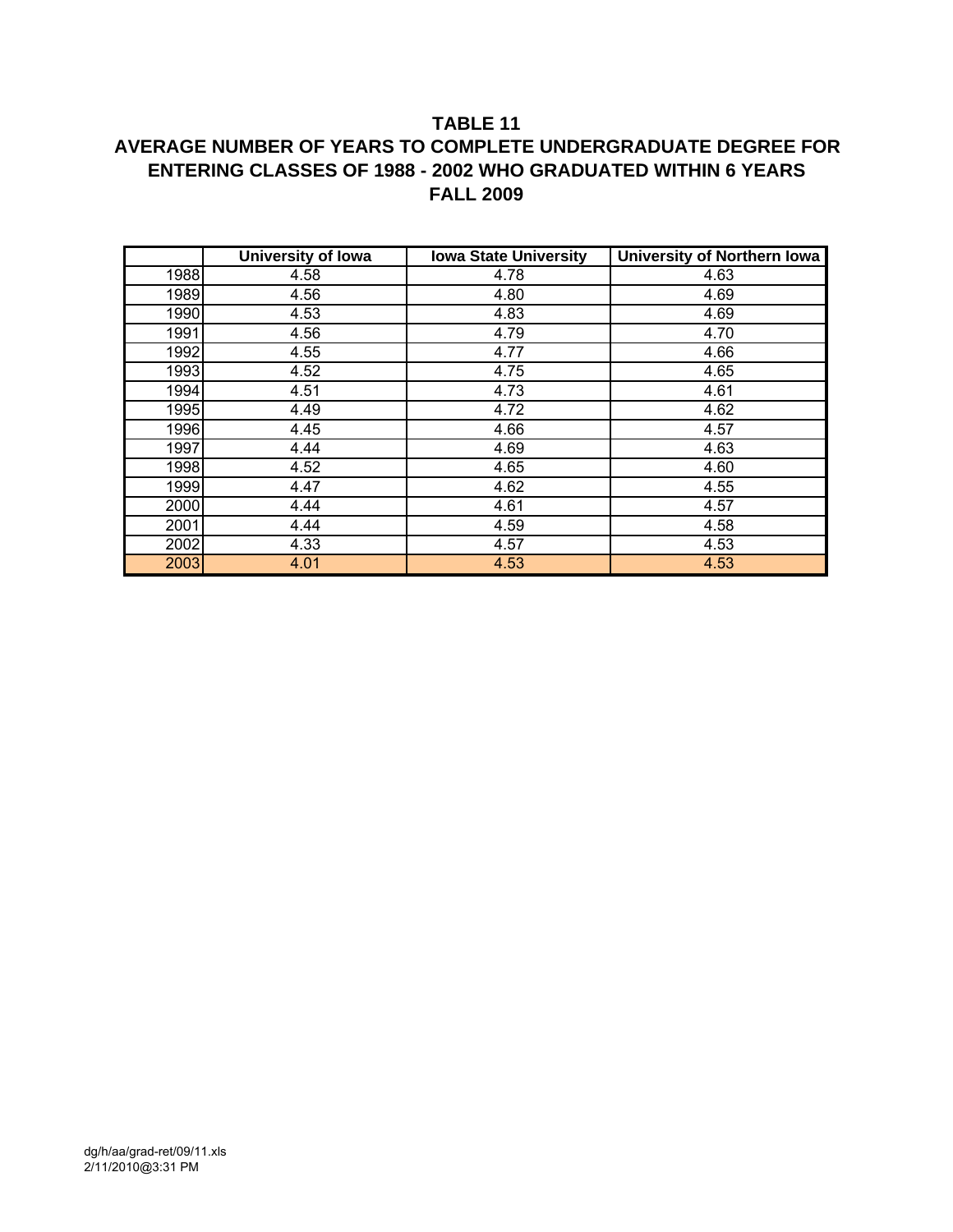# TABLE 11

## AVERAGE NUMBER OF YEARS TO COMPLETE UNDERGRADUATE DEGREE FOR ENTERING CLASSES OF 1988 - 2002 WHO GRADUATED WITHIN 6 YEARS

## FALL 2009

| | University of Iowa | Iowa State University | University of Northern Iowa |
|---|---|---|---|
| 1988 | 4.58 | 4.78 | 4.63 |
| 1989 | 4.56 | 4.80 | 4.69 |
| 1990 | 4.53 | 4.83 | 4.69 |
| 1991 | 4.56 | 4.79 | 4.70 |
| 1992 | 4.55 | 4.77 | 4.66 |
| 1993 | 4.52 | 4.75 | 4.65 |
| 1994 | 4.51 | 4.73 | 4.61 |
| 1995 | 4.49 | 4.72 | 4.62 |
| 1996 | 4.45 | 4.66 | 4.57 |
| 1997 | 4.44 | 4.69 | 4.63 |
| 1998 | 4.52 | 4.65 | 4.60 |
| 1999 | 4.47 | 4.62 | 4.55 |
| 2000 | 4.44 | 4.61 | 4.57 |
| 2001 | 4.44 | 4.59 | 4.58 |
| 2002 | 4.33 | 4.57 | 4.53 |
| 2003 | 4.01 | 4.53 | 4.53 |

dg/h/aa/grad-ret/09/11.xls
2/11/2010@3:31 PM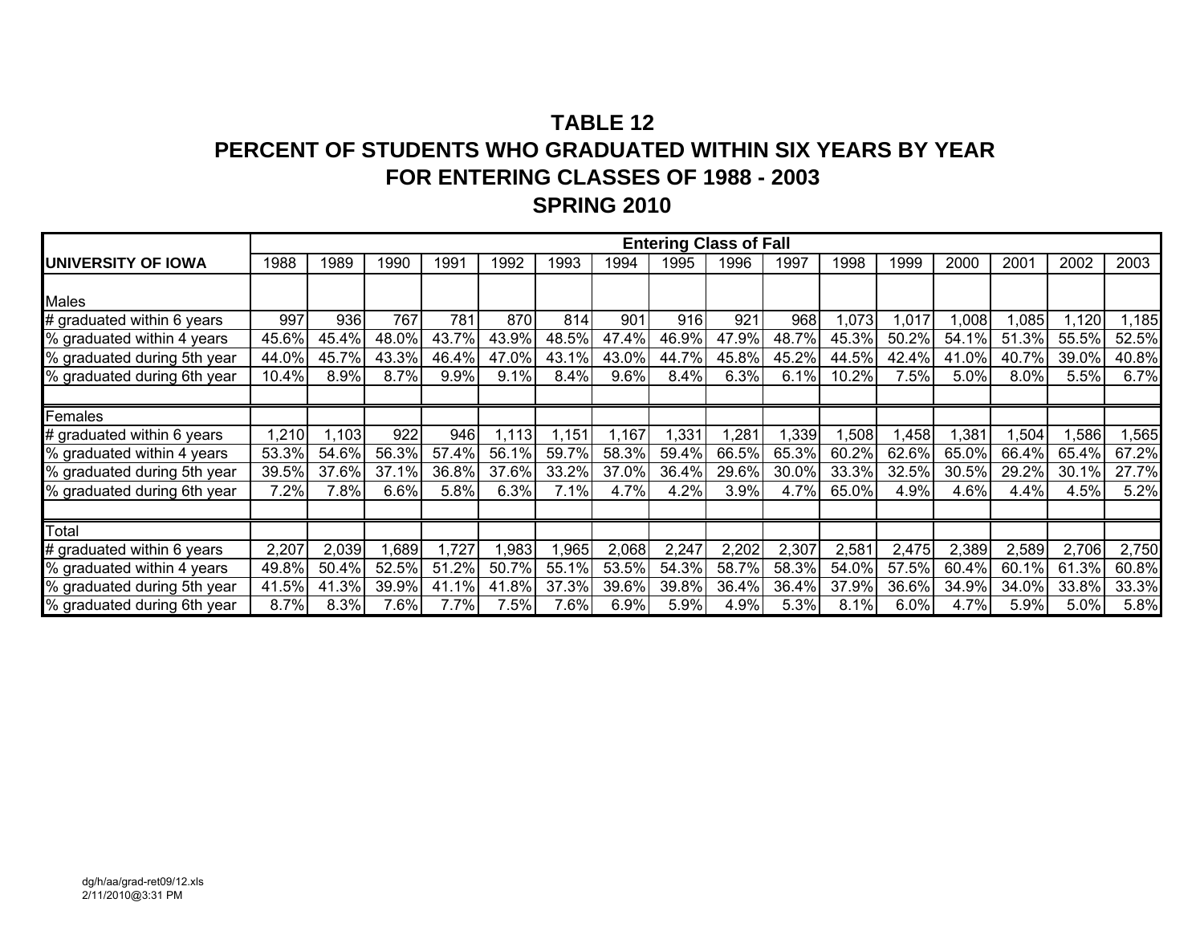# TABLE 12
## PERCENT OF STUDENTS WHO GRADUATED WITHIN SIX YEARS BY YEAR
## FOR ENTERING CLASSES OF 1988 - 2003
## SPRING 2010

| | Entering Class of Fall | | | | | | | | | | | | | | | |
|---|---|---|---|---|---|---|---|---|---|---|---|---|---|---|---|---|
| **UNIVERSITY OF IOWA** | 1988 | 1989 | 1990 | 1991 | 1992 | 1993 | 1994 | 1995 | 1996 | 1997 | 1998 | 1999 | 2000 | 2001 | 2002 | 2003 |
| Males | | | | | | | | | | | | | | | | |
| # graduated within 6 years | 997 | 936 | 767 | 781 | 870 | 814 | 901 | 916 | 921 | 968 | 1,073 | 1,017 | 1,008 | 1,085 | 1,120 | 1,185 |
| % graduated within 4 years | 45.6% | 45.4% | 48.0% | 43.7% | 43.9% | 48.5% | 47.4% | 46.9% | 47.9% | 48.7% | 45.3% | 50.2% | 54.1% | 51.3% | 55.5% | 52.5% |
| % graduated during 5th year | 44.0% | 45.7% | 43.3% | 46.4% | 47.0% | 43.1% | 43.0% | 44.7% | 45.8% | 45.2% | 44.5% | 42.4% | 41.0% | 40.7% | 39.0% | 40.8% |
| % graduated during 6th year | 10.4% | 8.9% | 8.7% | 9.9% | 9.1% | 8.4% | 9.6% | 8.4% | 6.3% | 6.1% | 10.2% | 7.5% | 5.0% | 8.0% | 5.5% | 6.7% |
| | | | | | | | | | | | | | | | | |
| Females | | | | | | | | | | | | | | | | |
| # graduated within 6 years | 1,210 | 1,103 | 922 | 946 | 1,113 | 1,151 | 1,167 | 1,331 | 1,281 | 1,339 | 1,508 | 1,458 | 1,381 | 1,504 | 1,586 | 1,565 |
| % graduated within 4 years | 53.3% | 54.6% | 56.3% | 57.4% | 56.1% | 59.7% | 58.3% | 59.4% | 66.5% | 65.3% | 60.2% | 62.6% | 65.0% | 66.4% | 65.4% | 67.2% |
| % graduated during 5th year | 39.5% | 37.6% | 37.1% | 36.8% | 37.6% | 33.2% | 37.0% | 36.4% | 29.6% | 30.0% | 33.3% | 32.5% | 30.5% | 29.2% | 30.1% | 27.7% |
| % graduated during 6th year | 7.2% | 7.8% | 6.6% | 5.8% | 6.3% | 7.1% | 4.7% | 4.2% | 3.9% | 4.7% | 65.0% | 4.9% | 4.6% | 4.4% | 4.5% | 5.2% |
| | | | | | | | | | | | | | | | | |
| Total | | | | | | | | | | | | | | | | |
| # graduated within 6 years | 2,207 | 2,039 | 1,689 | 1,727 | 1,983 | 1,965 | 2,068 | 2,247 | 2,202 | 2,307 | 2,581 | 2,475 | 2,389 | 2,589 | 2,706 | 2,750 |
| % graduated within 4 years | 49.8% | 50.4% | 52.5% | 51.2% | 50.7% | 55.1% | 53.5% | 54.3% | 58.7% | 58.3% | 54.0% | 57.5% | 60.4% | 60.1% | 61.3% | 60.8% |
| % graduated during 5th year | 41.5% | 41.3% | 39.9% | 41.1% | 41.8% | 37.3% | 39.6% | 39.8% | 36.4% | 36.4% | 37.9% | 36.6% | 34.9% | 34.0% | 33.8% | 33.3% |
| % graduated during 6th year | 8.7% | 8.3% | 7.6% | 7.7% | 7.5% | 7.6% | 6.9% | 5.9% | 4.9% | 5.3% | 8.1% | 6.0% | 4.7% | 5.9% | 5.0% | 5.8% |

dg/h/aa/grad-ret09/12.xls
2/11/2010@3:31 PM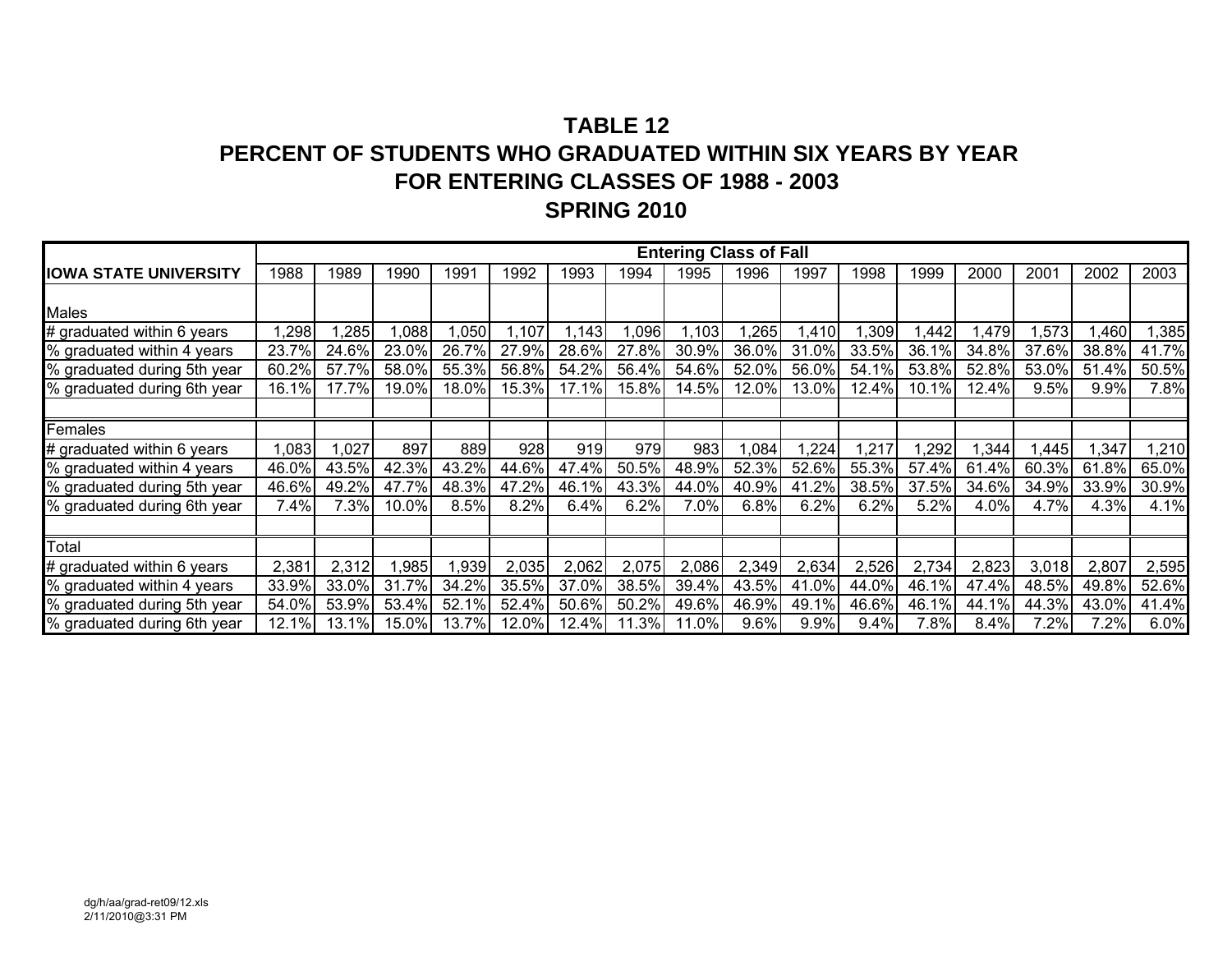# TABLE 12
## PERCENT OF STUDENTS WHO GRADUATED WITHIN SIX YEARS BY YEAR
## FOR ENTERING CLASSES OF 1988 - 2003
## SPRING 2010

| | Entering Class of Fall | | | | | | | | | | | | | | | |
|---|---|---|---|---|---|---|---|---|---|---|---|---|---|---|---|---|
| **IOWA STATE UNIVERSITY** | 1988 | 1989 | 1990 | 1991 | 1992 | 1993 | 1994 | 1995 | 1996 | 1997 | 1998 | 1999 | 2000 | 2001 | 2002 | 2003 |
| Males | | | | | | | | | | | | | | | | |
| # graduated within 6 years | 1,298 | 1,285 | 1,088 | 1,050 | 1,107 | 1,143 | 1,096 | 1,103 | 1,265 | 1,410 | 1,309 | 1,442 | 1,479 | 1,573 | 1,460 | 1,385 |
| % graduated within 4 years | 23.7% | 24.6% | 23.0% | 26.7% | 27.9% | 28.6% | 27.8% | 30.9% | 36.0% | 31.0% | 33.5% | 36.1% | 34.8% | 37.6% | 38.8% | 41.7% |
| % graduated during 5th year | 60.2% | 57.7% | 58.0% | 55.3% | 56.8% | 54.2% | 56.4% | 54.6% | 52.0% | 56.0% | 54.1% | 53.8% | 52.8% | 53.0% | 51.4% | 50.5% |
| % graduated during 6th year | 16.1% | 17.7% | 19.0% | 18.0% | 15.3% | 17.1% | 15.8% | 14.5% | 12.0% | 13.0% | 12.4% | 10.1% | 12.4% | 9.5% | 9.9% | 7.8% |
| | | | | | | | | | | | | | | | | |
| Females | | | | | | | | | | | | | | | | |
| # graduated within 6 years | 1,083 | 1,027 | 897 | 889 | 928 | 919 | 979 | 983 | 1,084 | 1,224 | 1,217 | 1,292 | 1,344 | 1,445 | 1,347 | 1,210 |
| % graduated within 4 years | 46.0% | 43.5% | 42.3% | 43.2% | 44.6% | 47.4% | 50.5% | 48.9% | 52.3% | 52.6% | 55.3% | 57.4% | 61.4% | 60.3% | 61.8% | 65.0% |
| % graduated during 5th year | 46.6% | 49.2% | 47.7% | 48.3% | 47.2% | 46.1% | 43.3% | 44.0% | 40.9% | 41.2% | 38.5% | 37.5% | 34.6% | 34.9% | 33.9% | 30.9% |
| % graduated during 6th year | 7.4% | 7.3% | 10.0% | 8.5% | 8.2% | 6.4% | 6.2% | 7.0% | 6.8% | 6.2% | 6.2% | 5.2% | 4.0% | 4.7% | 4.3% | 4.1% |
| | | | | | | | | | | | | | | | | |
| Total | | | | | | | | | | | | | | | | |
| # graduated within 6 years | 2,381 | 2,312 | 1,985 | 1,939 | 2,035 | 2,062 | 2,075 | 2,086 | 2,349 | 2,634 | 2,526 | 2,734 | 2,823 | 3,018 | 2,807 | 2,595 |
| % graduated within 4 years | 33.9% | 33.0% | 31.7% | 34.2% | 35.5% | 37.0% | 38.5% | 39.4% | 43.5% | 41.0% | 44.0% | 46.1% | 47.4% | 48.5% | 49.8% | 52.6% |
| % graduated during 5th year | 54.0% | 53.9% | 53.4% | 52.1% | 52.4% | 50.6% | 50.2% | 49.6% | 46.9% | 49.1% | 46.6% | 46.1% | 44.1% | 44.3% | 43.0% | 41.4% |
| % graduated during 6th year | 12.1% | 13.1% | 15.0% | 13.7% | 12.0% | 12.4% | 11.3% | 11.0% | 9.6% | 9.9% | 9.4% | 7.8% | 8.4% | 7.2% | 7.2% | 6.0% |

dg/h/aa/grad-ret09/12.xls
2/11/2010@3:31 PM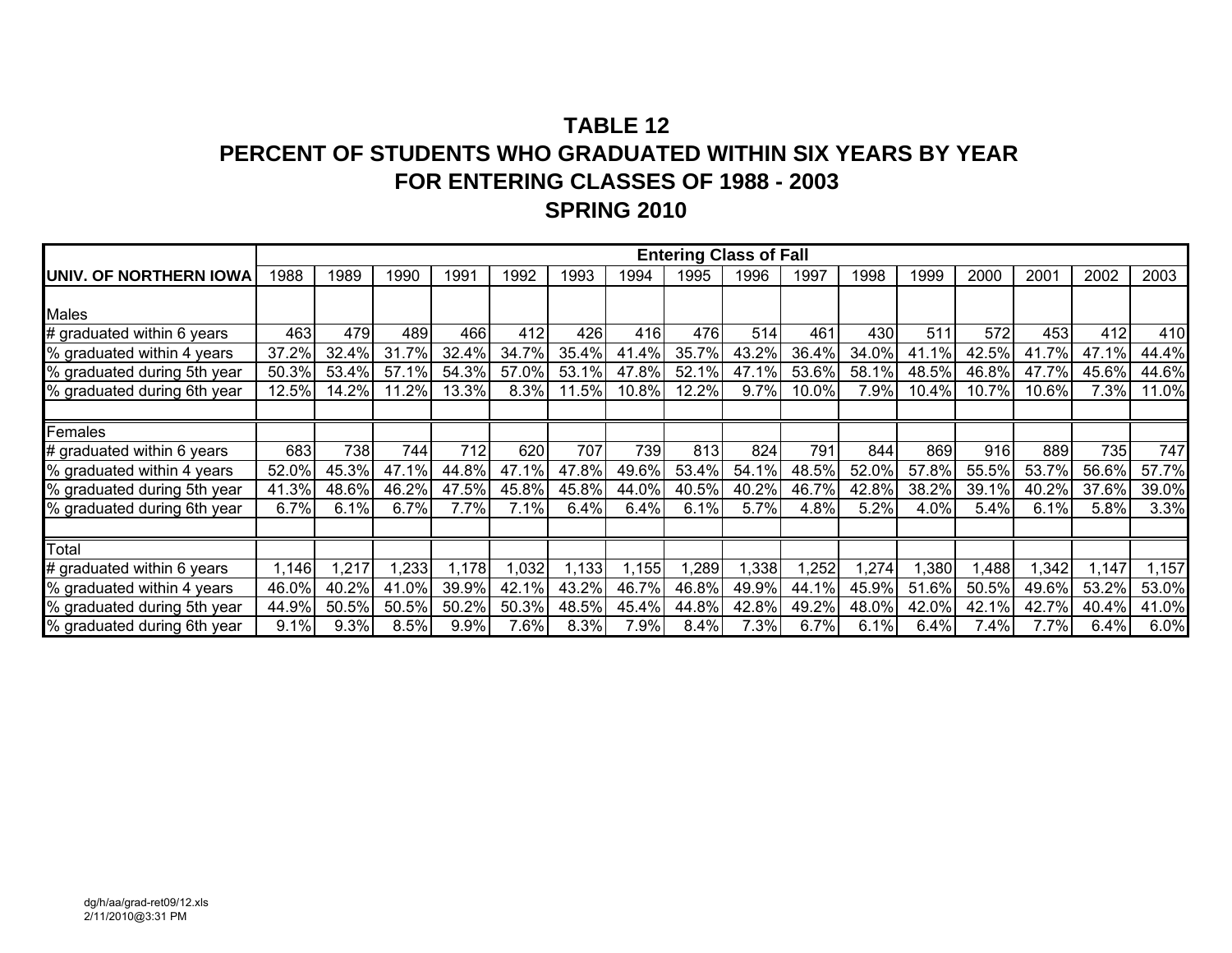# TABLE 12
## PERCENT OF STUDENTS WHO GRADUATED WITHIN SIX YEARS BY YEAR
## FOR ENTERING CLASSES OF 1988 - 2003
## SPRING 2010

| | Entering Class of Fall | | | | | | | | | | | | | | | |
|---|---|---|---|---|---|---|---|---|---|---|---|---|---|---|---|---|
| **UNIV. OF NORTHERN IOWA** | 1988 | 1989 | 1990 | 1991 | 1992 | 1993 | 1994 | 1995 | 1996 | 1997 | 1998 | 1999 | 2000 | 2001 | 2002 | 2003 |
| Males | | | | | | | | | | | | | | | | |
| # graduated within 6 years | 463 | 479 | 489 | 466 | 412 | 426 | 416 | 476 | 514 | 461 | 430 | 511 | 572 | 453 | 412 | 410 |
| % graduated within 4 years | 37.2% | 32.4% | 31.7% | 32.4% | 34.7% | 35.4% | 41.4% | 35.7% | 43.2% | 36.4% | 34.0% | 41.1% | 42.5% | 41.7% | 47.1% | 44.4% |
| % graduated during 5th year | 50.3% | 53.4% | 57.1% | 54.3% | 57.0% | 53.1% | 47.8% | 52.1% | 47.1% | 53.6% | 58.1% | 48.5% | 46.8% | 47.7% | 45.6% | 44.6% |
| % graduated during 6th year | 12.5% | 14.2% | 11.2% | 13.3% | 8.3% | 11.5% | 10.8% | 12.2% | 9.7% | 10.0% | 7.9% | 10.4% | 10.7% | 10.6% | 7.3% | 11.0% |
| | | | | | | | | | | | | | | | | |
| Females | | | | | | | | | | | | | | | | |
| # graduated within 6 years | 683 | 738 | 744 | 712 | 620 | 707 | 739 | 813 | 824 | 791 | 844 | 869 | 916 | 889 | 735 | 747 |
| % graduated within 4 years | 52.0% | 45.3% | 47.1% | 44.8% | 47.1% | 47.8% | 49.6% | 53.4% | 54.1% | 48.5% | 52.0% | 57.8% | 55.5% | 53.7% | 56.6% | 57.7% |
| % graduated during 5th year | 41.3% | 48.6% | 46.2% | 47.5% | 45.8% | 45.8% | 44.0% | 40.5% | 40.2% | 46.7% | 42.8% | 38.2% | 39.1% | 40.2% | 37.6% | 39.0% |
| % graduated during 6th year | 6.7% | 6.1% | 6.7% | 7.7% | 7.1% | 6.4% | 6.4% | 6.1% | 5.7% | 4.8% | 5.2% | 4.0% | 5.4% | 6.1% | 5.8% | 3.3% |
| | | | | | | | | | | | | | | | | |
| Total | | | | | | | | | | | | | | | | |
| # graduated within 6 years | 1,146 | 1,217 | 1,233 | 1,178 | 1,032 | 1,133 | 1,155 | 1,289 | 1,338 | 1,252 | 1,274 | 1,380 | 1,488 | 1,342 | 1,147 | 1,157 |
| % graduated within 4 years | 46.0% | 40.2% | 41.0% | 39.9% | 42.1% | 43.2% | 46.7% | 46.8% | 49.9% | 44.1% | 45.9% | 51.6% | 50.5% | 49.6% | 53.2% | 53.0% |
| % graduated during 5th year | 44.9% | 50.5% | 50.5% | 50.2% | 50.3% | 48.5% | 45.4% | 44.8% | 42.8% | 49.2% | 48.0% | 42.0% | 42.1% | 42.7% | 40.4% | 41.0% |
| % graduated during 6th year | 9.1% | 9.3% | 8.5% | 9.9% | 7.6% | 8.3% | 7.9% | 8.4% | 7.3% | 6.7% | 6.1% | 6.4% | 7.4% | 7.7% | 6.4% | 6.0% |

dg/h/aa/grad-ret09/12.xls
2/11/2010@3:31 PM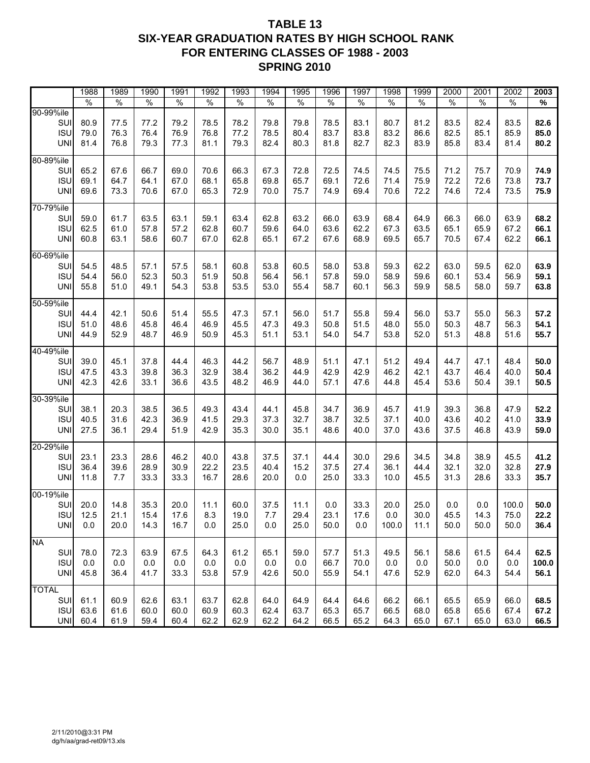# TABLE 13
## SIX-YEAR GRADUATION RATES BY HIGH SCHOOL RANK
## FOR ENTERING CLASSES OF 1988 - 2003
## SPRING 2010

| | 1988 | 1989 | 1990 | 1991 | 1992 | 1993 | 1994 | 1995 | 1996 | 1997 | 1998 | 1999 | 2000 | 2001 | 2002 | **2003** |
|---|---|---|---|---|---|---|---|---|---|---|---|---|---|---|---|---|
| | % | % | % | % | % | % | % | % | % | % | % | % | % | % | % | **%** |
| 90-99%ile | | | | | | | | | | | | | | | | |
| SUI | 80.9 | 77.5 | 77.2 | 79.2 | 78.5 | 78.2 | 79.8 | 79.8 | 78.5 | 83.1 | 80.7 | 81.2 | 83.5 | 82.4 | 83.5 | **82.6** |
| ISU | 79.0 | 76.3 | 76.4 | 76.9 | 76.8 | 77.2 | 78.5 | 80.4 | 83.7 | 83.8 | 83.2 | 86.6 | 82.5 | 85.1 | 85.9 | **85.0** |
| UNI | 81.4 | 76.8 | 79.3 | 77.3 | 81.1 | 79.3 | 82.4 | 80.3 | 81.8 | 82.7 | 82.3 | 83.9 | 85.8 | 83.4 | 81.4 | **80.2** |
| 80-89%ile | | | | | | | | | | | | | | | | |
| SUI | 65.2 | 67.6 | 66.7 | 69.0 | 70.6 | 66.3 | 67.3 | 72.8 | 72.5 | 74.5 | 74.5 | 75.5 | 71.2 | 75.7 | 70.9 | **74.9** |
| ISU | 69.1 | 64.7 | 64.1 | 67.0 | 68.1 | 65.8 | 69.8 | 65.7 | 69.1 | 72.6 | 71.4 | 75.9 | 72.2 | 72.6 | 73.8 | **73.7** |
| UNI | 69.6 | 73.3 | 70.6 | 67.0 | 65.3 | 72.9 | 70.0 | 75.7 | 74.9 | 69.4 | 70.6 | 72.2 | 74.6 | 72.4 | 73.5 | **75.9** |
| 70-79%ile | | | | | | | | | | | | | | | | |
| SUI | 59.0 | 61.7 | 63.5 | 63.1 | 59.1 | 63.4 | 62.8 | 63.2 | 66.0 | 63.9 | 68.4 | 64.9 | 66.3 | 66.0 | 63.9 | **68.2** |
| ISU | 62.5 | 61.0 | 57.8 | 57.2 | 62.8 | 60.7 | 59.6 | 64.0 | 63.6 | 62.2 | 67.3 | 63.5 | 65.1 | 65.9 | 67.2 | **66.1** |
| UNI | 60.8 | 63.1 | 58.6 | 60.7 | 67.0 | 62.8 | 65.1 | 67.2 | 67.6 | 68.9 | 69.5 | 65.7 | 70.5 | 67.4 | 62.2 | **66.1** |
| 60-69%ile | | | | | | | | | | | | | | | | |
| SUI | 54.5 | 48.5 | 57.1 | 57.5 | 58.1 | 60.8 | 53.8 | 60.5 | 58.0 | 53.8 | 59.3 | 62.2 | 63.0 | 59.5 | 62.0 | **63.9** |
| ISU | 54.4 | 56.0 | 52.3 | 50.3 | 51.9 | 50.8 | 56.4 | 56.1 | 57.8 | 59.0 | 58.9 | 59.6 | 60.1 | 53.4 | 56.9 | **59.1** |
| UNI | 55.8 | 51.0 | 49.1 | 54.3 | 53.8 | 53.5 | 53.0 | 55.4 | 58.7 | 60.1 | 56.3 | 59.9 | 58.5 | 58.0 | 59.7 | **63.8** |
| 50-59%ile | | | | | | | | | | | | | | | | |
| SUI | 44.4 | 42.1 | 50.6 | 51.4 | 55.5 | 47.3 | 57.1 | 56.0 | 51.7 | 55.8 | 59.4 | 56.0 | 53.7 | 55.0 | 56.3 | **57.2** |
| ISU | 51.0 | 48.6 | 45.8 | 46.4 | 46.9 | 45.5 | 47.3 | 49.3 | 50.8 | 51.5 | 48.0 | 55.0 | 50.3 | 48.7 | 56.3 | **54.1** |
| UNI | 44.9 | 52.9 | 48.7 | 46.9 | 50.9 | 45.3 | 51.1 | 53.1 | 54.0 | 54.7 | 53.8 | 52.0 | 51.3 | 48.8 | 51.6 | **55.7** |
| 40-49%ile | | | | | | | | | | | | | | | | |
| SUI | 39.0 | 45.1 | 37.8 | 44.4 | 46.3 | 44.2 | 56.7 | 48.9 | 51.1 | 47.1 | 51.2 | 49.4 | 44.7 | 47.1 | 48.4 | **50.0** |
| ISU | 47.5 | 43.3 | 39.8 | 36.3 | 32.9 | 38.4 | 36.2 | 44.9 | 42.9 | 42.9 | 46.2 | 42.1 | 43.7 | 46.4 | 40.0 | **50.4** |
| UNI | 42.3 | 42.6 | 33.1 | 36.6 | 43.5 | 48.2 | 46.9 | 44.0 | 57.1 | 47.6 | 44.8 | 45.4 | 53.6 | 50.4 | 39.1 | **50.5** |
| 30-39%ile | | | | | | | | | | | | | | | | |
| SUI | 38.1 | 20.3 | 38.5 | 36.5 | 49.3 | 43.4 | 44.1 | 45.8 | 34.7 | 36.9 | 45.7 | 41.9 | 39.3 | 36.8 | 47.9 | **52.2** |
| ISU | 40.5 | 31.6 | 42.3 | 36.9 | 41.5 | 29.3 | 37.3 | 32.7 | 38.7 | 32.5 | 37.1 | 40.0 | 43.6 | 40.2 | 41.0 | **33.9** |
| UNI | 27.5 | 36.1 | 29.4 | 51.9 | 42.9 | 35.3 | 30.0 | 35.1 | 48.6 | 40.0 | 37.0 | 43.6 | 37.5 | 46.8 | 43.9 | **59.0** |
| 20-29%ile | | | | | | | | | | | | | | | | |
| SUI | 23.1 | 23.3 | 28.6 | 46.2 | 40.0 | 43.8 | 37.5 | 37.1 | 44.4 | 30.0 | 29.6 | 34.5 | 34.8 | 38.9 | 45.5 | **41.2** |
| ISU | 36.4 | 39.6 | 28.9 | 30.9 | 22.2 | 23.5 | 40.4 | 15.2 | 37.5 | 27.4 | 36.1 | 44.4 | 32.1 | 32.0 | 32.8 | **27.9** |
| UNI | 11.8 | 7.7 | 33.3 | 33.3 | 16.7 | 28.6 | 20.0 | 0.0 | 25.0 | 33.3 | 10.0 | 45.5 | 31.3 | 28.6 | 33.3 | **35.7** |
| 00-19%ile | | | | | | | | | | | | | | | | |
| SUI | 20.0 | 14.8 | 35.3 | 20.0 | 11.1 | 60.0 | 37.5 | 11.1 | 0.0 | 33.3 | 20.0 | 25.0 | 0.0 | 0.0 | 100.0 | **50.0** |
| ISU | 12.5 | 21.1 | 15.4 | 17.6 | 8.3 | 19.0 | 7.7 | 29.4 | 23.1 | 17.6 | 0.0 | 30.0 | 45.5 | 14.3 | 75.0 | **22.2** |
| UNI | 0.0 | 20.0 | 14.3 | 16.7 | 0.0 | 25.0 | 0.0 | 25.0 | 50.0 | 0.0 | 100.0 | 11.1 | 50.0 | 50.0 | 50.0 | **36.4** |
| NA | | | | | | | | | | | | | | | | |
| SUI | 78.0 | 72.3 | 63.9 | 67.5 | 64.3 | 61.2 | 65.1 | 59.0 | 57.7 | 51.3 | 49.5 | 56.1 | 58.6 | 61.5 | 64.4 | **62.5** |
| ISU | 0.0 | 0.0 | 0.0 | 0.0 | 0.0 | 0.0 | 0.0 | 0.0 | 66.7 | 70.0 | 0.0 | 0.0 | 50.0 | 0.0 | 0.0 | **100.0** |
| UNI | 45.8 | 36.4 | 41.7 | 33.3 | 53.8 | 57.9 | 42.6 | 50.0 | 55.9 | 54.1 | 47.6 | 52.9 | 62.0 | 64.3 | 54.4 | **56.1** |
| TOTAL | | | | | | | | | | | | | | | | |
| SUI | 61.1 | 60.9 | 62.6 | 63.1 | 63.7 | 62.8 | 64.0 | 64.9 | 64.4 | 64.6 | 66.2 | 66.1 | 65.5 | 65.9 | 66.0 | **68.5** |
| ISU | 63.6 | 61.6 | 60.0 | 60.0 | 60.9 | 60.3 | 62.4 | 63.7 | 65.3 | 65.7 | 66.5 | 68.0 | 65.8 | 65.6 | 67.4 | **67.2** |
| UNI | 60.4 | 61.9 | 59.4 | 60.4 | 62.2 | 62.9 | 62.2 | 64.2 | 66.5 | 65.2 | 64.3 | 65.0 | 67.1 | 65.0 | 63.0 | **66.5** |

2/11/2010@3:31 PM
dg/h/aa/grad-ret09/13.xls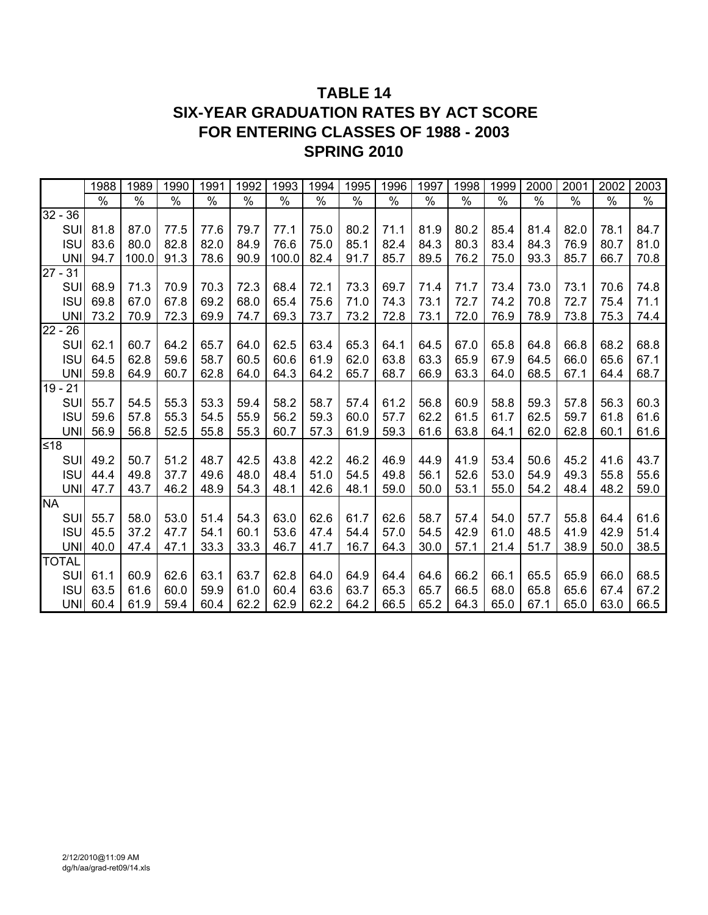# TABLE 14
# SIX-YEAR GRADUATION RATES BY ACT SCORE
# FOR ENTERING CLASSES OF 1988 - 2003
# SPRING 2010

| | 1988 | 1989 | 1990 | 1991 | 1992 | 1993 | 1994 | 1995 | 1996 | 1997 | 1998 | 1999 | 2000 | 2001 | 2002 | 2003 |
|---|---|---|---|---|---|---|---|---|---|---|---|---|---|---|---|---|
| | % | % | % | % | % | % | % | % | % | % | % | % | % | % | % | % |
| 32 - 36 | | | | | | | | | | | | | | | | |
| SUI | 81.8 | 87.0 | 77.5 | 77.6 | 79.7 | 77.1 | 75.0 | 80.2 | 71.1 | 81.9 | 80.2 | 85.4 | 81.4 | 82.0 | 78.1 | 84.7 |
| ISU | 83.6 | 80.0 | 82.8 | 82.0 | 84.9 | 76.6 | 75.0 | 85.1 | 82.4 | 84.3 | 80.3 | 83.4 | 84.3 | 76.9 | 80.7 | 81.0 |
| UNI | 94.7 | 100.0 | 91.3 | 78.6 | 90.9 | 100.0 | 82.4 | 91.7 | 85.7 | 89.5 | 76.2 | 75.0 | 93.3 | 85.7 | 66.7 | 70.8 |
| 27 - 31 | | | | | | | | | | | | | | | | |
| SUI | 68.9 | 71.3 | 70.9 | 70.3 | 72.3 | 68.4 | 72.1 | 73.3 | 69.7 | 71.4 | 71.7 | 73.4 | 73.0 | 73.1 | 70.6 | 74.8 |
| ISU | 69.8 | 67.0 | 67.8 | 69.2 | 68.0 | 65.4 | 75.6 | 71.0 | 74.3 | 73.1 | 72.7 | 74.2 | 70.8 | 72.7 | 75.4 | 71.1 |
| UNI | 73.2 | 70.9 | 72.3 | 69.9 | 74.7 | 69.3 | 73.7 | 73.2 | 72.8 | 73.1 | 72.0 | 76.9 | 78.9 | 73.8 | 75.3 | 74.4 |
| 22 - 26 | | | | | | | | | | | | | | | | |
| SUI | 62.1 | 60.7 | 64.2 | 65.7 | 64.0 | 62.5 | 63.4 | 65.3 | 64.1 | 64.5 | 67.0 | 65.8 | 64.8 | 66.8 | 68.2 | 68.8 |
| ISU | 64.5 | 62.8 | 59.6 | 58.7 | 60.5 | 60.6 | 61.9 | 62.0 | 63.8 | 63.3 | 65.9 | 67.9 | 64.5 | 66.0 | 65.6 | 67.1 |
| UNI | 59.8 | 64.9 | 60.7 | 62.8 | 64.0 | 64.3 | 64.2 | 65.7 | 68.7 | 66.9 | 63.3 | 64.0 | 68.5 | 67.1 | 64.4 | 68.7 |
| 19 - 21 | | | | | | | | | | | | | | | | |
| SUI | 55.7 | 54.5 | 55.3 | 53.3 | 59.4 | 58.2 | 58.7 | 57.4 | 61.2 | 56.8 | 60.9 | 58.8 | 59.3 | 57.8 | 56.3 | 60.3 |
| ISU | 59.6 | 57.8 | 55.3 | 54.5 | 55.9 | 56.2 | 59.3 | 60.0 | 57.7 | 62.2 | 61.5 | 61.7 | 62.5 | 59.7 | 61.8 | 61.6 |
| UNI | 56.9 | 56.8 | 52.5 | 55.8 | 55.3 | 60.7 | 57.3 | 61.9 | 59.3 | 61.6 | 63.8 | 64.1 | 62.0 | 62.8 | 60.1 | 61.6 |
| ≤18 | | | | | | | | | | | | | | | | |
| SUI | 49.2 | 50.7 | 51.2 | 48.7 | 42.5 | 43.8 | 42.2 | 46.2 | 46.9 | 44.9 | 41.9 | 53.4 | 50.6 | 45.2 | 41.6 | 43.7 |
| ISU | 44.4 | 49.8 | 37.7 | 49.6 | 48.0 | 48.4 | 51.0 | 54.5 | 49.8 | 56.1 | 52.6 | 53.0 | 54.9 | 49.3 | 55.8 | 55.6 |
| UNI | 47.7 | 43.7 | 46.2 | 48.9 | 54.3 | 48.1 | 42.6 | 48.1 | 59.0 | 50.0 | 53.1 | 55.0 | 54.2 | 48.4 | 48.2 | 59.0 |
| NA | | | | | | | | | | | | | | | | |
| SUI | 55.7 | 58.0 | 53.0 | 51.4 | 54.3 | 63.0 | 62.6 | 61.7 | 62.6 | 58.7 | 57.4 | 54.0 | 57.7 | 55.8 | 64.4 | 61.6 |
| ISU | 45.5 | 37.2 | 47.7 | 54.1 | 60.1 | 53.6 | 47.4 | 54.4 | 57.0 | 54.5 | 42.9 | 61.0 | 48.5 | 41.9 | 42.9 | 51.4 |
| UNI | 40.0 | 47.4 | 47.1 | 33.3 | 33.3 | 46.7 | 41.7 | 16.7 | 64.3 | 30.0 | 57.1 | 21.4 | 51.7 | 38.9 | 50.0 | 38.5 |
| TOTAL | | | | | | | | | | | | | | | | |
| SUI | 61.1 | 60.9 | 62.6 | 63.1 | 63.7 | 62.8 | 64.0 | 64.9 | 64.4 | 64.6 | 66.2 | 66.1 | 65.5 | 65.9 | 66.0 | 68.5 |
| ISU | 63.5 | 61.6 | 60.0 | 59.9 | 61.0 | 60.4 | 63.6 | 63.7 | 65.3 | 65.7 | 66.5 | 68.0 | 65.8 | 65.6 | 67.4 | 67.2 |
| UNI | 60.4 | 61.9 | 59.4 | 60.4 | 62.2 | 62.9 | 62.2 | 64.2 | 66.5 | 65.2 | 64.3 | 65.0 | 67.1 | 65.0 | 63.0 | 66.5 |

2/12/2010@11:09 AM
dg/h/aa/grad-ret09/14.xls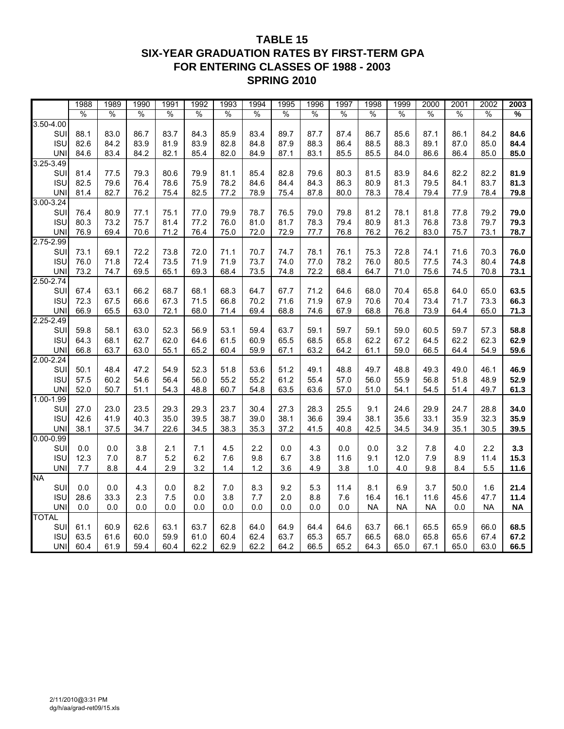# TABLE 15
# SIX-YEAR GRADUATION RATES BY FIRST-TERM GPA
# FOR ENTERING CLASSES OF 1988 - 2003
# SPRING 2010

| | 1988 | 1989 | 1990 | 1991 | 1992 | 1993 | 1994 | 1995 | 1996 | 1997 | 1998 | 1999 | 2000 | 2001 | 2002 | **2003** |
|---|---|---|---|---|---|---|---|---|---|---|---|---|---|---|---|---|
| | % | % | % | % | % | % | % | % | % | % | % | % | % | % | % | **%** |
| 3.50-4.00 | | | | | | | | | | | | | | | | |
| SUI | 88.1 | 83.0 | 86.7 | 83.7 | 84.3 | 85.9 | 83.4 | 89.7 | 87.7 | 87.4 | 86.7 | 85.6 | 87.1 | 86.1 | 84.2 | **84.6** |
| ISU | 82.6 | 84.2 | 83.9 | 81.9 | 83.9 | 82.8 | 84.8 | 87.9 | 88.3 | 86.4 | 88.5 | 88.3 | 89.1 | 87.0 | 85.0 | **84.4** |
| UNI | 84.6 | 83.4 | 84.2 | 82.1 | 85.4 | 82.0 | 84.9 | 87.1 | 83.1 | 85.5 | 85.5 | 84.0 | 86.6 | 86.4 | 85.0 | **85.0** |
| 3.25-3.49 | | | | | | | | | | | | | | | | |
| SUI | 81.4 | 77.5 | 79.3 | 80.6 | 79.9 | 81.1 | 85.4 | 82.8 | 79.6 | 80.3 | 81.5 | 83.9 | 84.6 | 82.2 | 82.2 | **81.9** |
| ISU | 82.5 | 79.6 | 76.4 | 78.6 | 75.9 | 78.2 | 84.6 | 84.4 | 84.3 | 86.3 | 80.9 | 81.3 | 79.5 | 84.1 | 83.7 | **81.3** |
| UNI | 81.4 | 82.7 | 76.2 | 75.4 | 82.5 | 77.2 | 78.9 | 75.4 | 87.8 | 80.0 | 78.3 | 78.4 | 79.4 | 77.9 | 78.4 | **79.8** |
| 3.00-3.24 | | | | | | | | | | | | | | | | |
| SUI | 76.4 | 80.9 | 77.1 | 75.1 | 77.0 | 79.9 | 78.7 | 76.5 | 79.0 | 79.8 | 81.2 | 78.1 | 81.8 | 77.8 | 79.2 | **79.0** |
| ISU | 80.3 | 73.2 | 75.7 | 81.4 | 77.2 | 76.0 | 81.0 | 81.7 | 78.3 | 79.4 | 80.9 | 81.3 | 76.8 | 73.8 | 79.7 | **79.3** |
| UNI | 76.9 | 69.4 | 70.6 | 71.2 | 76.4 | 75.0 | 72.0 | 72.9 | 77.7 | 76.8 | 76.2 | 76.2 | 83.0 | 75.7 | 73.1 | **78.7** |
| 2.75-2.99 | | | | | | | | | | | | | | | | |
| SUI | 73.1 | 69.1 | 72.2 | 73.8 | 72.0 | 71.1 | 70.7 | 74.7 | 78.1 | 76.1 | 75.3 | 72.8 | 74.1 | 71.6 | 70.3 | **76.0** |
| ISU | 76.0 | 71.8 | 72.4 | 73.5 | 71.9 | 71.9 | 73.7 | 74.0 | 77.0 | 78.2 | 76.0 | 80.5 | 77.5 | 74.3 | 80.4 | **74.8** |
| UNI | 73.2 | 74.7 | 69.5 | 65.1 | 69.3 | 68.4 | 73.5 | 74.8 | 72.2 | 68.4 | 64.7 | 71.0 | 75.6 | 74.5 | 70.8 | **73.1** |
| 2.50-2.74 | | | | | | | | | | | | | | | | |
| SUI | 67.4 | 63.1 | 66.2 | 68.7 | 68.1 | 68.3 | 64.7 | 67.7 | 71.2 | 64.6 | 68.0 | 70.4 | 65.8 | 64.0 | 65.0 | **63.5** |
| ISU | 72.3 | 67.5 | 66.6 | 67.3 | 71.5 | 66.8 | 70.2 | 71.6 | 71.9 | 67.9 | 70.6 | 70.4 | 73.4 | 71.7 | 73.3 | **66.3** |
| UNI | 66.9 | 65.5 | 63.0 | 72.1 | 68.0 | 71.4 | 69.4 | 68.8 | 74.6 | 67.9 | 68.8 | 76.8 | 73.9 | 64.4 | 65.0 | **71.3** |
| 2.25-2.49 | | | | | | | | | | | | | | | | |
| SUI | 59.8 | 58.1 | 63.0 | 52.3 | 56.9 | 53.1 | 59.4 | 63.7 | 59.1 | 59.7 | 59.1 | 59.0 | 60.5 | 59.7 | 57.3 | **58.8** |
| ISU | 64.3 | 68.1 | 62.7 | 62.0 | 64.6 | 61.5 | 60.9 | 65.5 | 68.5 | 65.8 | 62.2 | 67.2 | 64.5 | 62.2 | 62.3 | **62.9** |
| UNI | 66.8 | 63.7 | 63.0 | 55.1 | 65.2 | 60.4 | 59.9 | 67.1 | 63.2 | 64.2 | 61.1 | 59.0 | 66.5 | 64.4 | 54.9 | **59.6** |
| 2.00-2.24 | | | | | | | | | | | | | | | | |
| SUI | 50.1 | 48.4 | 47.2 | 54.9 | 52.3 | 51.8 | 53.6 | 51.2 | 49.1 | 48.8 | 49.7 | 48.8 | 49.3 | 49.0 | 46.1 | **46.9** |
| ISU | 57.5 | 60.2 | 54.6 | 56.4 | 56.0 | 55.2 | 55.2 | 61.2 | 55.4 | 57.0 | 56.0 | 55.9 | 56.8 | 51.8 | 48.9 | **52.9** |
| UNI | 52.0 | 50.7 | 51.1 | 54.3 | 48.8 | 60.7 | 54.8 | 63.5 | 63.6 | 57.0 | 51.0 | 54.1 | 54.5 | 51.4 | 49.7 | **61.3** |
| 1.00-1.99 | | | | | | | | | | | | | | | | |
| SUI | 27.0 | 23.0 | 23.5 | 29.3 | 29.3 | 23.7 | 30.4 | 27.3 | 28.3 | 25.5 | 9.1 | 24.6 | 29.9 | 24.7 | 28.8 | **34.0** |
| ISU | 42.6 | 41.9 | 40.3 | 35.0 | 39.5 | 38.7 | 39.0 | 38.1 | 36.6 | 39.4 | 38.1 | 35.6 | 33.1 | 35.9 | 32.3 | **35.9** |
| UNI | 38.1 | 37.5 | 34.7 | 22.6 | 34.5 | 38.3 | 35.3 | 37.2 | 41.5 | 40.8 | 42.5 | 34.5 | 34.9 | 35.1 | 30.5 | **39.5** |
| 0.00-0.99 | | | | | | | | | | | | | | | | |
| SUI | 0.0 | 0.0 | 3.8 | 2.1 | 7.1 | 4.5 | 2.2 | 0.0 | 4.3 | 0.0 | 0.0 | 3.2 | 7.8 | 4.0 | 2.2 | **3.3** |
| ISU | 12.3 | 7.0 | 8.7 | 5.2 | 6.2 | 7.6 | 9.8 | 6.7 | 3.8 | 11.6 | 9.1 | 12.0 | 7.9 | 8.9 | 11.4 | **15.3** |
| UNI | 7.7 | 8.8 | 4.4 | 2.9 | 3.2 | 1.4 | 1.2 | 3.6 | 4.9 | 3.8 | 1.0 | 4.0 | 9.8 | 8.4 | 5.5 | **11.6** |
| NA | | | | | | | | | | | | | | | | |
| SUI | 0.0 | 0.0 | 4.3 | 0.0 | 8.2 | 7.0 | 8.3 | 9.2 | 5.3 | 11.4 | 8.1 | 6.9 | 3.7 | 50.0 | 1.6 | **21.4** |
| ISU | 28.6 | 33.3 | 2.3 | 7.5 | 0.0 | 3.8 | 7.7 | 2.0 | 8.8 | 7.6 | 16.4 | 16.1 | 11.6 | 45.6 | 47.7 | **11.4** |
| UNI | 0.0 | 0.0 | 0.0 | 0.0 | 0.0 | 0.0 | 0.0 | 0.0 | 0.0 | 0.0 | NA | NA | NA | 0.0 | NA | **NA** |
| TOTAL | | | | | | | | | | | | | | | | |
| SUI | 61.1 | 60.9 | 62.6 | 63.1 | 63.7 | 62.8 | 64.0 | 64.9 | 64.4 | 64.6 | 63.7 | 66.1 | 65.5 | 65.9 | 66.0 | **68.5** |
| ISU | 63.5 | 61.6 | 60.0 | 59.9 | 61.0 | 60.4 | 62.4 | 63.7 | 65.3 | 65.7 | 66.5 | 68.0 | 65.8 | 65.6 | 67.4 | **67.2** |
| UNI | 60.4 | 61.9 | 59.4 | 60.4 | 62.2 | 62.9 | 62.2 | 64.2 | 66.5 | 65.2 | 64.3 | 65.0 | 67.1 | 65.0 | 63.0 | **66.5** |

2/11/2010@3:31 PM
dg/h/aa/grad-ret09/15.xls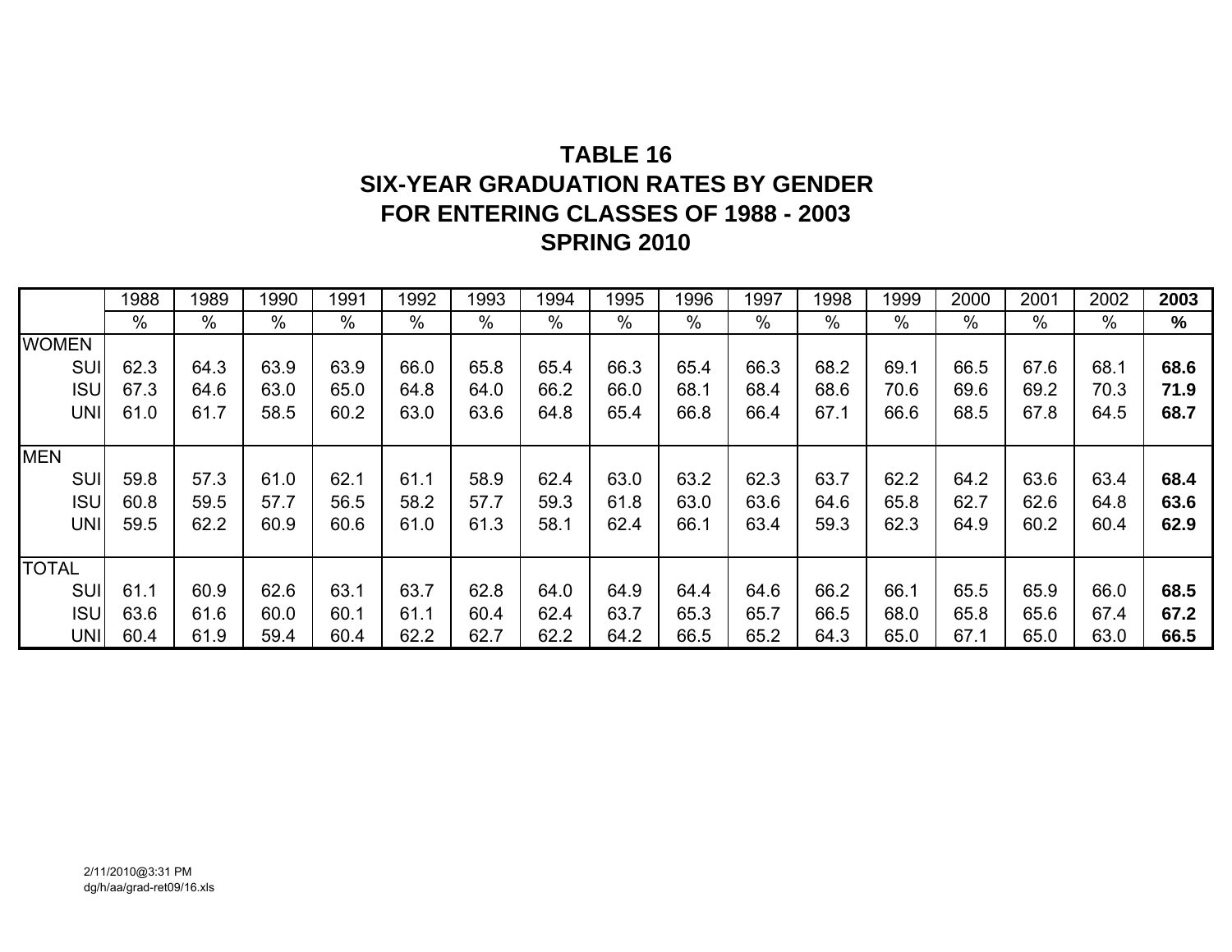**TABLE 16**
**SIX-YEAR GRADUATION RATES BY GENDER**
**FOR ENTERING CLASSES OF 1988 - 2003**
**SPRING 2010**

| | 1988 | 1989 | 1990 | 1991 | 1992 | 1993 | 1994 | 1995 | 1996 | 1997 | 1998 | 1999 | 2000 | 2001 | 2002 | **2003** |
|---|---|---|---|---|---|---|---|---|---|---|---|---|---|---|---|---|
| | % | % | % | % | % | % | % | % | % | % | % | % | % | % | % | **%** |
| WOMEN | | | | | | | | | | | | | | | | |
| SUI | 62.3 | 64.3 | 63.9 | 63.9 | 66.0 | 65.8 | 65.4 | 66.3 | 65.4 | 66.3 | 68.2 | 69.1 | 66.5 | 67.6 | 68.1 | **68.6** |
| ISU | 67.3 | 64.6 | 63.0 | 65.0 | 64.8 | 64.0 | 66.2 | 66.0 | 68.1 | 68.4 | 68.6 | 70.6 | 69.6 | 69.2 | 70.3 | **71.9** |
| UNI | 61.0 | 61.7 | 58.5 | 60.2 | 63.0 | 63.6 | 64.8 | 65.4 | 66.8 | 66.4 | 67.1 | 66.6 | 68.5 | 67.8 | 64.5 | **68.7** |
| MEN | | | | | | | | | | | | | | | | |
| SUI | 59.8 | 57.3 | 61.0 | 62.1 | 61.1 | 58.9 | 62.4 | 63.0 | 63.2 | 62.3 | 63.7 | 62.2 | 64.2 | 63.6 | 63.4 | **68.4** |
| ISU | 60.8 | 59.5 | 57.7 | 56.5 | 58.2 | 57.7 | 59.3 | 61.8 | 63.0 | 63.6 | 64.6 | 65.8 | 62.7 | 62.6 | 64.8 | **63.6** |
| UNI | 59.5 | 62.2 | 60.9 | 60.6 | 61.0 | 61.3 | 58.1 | 62.4 | 66.1 | 63.4 | 59.3 | 62.3 | 64.9 | 60.2 | 60.4 | **62.9** |
| TOTAL | | | | | | | | | | | | | | | | |
| SUI | 61.1 | 60.9 | 62.6 | 63.1 | 63.7 | 62.8 | 64.0 | 64.9 | 64.4 | 64.6 | 66.2 | 66.1 | 65.5 | 65.9 | 66.0 | **68.5** |
| ISU | 63.6 | 61.6 | 60.0 | 60.1 | 61.1 | 60.4 | 62.4 | 63.7 | 65.3 | 65.7 | 66.5 | 68.0 | 65.8 | 65.6 | 67.4 | **67.2** |
| UNI | 60.4 | 61.9 | 59.4 | 60.4 | 62.2 | 62.7 | 62.2 | 64.2 | 66.5 | 65.2 | 64.3 | 65.0 | 67.1 | 65.0 | 63.0 | **66.5** |

2/11/2010@3:31 PM
dg/h/aa/grad-ret09/16.xls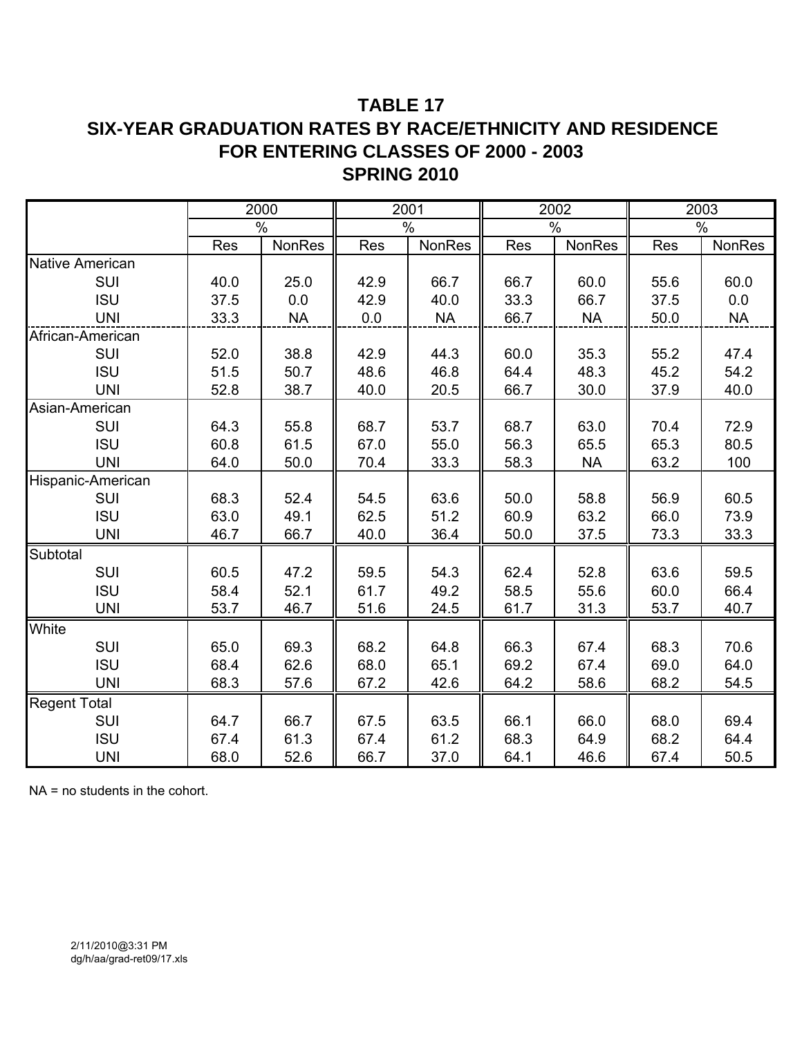# TABLE 17
# SIX-YEAR GRADUATION RATES BY RACE/ETHNICITY AND RESIDENCE FOR ENTERING CLASSES OF 2000 - 2003
# SPRING 2010

| | 2000 | | 2001 | | 2002 | | 2003 | |
|---|---|---|---|---|---|---|---|---|
| | % | | % | | % | | % | |
| | Res | NonRes | Res | NonRes | Res | NonRes | Res | NonRes |
| Native American | | | | | | | | |
| SUI | 40.0 | 25.0 | 42.9 | 66.7 | 66.7 | 60.0 | 55.6 | 60.0 |
| ISU | 37.5 | 0.0 | 42.9 | 40.0 | 33.3 | 66.7 | 37.5 | 0.0 |
| UNI | 33.3 | NA | 0.0 | NA | 66.7 | NA | 50.0 | NA |
| African-American | | | | | | | | |
| SUI | 52.0 | 38.8 | 42.9 | 44.3 | 60.0 | 35.3 | 55.2 | 47.4 |
| ISU | 51.5 | 50.7 | 48.6 | 46.8 | 64.4 | 48.3 | 45.2 | 54.2 |
| UNI | 52.8 | 38.7 | 40.0 | 20.5 | 66.7 | 30.0 | 37.9 | 40.0 |
| Asian-American | | | | | | | | |
| SUI | 64.3 | 55.8 | 68.7 | 53.7 | 68.7 | 63.0 | 70.4 | 72.9 |
| ISU | 60.8 | 61.5 | 67.0 | 55.0 | 56.3 | 65.5 | 65.3 | 80.5 |
| UNI | 64.0 | 50.0 | 70.4 | 33.3 | 58.3 | NA | 63.2 | 100 |
| Hispanic-American | | | | | | | | |
| SUI | 68.3 | 52.4 | 54.5 | 63.6 | 50.0 | 58.8 | 56.9 | 60.5 |
| ISU | 63.0 | 49.1 | 62.5 | 51.2 | 60.9 | 63.2 | 66.0 | 73.9 |
| UNI | 46.7 | 66.7 | 40.0 | 36.4 | 50.0 | 37.5 | 73.3 | 33.3 |
| Subtotal | | | | | | | | |
| SUI | 60.5 | 47.2 | 59.5 | 54.3 | 62.4 | 52.8 | 63.6 | 59.5 |
| ISU | 58.4 | 52.1 | 61.7 | 49.2 | 58.5 | 55.6 | 60.0 | 66.4 |
| UNI | 53.7 | 46.7 | 51.6 | 24.5 | 61.7 | 31.3 | 53.7 | 40.7 |
| White | | | | | | | | |
| SUI | 65.0 | 69.3 | 68.2 | 64.8 | 66.3 | 67.4 | 68.3 | 70.6 |
| ISU | 68.4 | 62.6 | 68.0 | 65.1 | 69.2 | 67.4 | 69.0 | 64.0 |
| UNI | 68.3 | 57.6 | 67.2 | 42.6 | 64.2 | 58.6 | 68.2 | 54.5 |
| Regent Total | | | | | | | | |
| SUI | 64.7 | 66.7 | 67.5 | 63.5 | 66.1 | 66.0 | 68.0 | 69.4 |
| ISU | 67.4 | 61.3 | 67.4 | 61.2 | 68.3 | 64.9 | 68.2 | 64.4 |
| UNI | 68.0 | 52.6 | 66.7 | 37.0 | 64.1 | 46.6 | 67.4 | 50.5 |

NA = no students in the cohort.

2/11/2010@3:31 PM
dg/h/aa/grad-ret09/17.xls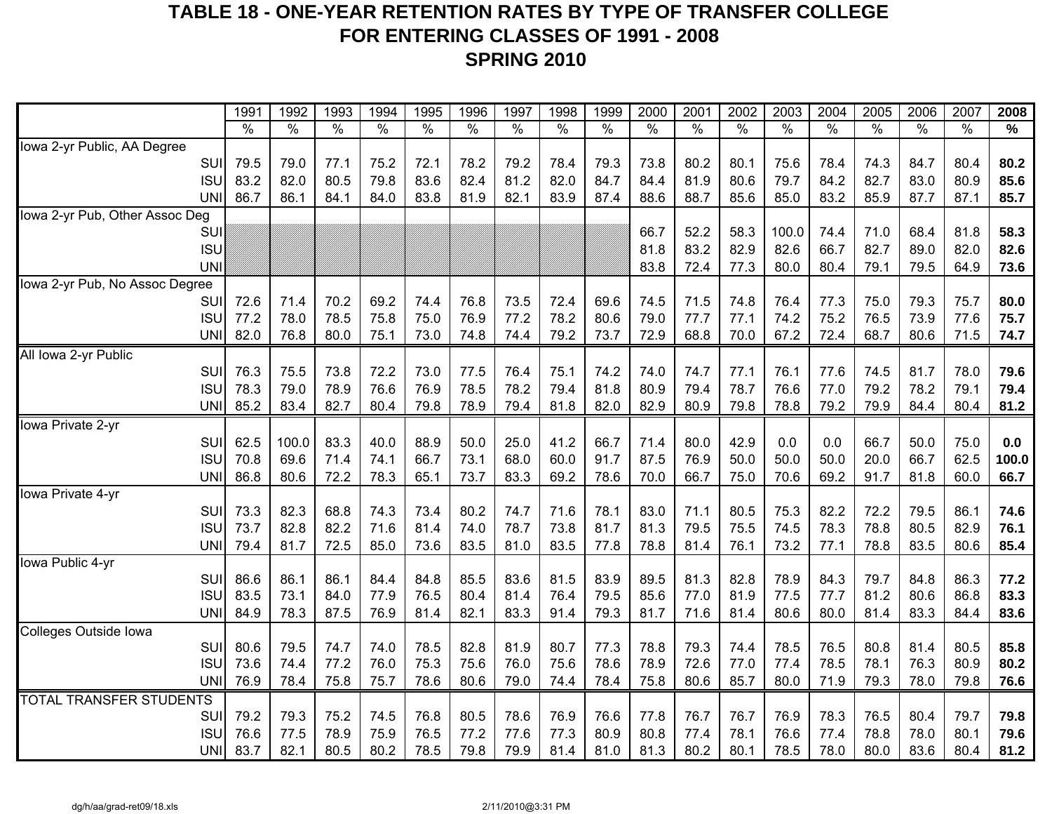# TABLE 18 - ONE-YEAR RETENTION RATES BY TYPE OF TRANSFER COLLEGE
## FOR ENTERING CLASSES OF 1991 - 2008
## SPRING 2010

| | 1991 | 1992 | 1993 | 1994 | 1995 | 1996 | 1997 | 1998 | 1999 | 2000 | 2001 | 2002 | 2003 | 2004 | 2005 | 2006 | 2007 | **2008** |
|---|---|---|---|---|---|---|---|---|---|---|---|---|---|---|---|---|---|---|
| | % | % | % | % | % | % | % | % | % | % | % | % | % | % | % | % | % | **%** |
| Iowa 2-yr Public, AA Degree | | | | | | | | | | | | | | | | | | |
| SUI | 79.5 | 79.0 | 77.1 | 75.2 | 72.1 | 78.2 | 79.2 | 78.4 | 79.3 | 73.8 | 80.2 | 80.1 | 75.6 | 78.4 | 74.3 | 84.7 | 80.4 | **80.2** |
| ISU | 83.2 | 82.0 | 80.5 | 79.8 | 83.6 | 82.4 | 81.2 | 82.0 | 84.7 | 84.4 | 81.9 | 80.6 | 79.7 | 84.2 | 82.7 | 83.0 | 80.9 | **85.6** |
| UNI | 86.7 | 86.1 | 84.1 | 84.0 | 83.8 | 81.9 | 82.1 | 83.9 | 87.4 | 88.6 | 88.7 | 85.6 | 85.0 | 83.2 | 85.9 | 87.7 | 87.1 | **85.7** |
| Iowa 2-yr Pub, Other Assoc Deg | | | | | | | | | | | | | | | | | | |
| SUI | | | | | | | | | | 66.7 | 52.2 | 58.3 | 100.0 | 74.4 | 71.0 | 68.4 | 81.8 | **58.3** |
| ISU | | | | | | | | | | 81.8 | 83.2 | 82.9 | 82.6 | 66.7 | 82.7 | 89.0 | 82.0 | **82.6** |
| UNI | | | | | | | | | | 83.8 | 72.4 | 77.3 | 80.0 | 80.4 | 79.1 | 79.5 | 64.9 | **73.6** |
| Iowa 2-yr Pub, No Assoc Degree | | | | | | | | | | | | | | | | | | |
| SUI | 72.6 | 71.4 | 70.2 | 69.2 | 74.4 | 76.8 | 73.5 | 72.4 | 69.6 | 74.5 | 71.5 | 74.8 | 76.4 | 77.3 | 75.0 | 79.3 | 75.7 | **80.0** |
| ISU | 77.2 | 78.0 | 78.5 | 75.8 | 75.0 | 76.9 | 77.2 | 78.2 | 80.6 | 79.0 | 77.7 | 77.1 | 74.2 | 75.2 | 76.5 | 73.9 | 77.6 | **75.7** |
| UNI | 82.0 | 76.8 | 80.0 | 75.1 | 73.0 | 74.8 | 74.4 | 79.2 | 73.7 | 72.9 | 68.8 | 70.0 | 67.2 | 72.4 | 68.7 | 80.6 | 71.5 | **74.7** |
| All Iowa 2-yr Public | | | | | | | | | | | | | | | | | | |
| SUI | 76.3 | 75.5 | 73.8 | 72.2 | 73.0 | 77.5 | 76.4 | 75.1 | 74.2 | 74.0 | 74.7 | 77.1 | 76.1 | 77.6 | 74.5 | 81.7 | 78.0 | **79.6** |
| ISU | 78.3 | 79.0 | 78.9 | 76.6 | 76.9 | 78.5 | 78.2 | 79.4 | 81.8 | 80.9 | 79.4 | 78.7 | 76.6 | 77.0 | 79.2 | 78.2 | 79.1 | **79.4** |
| UNI | 85.2 | 83.4 | 82.7 | 80.4 | 79.8 | 78.9 | 79.4 | 81.8 | 82.0 | 82.9 | 80.9 | 79.8 | 78.8 | 79.2 | 79.9 | 84.4 | 80.4 | **81.2** |
| Iowa Private 2-yr | | | | | | | | | | | | | | | | | | |
| SUI | 62.5 | 100.0 | 83.3 | 40.0 | 88.9 | 50.0 | 25.0 | 41.2 | 66.7 | 71.4 | 80.0 | 42.9 | 0.0 | 0.0 | 66.7 | 50.0 | 75.0 | **0.0** |
| ISU | 70.8 | 69.6 | 71.4 | 74.1 | 66.7 | 73.1 | 68.0 | 60.0 | 91.7 | 87.5 | 76.9 | 50.0 | 50.0 | 50.0 | 20.0 | 66.7 | 62.5 | **100.0** |
| UNI | 86.8 | 80.6 | 72.2 | 78.3 | 65.1 | 73.7 | 83.3 | 69.2 | 78.6 | 70.0 | 66.7 | 75.0 | 70.6 | 69.2 | 91.7 | 81.8 | 60.0 | **66.7** |
| Iowa Private 4-yr | | | | | | | | | | | | | | | | | | |
| SUI | 73.3 | 82.3 | 68.8 | 74.3 | 73.4 | 80.2 | 74.7 | 71.6 | 78.1 | 83.0 | 71.1 | 80.5 | 75.3 | 82.2 | 72.2 | 79.5 | 86.1 | **74.6** |
| ISU | 73.7 | 82.8 | 82.2 | 71.6 | 81.4 | 74.0 | 78.7 | 73.8 | 81.7 | 81.3 | 79.5 | 75.5 | 74.5 | 78.3 | 78.8 | 80.5 | 82.9 | **76.1** |
| UNI | 79.4 | 81.7 | 72.5 | 85.0 | 73.6 | 83.5 | 81.0 | 83.5 | 77.8 | 78.8 | 81.4 | 76.1 | 73.2 | 77.1 | 78.8 | 83.5 | 80.6 | **85.4** |
| Iowa Public 4-yr | | | | | | | | | | | | | | | | | | |
| SUI | 86.6 | 86.1 | 86.1 | 84.4 | 84.8 | 85.5 | 83.6 | 81.5 | 83.9 | 89.5 | 81.3 | 82.8 | 78.9 | 84.3 | 79.7 | 84.8 | 86.3 | **77.2** |
| ISU | 83.5 | 73.1 | 84.0 | 77.9 | 76.5 | 80.4 | 81.4 | 76.4 | 79.5 | 85.6 | 77.0 | 81.9 | 77.5 | 77.7 | 81.2 | 80.6 | 86.8 | **83.3** |
| UNI | 84.9 | 78.3 | 87.5 | 76.9 | 81.4 | 82.1 | 83.3 | 91.4 | 79.3 | 81.7 | 71.6 | 81.4 | 80.6 | 80.0 | 81.4 | 83.3 | 84.4 | **83.6** |
| Colleges Outside Iowa | | | | | | | | | | | | | | | | | | |
| SUI | 80.6 | 79.5 | 74.7 | 74.0 | 78.5 | 82.8 | 81.9 | 80.7 | 77.3 | 78.8 | 79.3 | 74.4 | 78.5 | 76.5 | 80.8 | 81.4 | 80.5 | **85.8** |
| ISU | 73.6 | 74.4 | 77.2 | 76.0 | 75.3 | 75.6 | 76.0 | 75.6 | 78.6 | 78.9 | 72.6 | 77.0 | 77.4 | 78.5 | 78.1 | 76.3 | 80.9 | **80.2** |
| UNI | 76.9 | 78.4 | 75.8 | 75.7 | 78.6 | 80.6 | 79.0 | 74.4 | 78.4 | 75.8 | 80.6 | 85.7 | 80.0 | 71.9 | 79.3 | 78.0 | 79.8 | **76.6** |
| TOTAL TRANSFER STUDENTS | | | | | | | | | | | | | | | | | | |
| SUI | 79.2 | 79.3 | 75.2 | 74.5 | 76.8 | 80.5 | 78.6 | 76.9 | 76.6 | 77.8 | 76.7 | 76.7 | 76.9 | 78.3 | 76.5 | 80.4 | 79.7 | **79.8** |
| ISU | 76.6 | 77.5 | 78.9 | 75.9 | 76.5 | 77.2 | 77.6 | 77.3 | 80.9 | 80.8 | 77.4 | 78.1 | 76.6 | 77.4 | 78.8 | 78.0 | 80.1 | **79.6** |
| UNI | 83.7 | 82.1 | 80.5 | 80.2 | 78.5 | 79.8 | 79.9 | 81.4 | 81.0 | 81.3 | 80.2 | 80.1 | 78.5 | 78.0 | 80.0 | 83.6 | 80.4 | **81.2** |

dg/h/aa/grad-ret09/18.xls 2/11/2010@3:31 PM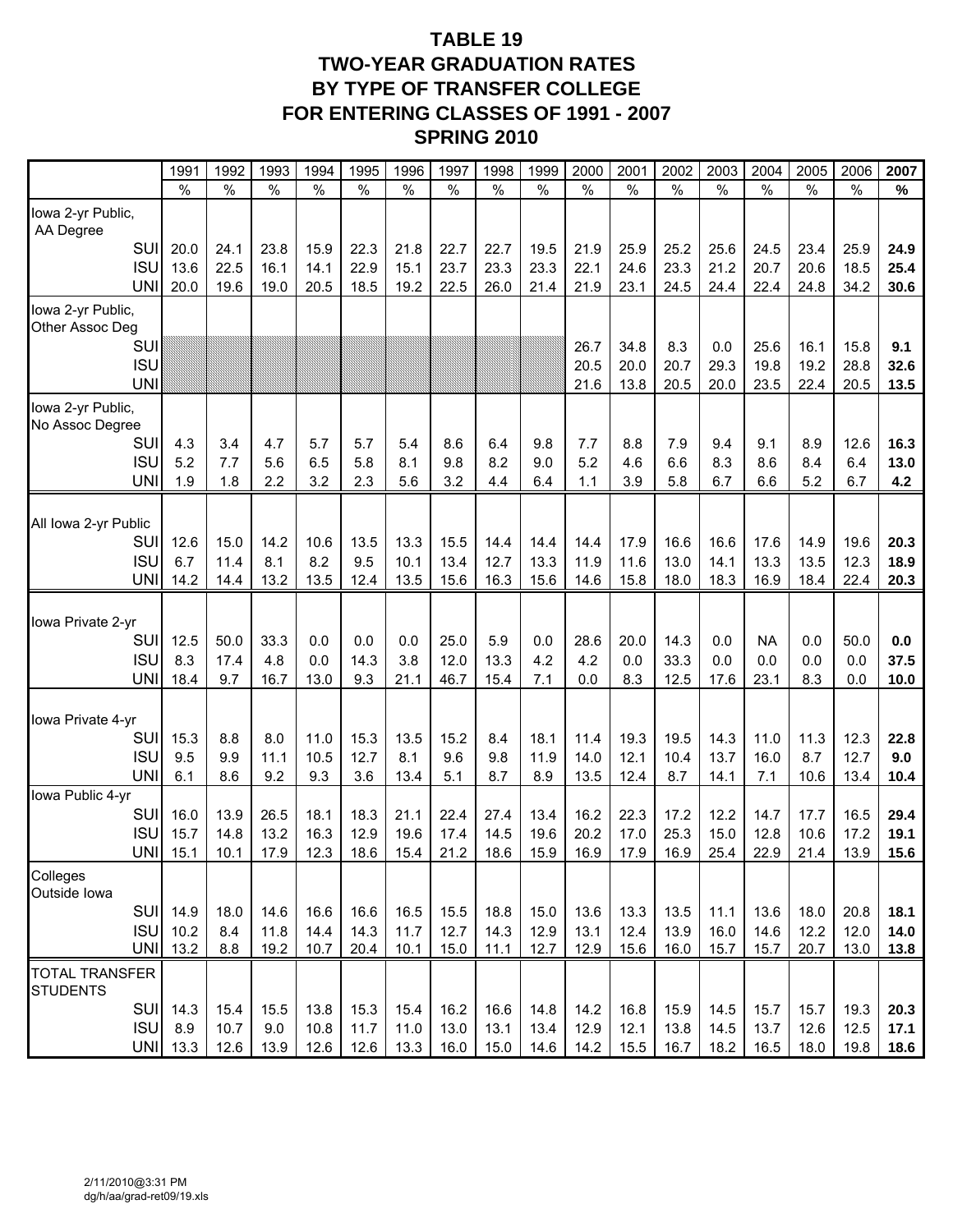# TABLE 19
## TWO-YEAR GRADUATION RATES BY TYPE OF TRANSFER COLLEGE FOR ENTERING CLASSES OF 1991 - 2007
## SPRING 2010

| | 1991 | 1992 | 1993 | 1994 | 1995 | 1996 | 1997 | 1998 | 1999 | 2000 | 2001 | 2002 | 2003 | 2004 | 2005 | 2006 | **2007** |
|---|---|---|---|---|---|---|---|---|---|---|---|---|---|---|---|---|---|
| | % | % | % | % | % | % | % | % | % | % | % | % | % | % | % | % | **%** |
| Iowa 2-yr Public, AA Degree | | | | | | | | | | | | | | | | | |
| SUI | 20.0 | 24.1 | 23.8 | 15.9 | 22.3 | 21.8 | 22.7 | 22.7 | 19.5 | 21.9 | 25.9 | 25.2 | 25.6 | 24.5 | 23.4 | 25.9 | **24.9** |
| ISU | 13.6 | 22.5 | 16.1 | 14.1 | 22.9 | 15.1 | 23.7 | 23.3 | 23.3 | 22.1 | 24.6 | 23.3 | 21.2 | 20.7 | 20.6 | 18.5 | **25.4** |
| UNI | 20.0 | 19.6 | 19.0 | 20.5 | 18.5 | 19.2 | 22.5 | 26.0 | 21.4 | 21.9 | 23.1 | 24.5 | 24.4 | 22.4 | 24.8 | 34.2 | **30.6** |
| Iowa 2-yr Public, Other Assoc Deg | | | | | | | | | | | | | | | | | |
| SUI | | | | | | | | | | 26.7 | 34.8 | 8.3 | 0.0 | 25.6 | 16.1 | 15.8 | **9.1** |
| ISU | | | | | | | | | | 20.5 | 20.0 | 20.7 | 29.3 | 19.8 | 19.2 | 28.8 | **32.6** |
| UNI | | | | | | | | | | 21.6 | 13.8 | 20.5 | 20.0 | 23.5 | 22.4 | 20.5 | **13.5** |
| Iowa 2-yr Public, No Assoc Degree | | | | | | | | | | | | | | | | | |
| SUI | 4.3 | 3.4 | 4.7 | 5.7 | 5.7 | 5.4 | 8.6 | 6.4 | 9.8 | 7.7 | 8.8 | 7.9 | 9.4 | 9.1 | 8.9 | 12.6 | **16.3** |
| ISU | 5.2 | 7.7 | 5.6 | 6.5 | 5.8 | 8.1 | 9.8 | 8.2 | 9.0 | 5.2 | 4.6 | 6.6 | 8.3 | 8.6 | 8.4 | 6.4 | **13.0** |
| UNI | 1.9 | 1.8 | 2.2 | 3.2 | 2.3 | 5.6 | 3.2 | 4.4 | 6.4 | 1.1 | 3.9 | 5.8 | 6.7 | 6.6 | 5.2 | 6.7 | **4.2** |
| All Iowa 2-yr Public | | | | | | | | | | | | | | | | | |
| SUI | 12.6 | 15.0 | 14.2 | 10.6 | 13.5 | 13.3 | 15.5 | 14.4 | 14.4 | 14.4 | 17.9 | 16.6 | 16.6 | 17.6 | 14.9 | 19.6 | **20.3** |
| ISU | 6.7 | 11.4 | 8.1 | 8.2 | 9.5 | 10.1 | 13.4 | 12.7 | 13.3 | 11.9 | 11.6 | 13.0 | 14.1 | 13.3 | 13.5 | 12.3 | **18.9** |
| UNI | 14.2 | 14.4 | 13.2 | 13.5 | 12.4 | 13.5 | 15.6 | 16.3 | 15.6 | 14.6 | 15.8 | 18.0 | 18.3 | 16.9 | 18.4 | 22.4 | **20.3** |
| Iowa Private 2-yr | | | | | | | | | | | | | | | | | |
| SUI | 12.5 | 50.0 | 33.3 | 0.0 | 0.0 | 0.0 | 25.0 | 5.9 | 0.0 | 28.6 | 20.0 | 14.3 | 0.0 | NA | 0.0 | 50.0 | **0.0** |
| ISU | 8.3 | 17.4 | 4.8 | 0.0 | 14.3 | 3.8 | 12.0 | 13.3 | 4.2 | 4.2 | 0.0 | 33.3 | 0.0 | 0.0 | 0.0 | 0.0 | **37.5** |
| UNI | 18.4 | 9.7 | 16.7 | 13.0 | 9.3 | 21.1 | 46.7 | 15.4 | 7.1 | 0.0 | 8.3 | 12.5 | 17.6 | 23.1 | 8.3 | 0.0 | **10.0** |
| Iowa Private 4-yr | | | | | | | | | | | | | | | | | |
| SUI | 15.3 | 8.8 | 8.0 | 11.0 | 15.3 | 13.5 | 15.2 | 8.4 | 18.1 | 11.4 | 19.3 | 19.5 | 14.3 | 11.0 | 11.3 | 12.3 | **22.8** |
| ISU | 9.5 | 9.9 | 11.1 | 10.5 | 12.7 | 8.1 | 9.6 | 9.8 | 11.9 | 14.0 | 12.1 | 10.4 | 13.7 | 16.0 | 8.7 | 12.7 | **9.0** |
| UNI | 6.1 | 8.6 | 9.2 | 9.3 | 3.6 | 13.4 | 5.1 | 8.7 | 8.9 | 13.5 | 12.4 | 8.7 | 14.1 | 7.1 | 10.6 | 13.4 | **10.4** |
| Iowa Public 4-yr | | | | | | | | | | | | | | | | | |
| SUI | 16.0 | 13.9 | 26.5 | 18.1 | 18.3 | 21.1 | 22.4 | 27.4 | 13.4 | 16.2 | 22.3 | 17.2 | 12.2 | 14.7 | 17.7 | 16.5 | **29.4** |
| ISU | 15.7 | 14.8 | 13.2 | 16.3 | 12.9 | 19.6 | 17.4 | 14.5 | 19.6 | 20.2 | 17.0 | 25.3 | 15.0 | 12.8 | 10.6 | 17.2 | **19.1** |
| UNI | 15.1 | 10.1 | 17.9 | 12.3 | 18.6 | 15.4 | 21.2 | 18.6 | 15.9 | 16.9 | 17.9 | 16.9 | 25.4 | 22.9 | 21.4 | 13.9 | **15.6** |
| Colleges Outside Iowa | | | | | | | | | | | | | | | | | |
| SUI | 14.9 | 18.0 | 14.6 | 16.6 | 16.6 | 16.5 | 15.5 | 18.8 | 15.0 | 13.6 | 13.3 | 13.5 | 11.1 | 13.6 | 18.0 | 20.8 | **18.1** |
| ISU | 10.2 | 8.4 | 11.8 | 14.4 | 14.3 | 11.7 | 12.7 | 14.3 | 12.9 | 13.1 | 12.4 | 13.9 | 16.0 | 14.6 | 12.2 | 12.0 | **14.0** |
| UNI | 13.2 | 8.8 | 19.2 | 10.7 | 20.4 | 10.1 | 15.0 | 11.1 | 12.7 | 12.9 | 15.6 | 16.0 | 15.7 | 15.7 | 20.7 | 13.0 | **13.8** |
| TOTAL TRANSFER STUDENTS | | | | | | | | | | | | | | | | | |
| SUI | 14.3 | 15.4 | 15.5 | 13.8 | 15.3 | 15.4 | 16.2 | 16.6 | 14.8 | 14.2 | 16.8 | 15.9 | 14.5 | 15.7 | 15.7 | 19.3 | **20.3** |
| ISU | 8.9 | 10.7 | 9.0 | 10.8 | 11.7 | 11.0 | 13.0 | 13.1 | 13.4 | 12.9 | 12.1 | 13.8 | 14.5 | 13.7 | 12.6 | 12.5 | **17.1** |
| UNI | 13.3 | 12.6 | 13.9 | 12.6 | 12.6 | 13.3 | 16.0 | 15.0 | 14.6 | 14.2 | 15.5 | 16.7 | 18.2 | 16.5 | 18.0 | 19.8 | **18.6** |

2/11/2010@3:31 PM
dg/h/aa/grad-ret09/19.xls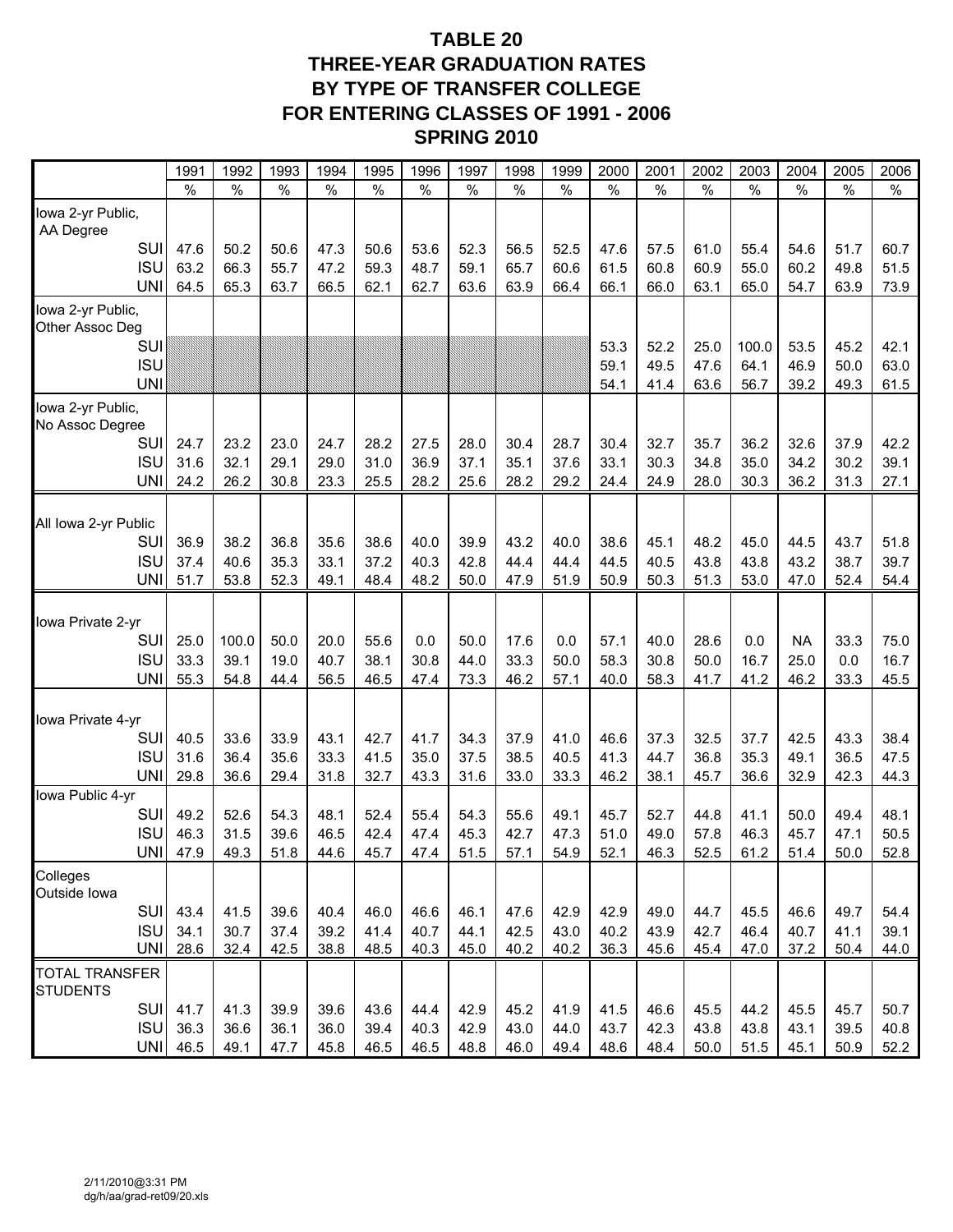# TABLE 20
## THREE-YEAR GRADUATION RATES BY TYPE OF TRANSFER COLLEGE FOR ENTERING CLASSES OF 1991 - 2006
## SPRING 2010

| | 1991 | 1992 | 1993 | 1994 | 1995 | 1996 | 1997 | 1998 | 1999 | 2000 | 2001 | 2002 | 2003 | 2004 | 2005 | 2006 |
|---|---|---|---|---|---|---|---|---|---|---|---|---|---|---|---|---|
| | % | % | % | % | % | % | % | % | % | % | % | % | % | % | % | % |
| **Iowa 2-yr Public, AA Degree** | | | | | | | | | | | | | | | | |
| SUI | 47.6 | 50.2 | 50.6 | 47.3 | 50.6 | 53.6 | 52.3 | 56.5 | 52.5 | 47.6 | 57.5 | 61.0 | 55.4 | 54.6 | 51.7 | 60.7 |
| ISU | 63.2 | 66.3 | 55.7 | 47.2 | 59.3 | 48.7 | 59.1 | 65.7 | 60.6 | 61.5 | 60.8 | 60.9 | 55.0 | 60.2 | 49.8 | 51.5 |
| UNI | 64.5 | 65.3 | 63.7 | 66.5 | 62.1 | 62.7 | 63.6 | 63.9 | 66.4 | 66.1 | 66.0 | 63.1 | 65.0 | 54.7 | 63.9 | 73.9 |
| **Iowa 2-yr Public, Other Assoc Deg** | | | | | | | | | | | | | | | | |
| SUI | | | | | | | | | | 53.3 | 52.2 | 25.0 | 100.0 | 53.5 | 45.2 | 42.1 |
| ISU | | | | | | | | | | 59.1 | 49.5 | 47.6 | 64.1 | 46.9 | 50.0 | 63.0 |
| UNI | | | | | | | | | | 54.1 | 41.4 | 63.6 | 56.7 | 39.2 | 49.3 | 61.5 |
| **Iowa 2-yr Public, No Assoc Degree** | | | | | | | | | | | | | | | | |
| SUI | 24.7 | 23.2 | 23.0 | 24.7 | 28.2 | 27.5 | 28.0 | 30.4 | 28.7 | 30.4 | 32.7 | 35.7 | 36.2 | 32.6 | 37.9 | 42.2 |
| ISU | 31.6 | 32.1 | 29.1 | 29.0 | 31.0 | 36.9 | 37.1 | 35.1 | 37.6 | 33.1 | 30.3 | 34.8 | 35.0 | 34.2 | 30.2 | 39.1 |
| UNI | 24.2 | 26.2 | 30.8 | 23.3 | 25.5 | 28.2 | 25.6 | 28.2 | 29.2 | 24.4 | 24.9 | 28.0 | 30.3 | 36.2 | 31.3 | 27.1 |
| **All Iowa 2-yr Public** | | | | | | | | | | | | | | | | |
| SUI | 36.9 | 38.2 | 36.8 | 35.6 | 38.6 | 40.0 | 39.9 | 43.2 | 40.0 | 38.6 | 45.1 | 48.2 | 45.0 | 44.5 | 43.7 | 51.8 |
| ISU | 37.4 | 40.6 | 35.3 | 33.1 | 37.2 | 40.3 | 42.8 | 44.4 | 44.4 | 44.5 | 40.5 | 43.8 | 43.8 | 43.2 | 38.7 | 39.7 |
| UNI | 51.7 | 53.8 | 52.3 | 49.1 | 48.4 | 48.2 | 50.0 | 47.9 | 51.9 | 50.9 | 50.3 | 51.3 | 53.0 | 47.0 | 52.4 | 54.4 |
| **Iowa Private 2-yr** | | | | | | | | | | | | | | | | |
| SUI | 25.0 | 100.0 | 50.0 | 20.0 | 55.6 | 0.0 | 50.0 | 17.6 | 0.0 | 57.1 | 40.0 | 28.6 | 0.0 | NA | 33.3 | 75.0 |
| ISU | 33.3 | 39.1 | 19.0 | 40.7 | 38.1 | 30.8 | 44.0 | 33.3 | 50.0 | 58.3 | 30.8 | 50.0 | 16.7 | 25.0 | 0.0 | 16.7 |
| UNI | 55.3 | 54.8 | 44.4 | 56.5 | 46.5 | 47.4 | 73.3 | 46.2 | 57.1 | 40.0 | 58.3 | 41.7 | 41.2 | 46.2 | 33.3 | 45.5 |
| **Iowa Private 4-yr** | | | | | | | | | | | | | | | | |
| SUI | 40.5 | 33.6 | 33.9 | 43.1 | 42.7 | 41.7 | 34.3 | 37.9 | 41.0 | 46.6 | 37.3 | 32.5 | 37.7 | 42.5 | 43.3 | 38.4 |
| ISU | 31.6 | 36.4 | 35.6 | 33.3 | 41.5 | 35.0 | 37.5 | 38.5 | 40.5 | 41.3 | 44.7 | 36.8 | 35.3 | 49.1 | 36.5 | 47.5 |
| UNI | 29.8 | 36.6 | 29.4 | 31.8 | 32.7 | 43.3 | 31.6 | 33.0 | 33.3 | 46.2 | 38.1 | 45.7 | 36.6 | 32.9 | 42.3 | 44.3 |
| **Iowa Public 4-yr** | | | | | | | | | | | | | | | | |
| SUI | 49.2 | 52.6 | 54.3 | 48.1 | 52.4 | 55.4 | 54.3 | 55.6 | 49.1 | 45.7 | 52.7 | 44.8 | 41.1 | 50.0 | 49.4 | 48.1 |
| ISU | 46.3 | 31.5 | 39.6 | 46.5 | 42.4 | 47.4 | 45.3 | 42.7 | 47.3 | 51.0 | 49.0 | 57.8 | 46.3 | 45.7 | 47.1 | 50.5 |
| UNI | 47.9 | 49.3 | 51.8 | 44.6 | 45.7 | 47.4 | 51.5 | 57.1 | 54.9 | 52.1 | 46.3 | 52.5 | 61.2 | 51.4 | 50.0 | 52.8 |
| **Colleges Outside Iowa** | | | | | | | | | | | | | | | | |
| SUI | 43.4 | 41.5 | 39.6 | 40.4 | 46.0 | 46.6 | 46.1 | 47.6 | 42.9 | 42.9 | 49.0 | 44.7 | 45.5 | 46.6 | 49.7 | 54.4 |
| ISU | 34.1 | 30.7 | 37.4 | 39.2 | 41.4 | 40.7 | 44.1 | 42.5 | 43.0 | 40.2 | 43.9 | 42.7 | 46.4 | 40.7 | 41.1 | 39.1 |
| UNI | 28.6 | 32.4 | 42.5 | 38.8 | 48.5 | 40.3 | 45.0 | 40.2 | 40.2 | 36.3 | 45.6 | 45.4 | 47.0 | 37.2 | 50.4 | 44.0 |
| **TOTAL TRANSFER STUDENTS** | | | | | | | | | | | | | | | | |
| SUI | 41.7 | 41.3 | 39.9 | 39.6 | 43.6 | 44.4 | 42.9 | 45.2 | 41.9 | 41.5 | 46.6 | 45.5 | 44.2 | 45.5 | 45.7 | 50.7 |
| ISU | 36.3 | 36.6 | 36.1 | 36.0 | 39.4 | 40.3 | 42.9 | 43.0 | 44.0 | 43.7 | 42.3 | 43.8 | 43.8 | 43.1 | 39.5 | 40.8 |
| UNI | 46.5 | 49.1 | 47.7 | 45.8 | 46.5 | 46.5 | 48.8 | 46.0 | 49.4 | 48.6 | 48.4 | 50.0 | 51.5 | 45.1 | 50.9 | 52.2 |

2/11/2010@3:31 PM
dg/h/aa/grad-ret09/20.xls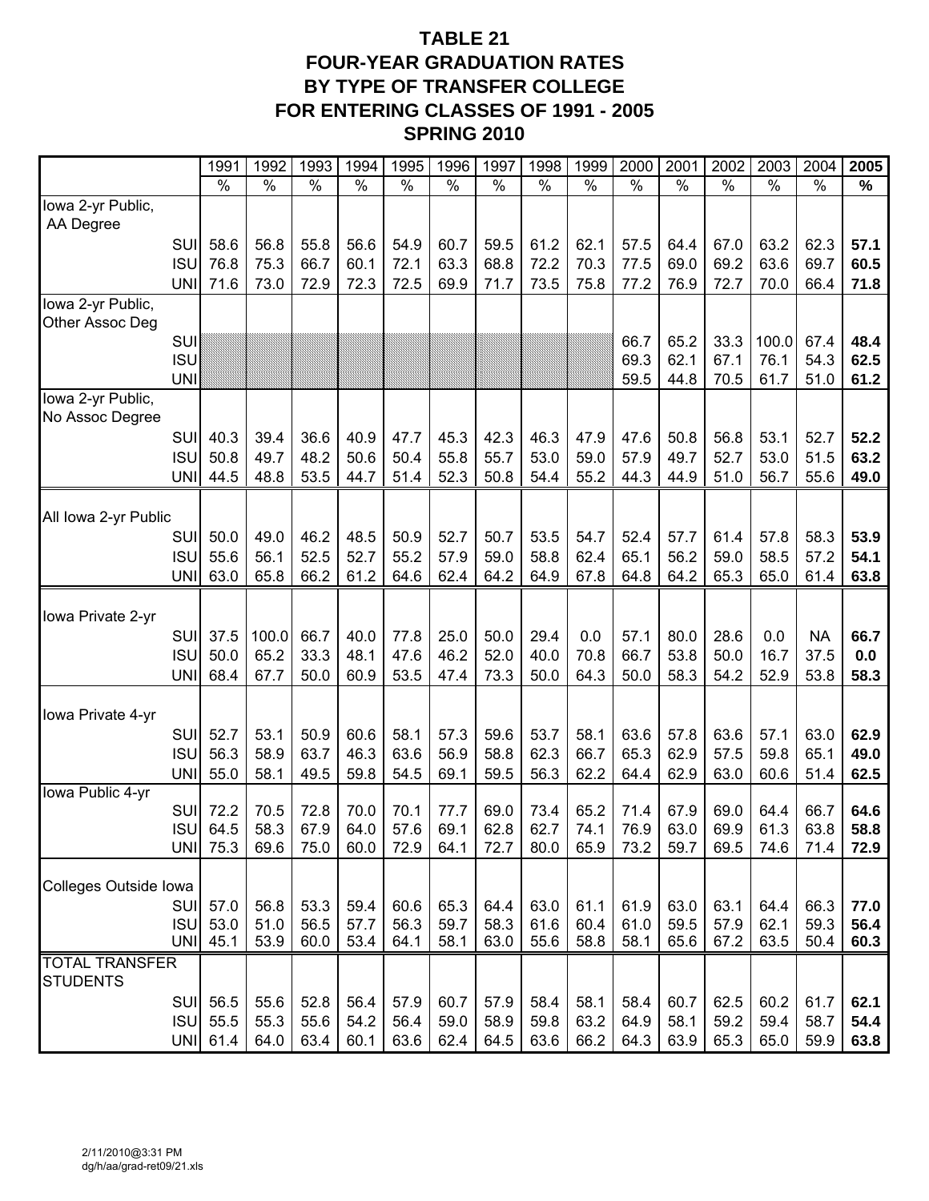# TABLE 21
# FOUR-YEAR GRADUATION RATES BY TYPE OF TRANSFER COLLEGE FOR ENTERING CLASSES OF 1991 - 2005
## SPRING 2010

| | 1991 | 1992 | 1993 | 1994 | 1995 | 1996 | 1997 | 1998 | 1999 | 2000 | 2001 | 2002 | 2003 | 2004 | **2005** |
|---|---|---|---|---|---|---|---|---|---|---|---|---|---|---|---|
| | % | % | % | % | % | % | % | % | % | % | % | % | % | % | **%** |
| Iowa 2-yr Public, AA Degree | | | | | | | | | | | | | | | |
| SUI | 58.6 | 56.8 | 55.8 | 56.6 | 54.9 | 60.7 | 59.5 | 61.2 | 62.1 | 57.5 | 64.4 | 67.0 | 63.2 | 62.3 | **57.1** |
| ISU | 76.8 | 75.3 | 66.7 | 60.1 | 72.1 | 63.3 | 68.8 | 72.2 | 70.3 | 77.5 | 69.0 | 69.2 | 63.6 | 69.7 | **60.5** |
| UNI | 71.6 | 73.0 | 72.9 | 72.3 | 72.5 | 69.9 | 71.7 | 73.5 | 75.8 | 77.2 | 76.9 | 72.7 | 70.0 | 66.4 | **71.8** |
| Iowa 2-yr Public, Other Assoc Deg | | | | | | | | | | | | | | | |
| SUI | | | | | | | | | | 66.7 | 65.2 | 33.3 | 100.0 | 67.4 | **48.4** |
| ISU | | | | | | | | | | 69.3 | 62.1 | 67.1 | 76.1 | 54.3 | **62.5** |
| UNI | | | | | | | | | | 59.5 | 44.8 | 70.5 | 61.7 | 51.0 | **61.2** |
| Iowa 2-yr Public, No Assoc Degree | | | | | | | | | | | | | | | |
| SUI | 40.3 | 39.4 | 36.6 | 40.9 | 47.7 | 45.3 | 42.3 | 46.3 | 47.9 | 47.6 | 50.8 | 56.8 | 53.1 | 52.7 | **52.2** |
| ISU | 50.8 | 49.7 | 48.2 | 50.6 | 50.4 | 55.8 | 55.7 | 53.0 | 59.0 | 57.9 | 49.7 | 52.7 | 53.0 | 51.5 | **63.2** |
| UNI | 44.5 | 48.8 | 53.5 | 44.7 | 51.4 | 52.3 | 50.8 | 54.4 | 55.2 | 44.3 | 44.9 | 51.0 | 56.7 | 55.6 | **49.0** |
| All Iowa 2-yr Public | | | | | | | | | | | | | | | |
| SUI | 50.0 | 49.0 | 46.2 | 48.5 | 50.9 | 52.7 | 50.7 | 53.5 | 54.7 | 52.4 | 57.7 | 61.4 | 57.8 | 58.3 | **53.9** |
| ISU | 55.6 | 56.1 | 52.5 | 52.7 | 55.2 | 57.9 | 59.0 | 58.8 | 62.4 | 65.1 | 56.2 | 59.0 | 58.5 | 57.2 | **54.1** |
| UNI | 63.0 | 65.8 | 66.2 | 61.2 | 64.6 | 62.4 | 64.2 | 64.9 | 67.8 | 64.8 | 64.2 | 65.3 | 65.0 | 61.4 | **63.8** |
| Iowa Private 2-yr | | | | | | | | | | | | | | | |
| SUI | 37.5 | 100.0 | 66.7 | 40.0 | 77.8 | 25.0 | 50.0 | 29.4 | 0.0 | 57.1 | 80.0 | 28.6 | 0.0 | NA | **66.7** |
| ISU | 50.0 | 65.2 | 33.3 | 48.1 | 47.6 | 46.2 | 52.0 | 40.0 | 70.8 | 66.7 | 53.8 | 50.0 | 16.7 | 37.5 | **0.0** |
| UNI | 68.4 | 67.7 | 50.0 | 60.9 | 53.5 | 47.4 | 73.3 | 50.0 | 64.3 | 50.0 | 58.3 | 54.2 | 52.9 | 53.8 | **58.3** |
| Iowa Private 4-yr | | | | | | | | | | | | | | | |
| SUI | 52.7 | 53.1 | 50.9 | 60.6 | 58.1 | 57.3 | 59.6 | 53.7 | 58.1 | 63.6 | 57.8 | 63.6 | 57.1 | 63.0 | **62.9** |
| ISU | 56.3 | 58.9 | 63.7 | 46.3 | 63.6 | 56.9 | 58.8 | 62.3 | 66.7 | 65.3 | 62.9 | 57.5 | 59.8 | 65.1 | **49.0** |
| UNI | 55.0 | 58.1 | 49.5 | 59.8 | 54.5 | 69.1 | 59.5 | 56.3 | 62.2 | 64.4 | 62.9 | 63.0 | 60.6 | 51.4 | **62.5** |
| Iowa Public 4-yr | | | | | | | | | | | | | | | |
| SUI | 72.2 | 70.5 | 72.8 | 70.0 | 70.1 | 77.7 | 69.0 | 73.4 | 65.2 | 71.4 | 67.9 | 69.0 | 64.4 | 66.7 | **64.6** |
| ISU | 64.5 | 58.3 | 67.9 | 64.0 | 57.6 | 69.1 | 62.8 | 62.7 | 74.1 | 76.9 | 63.0 | 69.9 | 61.3 | 63.8 | **58.8** |
| UNI | 75.3 | 69.6 | 75.0 | 60.0 | 72.9 | 64.1 | 72.7 | 80.0 | 65.9 | 73.2 | 59.7 | 69.5 | 74.6 | 71.4 | **72.9** |
| Colleges Outside Iowa | | | | | | | | | | | | | | | |
| SUI | 57.0 | 56.8 | 53.3 | 59.4 | 60.6 | 65.3 | 64.4 | 63.0 | 61.1 | 61.9 | 63.0 | 63.1 | 64.4 | 66.3 | **77.0** |
| ISU | 53.0 | 51.0 | 56.5 | 57.7 | 56.3 | 59.7 | 58.3 | 61.6 | 60.4 | 61.0 | 59.5 | 57.9 | 62.1 | 59.3 | **56.4** |
| UNI | 45.1 | 53.9 | 60.0 | 53.4 | 64.1 | 58.1 | 63.0 | 55.6 | 58.8 | 58.1 | 65.6 | 67.2 | 63.5 | 50.4 | **60.3** |
| TOTAL TRANSFER STUDENTS | | | | | | | | | | | | | | | |
| SUI | 56.5 | 55.6 | 52.8 | 56.4 | 57.9 | 60.7 | 57.9 | 58.4 | 58.1 | 58.4 | 60.7 | 62.5 | 60.2 | 61.7 | **62.1** |
| ISU | 55.5 | 55.3 | 55.6 | 54.2 | 56.4 | 59.0 | 58.9 | 59.8 | 63.2 | 64.9 | 58.1 | 59.2 | 59.4 | 58.7 | **54.4** |
| UNI | 61.4 | 64.0 | 63.4 | 60.1 | 63.6 | 62.4 | 64.5 | 63.6 | 66.2 | 64.3 | 63.9 | 65.3 | 65.0 | 59.9 | **63.8** |

2/11/2010@3:31 PM
dg/h/aa/grad-ret09/21.xls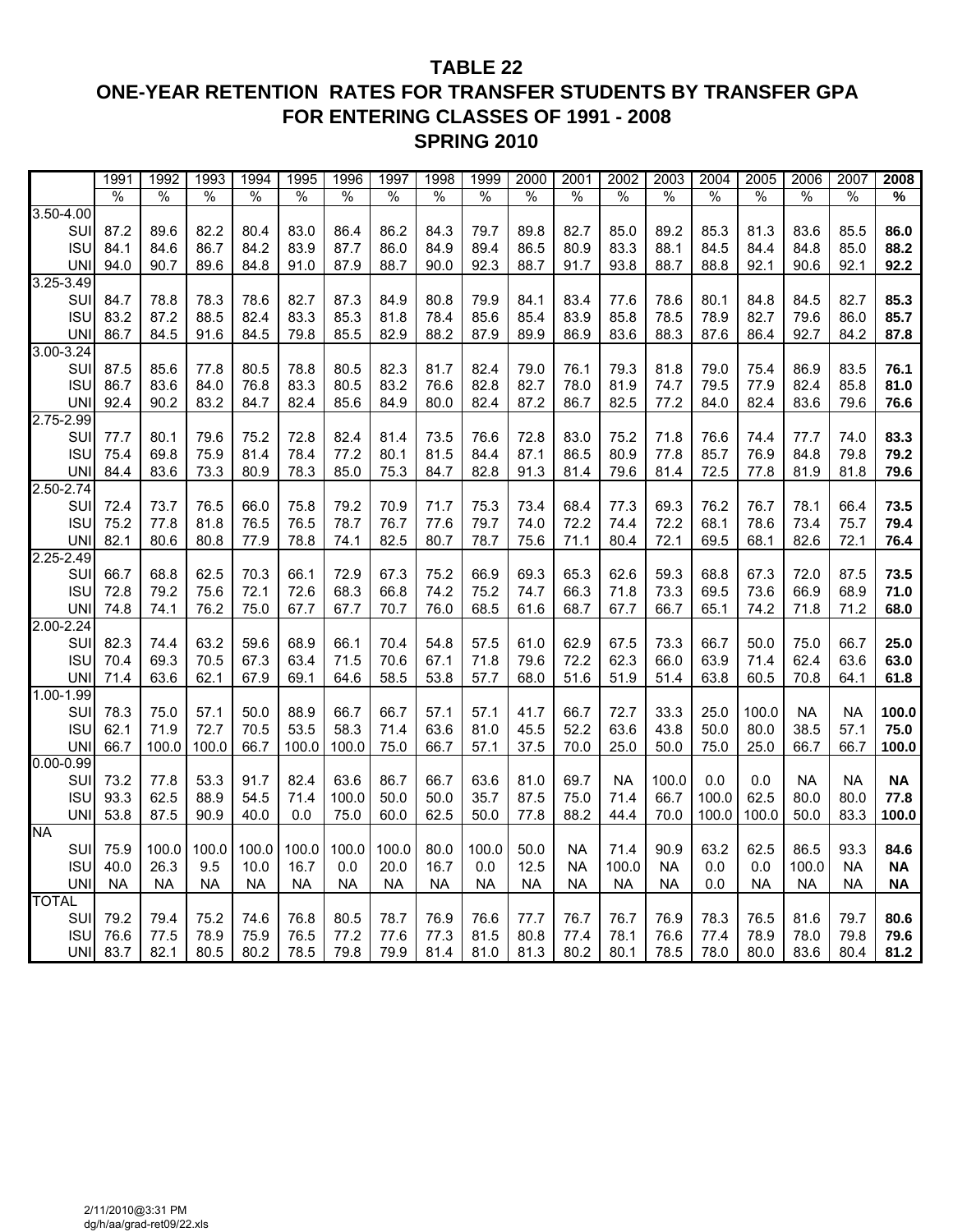# TABLE 22
## ONE-YEAR RETENTION RATES FOR TRANSFER STUDENTS BY TRANSFER GPA
## FOR ENTERING CLASSES OF 1991 - 2008
## SPRING 2010

| | 1991 | 1992 | 1993 | 1994 | 1995 | 1996 | 1997 | 1998 | 1999 | 2000 | 2001 | 2002 | 2003 | 2004 | 2005 | 2006 | 2007 | **2008** |
|---|---|---|---|---|---|---|---|---|---|---|---|---|---|---|---|---|---|---|
| | % | % | % | % | % | % | % | % | % | % | % | % | % | % | % | % | % | **%** |
| 3.50-4.00 | | | | | | | | | | | | | | | | | | |
| SUI | 87.2 | 89.6 | 82.2 | 80.4 | 83.0 | 86.4 | 86.2 | 84.3 | 79.7 | 89.8 | 82.7 | 85.0 | 89.2 | 85.3 | 81.3 | 83.6 | 85.5 | **86.0** |
| ISU | 84.1 | 84.6 | 86.7 | 84.2 | 83.9 | 87.7 | 86.0 | 84.9 | 89.4 | 86.5 | 80.9 | 83.3 | 88.1 | 84.5 | 84.4 | 84.8 | 85.0 | **88.2** |
| UNI | 94.0 | 90.7 | 89.6 | 84.8 | 91.0 | 87.9 | 88.7 | 90.0 | 92.3 | 88.7 | 91.7 | 93.8 | 88.7 | 88.8 | 92.1 | 90.6 | 92.1 | **92.2** |
| 3.25-3.49 | | | | | | | | | | | | | | | | | | |
| SUI | 84.7 | 78.8 | 78.3 | 78.6 | 82.7 | 87.3 | 84.9 | 80.8 | 79.9 | 84.1 | 83.4 | 77.6 | 78.6 | 80.1 | 84.8 | 84.5 | 82.7 | **85.3** |
| ISU | 83.2 | 87.2 | 88.5 | 82.4 | 83.3 | 85.3 | 81.8 | 78.4 | 85.6 | 85.4 | 83.9 | 85.8 | 78.5 | 78.9 | 82.7 | 79.6 | 86.0 | **85.7** |
| UNI | 86.7 | 84.5 | 91.6 | 84.5 | 79.8 | 85.5 | 82.9 | 88.2 | 87.9 | 89.9 | 86.9 | 83.6 | 88.3 | 87.6 | 86.4 | 92.7 | 84.2 | **87.8** |
| 3.00-3.24 | | | | | | | | | | | | | | | | | | |
| SUI | 87.5 | 85.6 | 77.8 | 80.5 | 78.8 | 80.5 | 82.3 | 81.7 | 82.4 | 79.0 | 76.1 | 79.3 | 81.8 | 79.0 | 75.4 | 86.9 | 83.5 | **76.1** |
| ISU | 86.7 | 83.6 | 84.0 | 76.8 | 83.3 | 80.5 | 83.2 | 76.6 | 82.8 | 82.7 | 78.0 | 81.9 | 74.7 | 79.5 | 77.9 | 82.4 | 85.8 | **81.0** |
| UNI | 92.4 | 90.2 | 83.2 | 84.7 | 82.4 | 85.6 | 84.9 | 80.0 | 82.4 | 87.2 | 86.7 | 82.5 | 77.2 | 84.0 | 82.4 | 83.6 | 79.6 | **76.6** |
| 2.75-2.99 | | | | | | | | | | | | | | | | | | |
| SUI | 77.7 | 80.1 | 79.6 | 75.2 | 72.8 | 82.4 | 81.4 | 73.5 | 76.6 | 72.8 | 83.0 | 75.2 | 71.8 | 76.6 | 74.4 | 77.7 | 74.0 | **83.3** |
| ISU | 75.4 | 69.8 | 75.9 | 81.4 | 78.4 | 77.2 | 80.1 | 81.5 | 84.4 | 87.1 | 86.5 | 80.9 | 77.8 | 85.7 | 76.9 | 84.8 | 79.8 | **79.2** |
| UNI | 84.4 | 83.6 | 73.3 | 80.9 | 78.3 | 85.0 | 75.3 | 84.7 | 82.8 | 91.3 | 81.4 | 79.6 | 81.4 | 72.5 | 77.8 | 81.9 | 81.8 | **79.6** |
| 2.50-2.74 | | | | | | | | | | | | | | | | | | |
| SUI | 72.4 | 73.7 | 76.5 | 66.0 | 75.8 | 79.2 | 70.9 | 71.7 | 75.3 | 73.4 | 68.4 | 77.3 | 69.3 | 76.2 | 76.7 | 78.1 | 66.4 | **73.5** |
| ISU | 75.2 | 77.8 | 81.8 | 76.5 | 76.5 | 78.7 | 76.7 | 77.6 | 79.7 | 74.0 | 72.2 | 74.4 | 72.2 | 68.1 | 78.6 | 73.4 | 75.7 | **79.4** |
| UNI | 82.1 | 80.6 | 80.8 | 77.9 | 78.8 | 74.1 | 82.5 | 80.7 | 78.7 | 75.6 | 71.1 | 80.4 | 72.1 | 69.5 | 68.1 | 82.6 | 72.1 | **76.4** |
| 2.25-2.49 | | | | | | | | | | | | | | | | | | |
| SUI | 66.7 | 68.8 | 62.5 | 70.3 | 66.1 | 72.9 | 67.3 | 75.2 | 66.9 | 69.3 | 65.3 | 62.6 | 59.3 | 68.8 | 67.3 | 72.0 | 87.5 | **73.5** |
| ISU | 72.8 | 79.2 | 75.6 | 72.1 | 72.6 | 68.3 | 66.8 | 74.2 | 75.2 | 74.7 | 66.3 | 71.8 | 73.3 | 69.5 | 73.6 | 66.9 | 68.9 | **71.0** |
| UNI | 74.8 | 74.1 | 76.2 | 75.0 | 67.7 | 67.7 | 70.7 | 76.0 | 68.5 | 61.6 | 68.7 | 67.7 | 66.7 | 65.1 | 74.2 | 71.8 | 71.2 | **68.0** |
| 2.00-2.24 | | | | | | | | | | | | | | | | | | |
| SUI | 82.3 | 74.4 | 63.2 | 59.6 | 68.9 | 66.1 | 70.4 | 54.8 | 57.5 | 61.0 | 62.9 | 67.5 | 73.3 | 66.7 | 50.0 | 75.0 | 66.7 | **25.0** |
| ISU | 70.4 | 69.3 | 70.5 | 67.3 | 63.4 | 71.5 | 70.6 | 67.1 | 71.8 | 79.6 | 72.2 | 62.3 | 66.0 | 63.9 | 71.4 | 62.4 | 63.6 | **63.0** |
| UNI | 71.4 | 63.6 | 62.1 | 67.9 | 69.1 | 64.6 | 58.5 | 53.8 | 57.7 | 68.0 | 51.6 | 51.9 | 51.4 | 63.8 | 60.5 | 70.8 | 64.1 | **61.8** |
| 1.00-1.99 | | | | | | | | | | | | | | | | | | |
| SUI | 78.3 | 75.0 | 57.1 | 50.0 | 88.9 | 66.7 | 66.7 | 57.1 | 57.1 | 41.7 | 66.7 | 72.7 | 33.3 | 25.0 | 100.0 | NA | NA | **100.0** |
| ISU | 62.1 | 71.9 | 72.7 | 70.5 | 53.5 | 58.3 | 71.4 | 63.6 | 81.0 | 45.5 | 52.2 | 63.6 | 43.8 | 50.0 | 80.0 | 38.5 | 57.1 | **75.0** |
| UNI | 66.7 | 100.0 | 100.0 | 66.7 | 100.0 | 100.0 | 75.0 | 66.7 | 57.1 | 37.5 | 70.0 | 25.0 | 50.0 | 75.0 | 25.0 | 66.7 | 66.7 | **100.0** |
| 0.00-0.99 | | | | | | | | | | | | | | | | | | |
| SUI | 73.2 | 77.8 | 53.3 | 91.7 | 82.4 | 63.6 | 86.7 | 66.7 | 63.6 | 81.0 | 69.7 | NA | 100.0 | 0.0 | 0.0 | NA | NA | **NA** |
| ISU | 93.3 | 62.5 | 88.9 | 54.5 | 71.4 | 100.0 | 50.0 | 50.0 | 35.7 | 87.5 | 75.0 | 71.4 | 66.7 | 100.0 | 62.5 | 80.0 | 80.0 | **77.8** |
| UNI | 53.8 | 87.5 | 90.9 | 40.0 | 0.0 | 75.0 | 60.0 | 62.5 | 50.0 | 77.8 | 88.2 | 44.4 | 70.0 | 100.0 | 100.0 | 50.0 | 83.3 | **100.0** |
| NA | | | | | | | | | | | | | | | | | | |
| SUI | 75.9 | 100.0 | 100.0 | 100.0 | 100.0 | 100.0 | 100.0 | 80.0 | 100.0 | 50.0 | NA | 71.4 | 90.9 | 63.2 | 62.5 | 86.5 | 93.3 | **84.6** |
| ISU | 40.0 | 26.3 | 9.5 | 10.0 | 16.7 | 0.0 | 20.0 | 16.7 | 0.0 | 12.5 | NA | 100.0 | NA | 0.0 | 0.0 | 100.0 | NA | **NA** |
| UNI | NA | NA | NA | NA | NA | NA | NA | NA | NA | NA | NA | NA | NA | 0.0 | NA | NA | NA | **NA** |
| TOTAL | | | | | | | | | | | | | | | | | | |
| SUI | 79.2 | 79.4 | 75.2 | 74.6 | 76.8 | 80.5 | 78.7 | 76.9 | 76.6 | 77.7 | 76.7 | 76.7 | 76.9 | 78.3 | 76.5 | 81.6 | 79.7 | **80.6** |
| ISU | 76.6 | 77.5 | 78.9 | 75.9 | 76.5 | 77.2 | 77.6 | 77.3 | 81.5 | 80.8 | 77.4 | 78.1 | 76.6 | 77.4 | 78.9 | 78.0 | 79.8 | **79.6** |
| UNI | 83.7 | 82.1 | 80.5 | 80.2 | 78.5 | 79.8 | 79.9 | 81.4 | 81.0 | 81.3 | 80.2 | 80.1 | 78.5 | 78.0 | 80.0 | 83.6 | 80.4 | **81.2** |

2/11/2010@3:31 PM
dg/h/aa/grad-ret09/22.xls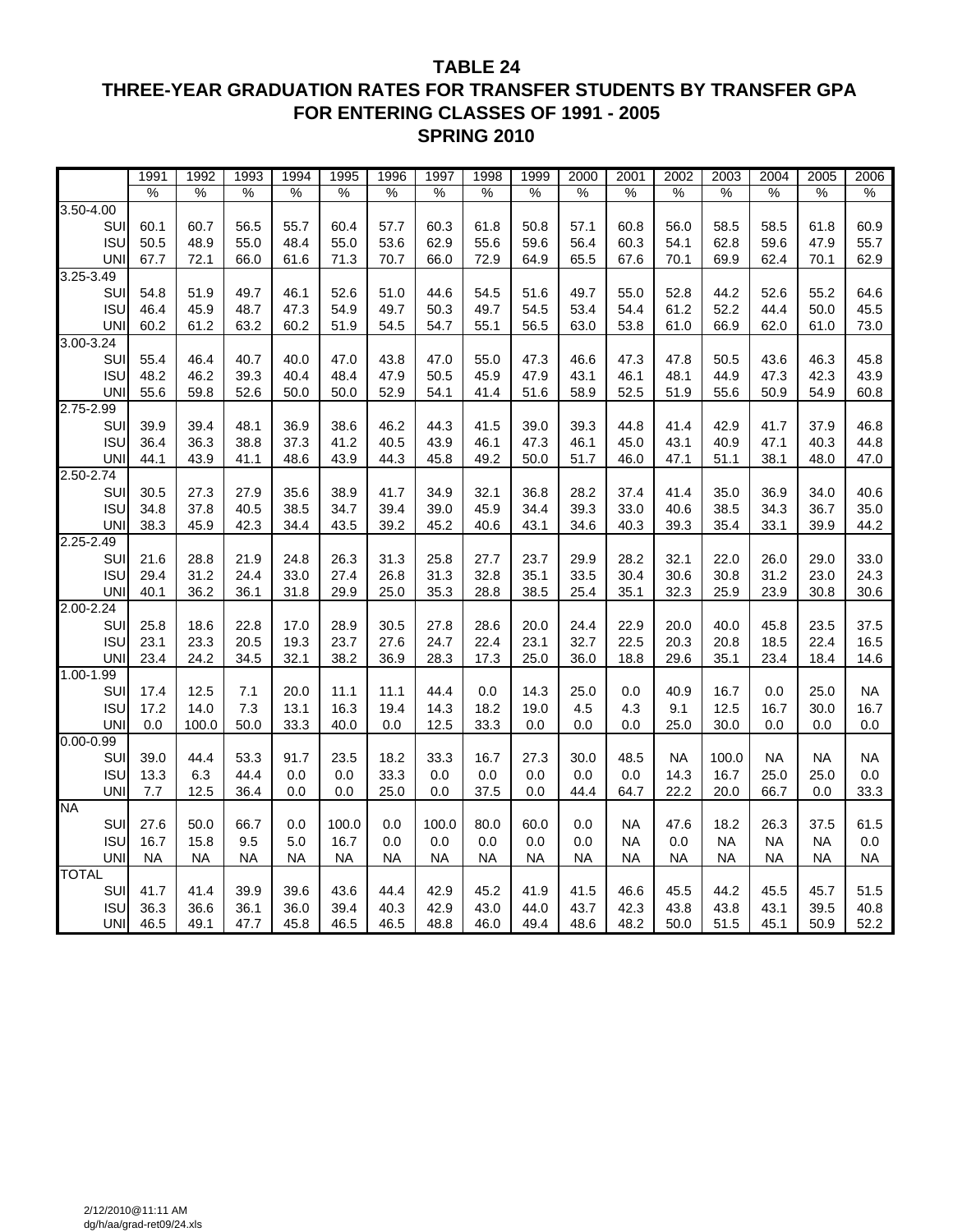# TABLE 24
# THREE-YEAR GRADUATION RATES FOR TRANSFER STUDENTS BY TRANSFER GPA
# FOR ENTERING CLASSES OF 1991 - 2005
# SPRING 2010

| | 1991 | 1992 | 1993 | 1994 | 1995 | 1996 | 1997 | 1998 | 1999 | 2000 | 2001 | 2002 | 2003 | 2004 | 2005 | 2006 |
|---|---|---|---|---|---|---|---|---|---|---|---|---|---|---|---|---|
| | % | % | % | % | % | % | % | % | % | % | % | % | % | % | % | % |
| 3.50-4.00 | | | | | | | | | | | | | | | | |
| SUI | 60.1 | 60.7 | 56.5 | 55.7 | 60.4 | 57.7 | 60.3 | 61.8 | 50.8 | 57.1 | 60.8 | 56.0 | 58.5 | 58.5 | 61.8 | 60.9 |
| ISU | 50.5 | 48.9 | 55.0 | 48.4 | 55.0 | 53.6 | 62.9 | 55.6 | 59.6 | 56.4 | 60.3 | 54.1 | 62.8 | 59.6 | 47.9 | 55.7 |
| UNI | 67.7 | 72.1 | 66.0 | 61.6 | 71.3 | 70.7 | 66.0 | 72.9 | 64.9 | 65.5 | 67.6 | 70.1 | 69.9 | 62.4 | 70.1 | 62.9 |
| 3.25-3.49 | | | | | | | | | | | | | | | | |
| SUI | 54.8 | 51.9 | 49.7 | 46.1 | 52.6 | 51.0 | 44.6 | 54.5 | 51.6 | 49.7 | 55.0 | 52.8 | 44.2 | 52.6 | 55.2 | 64.6 |
| ISU | 46.4 | 45.9 | 48.7 | 47.3 | 54.9 | 49.7 | 50.3 | 49.7 | 54.5 | 53.4 | 54.4 | 61.2 | 52.2 | 44.4 | 50.0 | 45.5 |
| UNI | 60.2 | 61.2 | 63.2 | 60.2 | 51.9 | 54.5 | 54.7 | 55.1 | 56.5 | 63.0 | 53.8 | 61.0 | 66.9 | 62.0 | 61.0 | 73.0 |
| 3.00-3.24 | | | | | | | | | | | | | | | | |
| SUI | 55.4 | 46.4 | 40.7 | 40.0 | 47.0 | 43.8 | 47.0 | 55.0 | 47.3 | 46.6 | 47.3 | 47.8 | 50.5 | 43.6 | 46.3 | 45.8 |
| ISU | 48.2 | 46.2 | 39.3 | 40.4 | 48.4 | 47.9 | 50.5 | 45.9 | 47.9 | 43.1 | 46.1 | 48.1 | 44.9 | 47.3 | 42.3 | 43.9 |
| UNI | 55.6 | 59.8 | 52.6 | 50.0 | 50.0 | 52.9 | 54.1 | 41.4 | 51.6 | 58.9 | 52.5 | 51.9 | 55.6 | 50.9 | 54.9 | 60.8 |
| 2.75-2.99 | | | | | | | | | | | | | | | | |
| SUI | 39.9 | 39.4 | 48.1 | 36.9 | 38.6 | 46.2 | 44.3 | 41.5 | 39.0 | 39.3 | 44.8 | 41.4 | 42.9 | 41.7 | 37.9 | 46.8 |
| ISU | 36.4 | 36.3 | 38.8 | 37.3 | 41.2 | 40.5 | 43.9 | 46.1 | 47.3 | 46.1 | 45.0 | 43.1 | 40.9 | 47.1 | 40.3 | 44.8 |
| UNI | 44.1 | 43.9 | 41.1 | 48.6 | 43.9 | 44.3 | 45.8 | 49.2 | 50.0 | 51.7 | 46.0 | 47.1 | 51.1 | 38.1 | 48.0 | 47.0 |
| 2.50-2.74 | | | | | | | | | | | | | | | | |
| SUI | 30.5 | 27.3 | 27.9 | 35.6 | 38.9 | 41.7 | 34.9 | 32.1 | 36.8 | 28.2 | 37.4 | 41.4 | 35.0 | 36.9 | 34.0 | 40.6 |
| ISU | 34.8 | 37.8 | 40.5 | 38.5 | 34.7 | 39.4 | 39.0 | 45.9 | 34.4 | 39.3 | 33.0 | 40.6 | 38.5 | 34.3 | 36.7 | 35.0 |
| UNI | 38.3 | 45.9 | 42.3 | 34.4 | 43.5 | 39.2 | 45.2 | 40.6 | 43.1 | 34.6 | 40.3 | 39.3 | 35.4 | 33.1 | 39.9 | 44.2 |
| 2.25-2.49 | | | | | | | | | | | | | | | | |
| SUI | 21.6 | 28.8 | 21.9 | 24.8 | 26.3 | 31.3 | 25.8 | 27.7 | 23.7 | 29.9 | 28.2 | 32.1 | 22.0 | 26.0 | 29.0 | 33.0 |
| ISU | 29.4 | 31.2 | 24.4 | 33.0 | 27.4 | 26.8 | 31.3 | 32.8 | 35.1 | 33.5 | 30.4 | 30.6 | 30.8 | 31.2 | 23.0 | 24.3 |
| UNI | 40.1 | 36.2 | 36.1 | 31.8 | 29.9 | 25.0 | 35.3 | 28.8 | 38.5 | 25.4 | 35.1 | 32.3 | 25.9 | 23.9 | 30.8 | 30.6 |
| 2.00-2.24 | | | | | | | | | | | | | | | | |
| SUI | 25.8 | 18.6 | 22.8 | 17.0 | 28.9 | 30.5 | 27.8 | 28.6 | 20.0 | 24.4 | 22.9 | 20.0 | 40.0 | 45.8 | 23.5 | 37.5 |
| ISU | 23.1 | 23.3 | 20.5 | 19.3 | 23.7 | 27.6 | 24.7 | 22.4 | 23.1 | 32.7 | 22.5 | 20.3 | 20.8 | 18.5 | 22.4 | 16.5 |
| UNI | 23.4 | 24.2 | 34.5 | 32.1 | 38.2 | 36.9 | 28.3 | 17.3 | 25.0 | 36.0 | 18.8 | 29.6 | 35.1 | 23.4 | 18.4 | 14.6 |
| 1.00-1.99 | | | | | | | | | | | | | | | | |
| SUI | 17.4 | 12.5 | 7.1 | 20.0 | 11.1 | 11.1 | 44.4 | 0.0 | 14.3 | 25.0 | 0.0 | 40.9 | 16.7 | 0.0 | 25.0 | NA |
| ISU | 17.2 | 14.0 | 7.3 | 13.1 | 16.3 | 19.4 | 14.3 | 18.2 | 19.0 | 4.5 | 4.3 | 9.1 | 12.5 | 16.7 | 30.0 | 16.7 |
| UNI | 0.0 | 100.0 | 50.0 | 33.3 | 40.0 | 0.0 | 12.5 | 33.3 | 0.0 | 0.0 | 0.0 | 25.0 | 30.0 | 0.0 | 0.0 | 0.0 |
| 0.00-0.99 | | | | | | | | | | | | | | | | |
| SUI | 39.0 | 44.4 | 53.3 | 91.7 | 23.5 | 18.2 | 33.3 | 16.7 | 27.3 | 30.0 | 48.5 | NA | 100.0 | NA | NA | NA |
| ISU | 13.3 | 6.3 | 44.4 | 0.0 | 0.0 | 33.3 | 0.0 | 0.0 | 0.0 | 0.0 | 0.0 | 14.3 | 16.7 | 25.0 | 25.0 | 0.0 |
| UNI | 7.7 | 12.5 | 36.4 | 0.0 | 0.0 | 25.0 | 0.0 | 37.5 | 0.0 | 44.4 | 64.7 | 22.2 | 20.0 | 66.7 | 0.0 | 33.3 |
| NA | | | | | | | | | | | | | | | | |
| SUI | 27.6 | 50.0 | 66.7 | 0.0 | 100.0 | 0.0 | 100.0 | 80.0 | 60.0 | 0.0 | NA | 47.6 | 18.2 | 26.3 | 37.5 | 61.5 |
| ISU | 16.7 | 15.8 | 9.5 | 5.0 | 16.7 | 0.0 | 0.0 | 0.0 | 0.0 | 0.0 | NA | 0.0 | NA | NA | NA | 0.0 |
| UNI | NA | NA | NA | NA | NA | NA | NA | NA | NA | NA | NA | NA | NA | NA | NA | NA |
| TOTAL | | | | | | | | | | | | | | | | |
| SUI | 41.7 | 41.4 | 39.9 | 39.6 | 43.6 | 44.4 | 42.9 | 45.2 | 41.9 | 41.5 | 46.6 | 45.5 | 44.2 | 45.5 | 45.7 | 51.5 |
| ISU | 36.3 | 36.6 | 36.1 | 36.0 | 39.4 | 40.3 | 42.9 | 43.0 | 44.0 | 43.7 | 42.3 | 43.8 | 43.8 | 43.1 | 39.5 | 40.8 |
| UNI | 46.5 | 49.1 | 47.7 | 45.8 | 46.5 | 46.5 | 48.8 | 46.0 | 49.4 | 48.6 | 48.2 | 50.0 | 51.5 | 45.1 | 50.9 | 52.2 |

2/12/2010@11:11 AM
dg/h/aa/grad-ret09/24.xls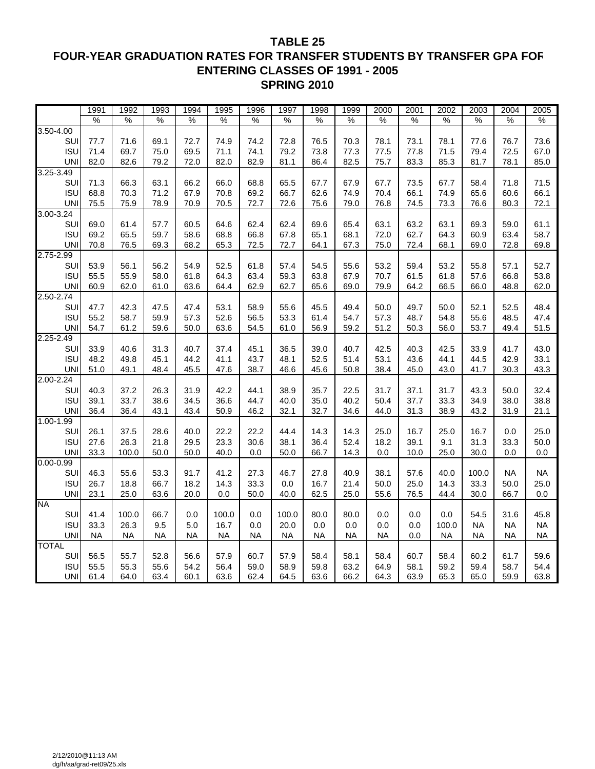# TABLE 25

## FOUR-YEAR GRADUATION RATES FOR TRANSFER STUDENTS BY TRANSFER GPA FOR ENTERING CLASSES OF 1991 - 2005

## SPRING 2010

| | 1991 | 1992 | 1993 | 1994 | 1995 | 1996 | 1997 | 1998 | 1999 | 2000 | 2001 | 2002 | 2003 | 2004 | 2005 |
|---|---|---|---|---|---|---|---|---|---|---|---|---|---|---|---|
| | % | % | % | % | % | % | % | % | % | % | % | % | % | % | % |
| 3.50-4.00 | | | | | | | | | | | | | | | |
| SUI | 77.7 | 71.6 | 69.1 | 72.7 | 74.9 | 74.2 | 72.8 | 76.5 | 70.3 | 78.1 | 73.1 | 78.1 | 77.6 | 76.7 | 73.6 |
| ISU | 71.4 | 69.7 | 75.0 | 69.5 | 71.1 | 74.1 | 79.2 | 73.8 | 77.3 | 77.5 | 77.8 | 71.5 | 79.4 | 72.5 | 67.0 |
| UNI | 82.0 | 82.6 | 79.2 | 72.0 | 82.0 | 82.9 | 81.1 | 86.4 | 82.5 | 75.7 | 83.3 | 85.3 | 81.7 | 78.1 | 85.0 |
| 3.25-3.49 | | | | | | | | | | | | | | | |
| SUI | 71.3 | 66.3 | 63.1 | 66.2 | 66.0 | 68.8 | 65.5 | 67.7 | 67.9 | 67.7 | 73.5 | 67.7 | 58.4 | 71.8 | 71.5 |
| ISU | 68.8 | 70.3 | 71.2 | 67.9 | 70.8 | 69.2 | 66.7 | 62.6 | 74.9 | 70.4 | 66.1 | 74.9 | 65.6 | 60.6 | 66.1 |
| UNI | 75.5 | 75.9 | 78.9 | 70.9 | 70.5 | 72.7 | 72.6 | 75.6 | 79.0 | 76.8 | 74.5 | 73.3 | 76.6 | 80.3 | 72.1 |
| 3.00-3.24 | | | | | | | | | | | | | | | |
| SUI | 69.0 | 61.4 | 57.7 | 60.5 | 64.6 | 62.4 | 62.4 | 69.6 | 65.4 | 63.1 | 63.2 | 63.1 | 69.3 | 59.0 | 61.1 |
| ISU | 69.2 | 65.5 | 59.7 | 58.6 | 68.8 | 66.8 | 67.8 | 65.1 | 68.1 | 72.0 | 62.7 | 64.3 | 60.9 | 63.4 | 58.7 |
| UNI | 70.8 | 76.5 | 69.3 | 68.2 | 65.3 | 72.5 | 72.7 | 64.1 | 67.3 | 75.0 | 72.4 | 68.1 | 69.0 | 72.8 | 69.8 |
| 2.75-2.99 | | | | | | | | | | | | | | | |
| SUI | 53.9 | 56.1 | 56.2 | 54.9 | 52.5 | 61.8 | 57.4 | 54.5 | 55.6 | 53.2 | 59.4 | 53.2 | 55.8 | 57.1 | 52.7 |
| ISU | 55.5 | 55.9 | 58.0 | 61.8 | 64.3 | 63.4 | 59.3 | 63.8 | 67.9 | 70.7 | 61.5 | 61.8 | 57.6 | 66.8 | 53.8 |
| UNI | 60.9 | 62.0 | 61.0 | 63.6 | 64.4 | 62.9 | 62.7 | 65.6 | 69.0 | 79.9 | 64.2 | 66.5 | 66.0 | 48.8 | 62.0 |
| 2.50-2.74 | | | | | | | | | | | | | | | |
| SUI | 47.7 | 42.3 | 47.5 | 47.4 | 53.1 | 58.9 | 55.6 | 45.5 | 49.4 | 50.0 | 49.7 | 50.0 | 52.1 | 52.5 | 48.4 |
| ISU | 55.2 | 58.7 | 59.9 | 57.3 | 52.6 | 56.5 | 53.3 | 61.4 | 54.7 | 57.3 | 48.7 | 54.8 | 55.6 | 48.5 | 47.4 |
| UNI | 54.7 | 61.2 | 59.6 | 50.0 | 63.6 | 54.5 | 61.0 | 56.9 | 59.2 | 51.2 | 50.3 | 56.0 | 53.7 | 49.4 | 51.5 |
| 2.25-2.49 | | | | | | | | | | | | | | | |
| SUI | 33.9 | 40.6 | 31.3 | 40.7 | 37.4 | 45.1 | 36.5 | 39.0 | 40.7 | 42.5 | 40.3 | 42.5 | 33.9 | 41.7 | 43.0 |
| ISU | 48.2 | 49.8 | 45.1 | 44.2 | 41.1 | 43.7 | 48.1 | 52.5 | 51.4 | 53.1 | 43.6 | 44.1 | 44.5 | 42.9 | 33.1 |
| UNI | 51.0 | 49.1 | 48.4 | 45.5 | 47.6 | 38.7 | 46.6 | 45.6 | 50.8 | 38.4 | 45.0 | 43.0 | 41.7 | 30.3 | 43.3 |
| 2.00-2.24 | | | | | | | | | | | | | | | |
| SUI | 40.3 | 37.2 | 26.3 | 31.9 | 42.2 | 44.1 | 38.9 | 35.7 | 22.5 | 31.7 | 37.1 | 31.7 | 43.3 | 50.0 | 32.4 |
| ISU | 39.1 | 33.7 | 38.6 | 34.5 | 36.6 | 44.7 | 40.0 | 35.0 | 40.2 | 50.4 | 37.7 | 33.3 | 34.9 | 38.0 | 38.8 |
| UNI | 36.4 | 36.4 | 43.1 | 43.4 | 50.9 | 46.2 | 32.1 | 32.7 | 34.6 | 44.0 | 31.3 | 38.9 | 43.2 | 31.9 | 21.1 |
| 1.00-1.99 | | | | | | | | | | | | | | | |
| SUI | 26.1 | 37.5 | 28.6 | 40.0 | 22.2 | 22.2 | 44.4 | 14.3 | 14.3 | 25.0 | 16.7 | 25.0 | 16.7 | 0.0 | 25.0 |
| ISU | 27.6 | 26.3 | 21.8 | 29.5 | 23.3 | 30.6 | 38.1 | 36.4 | 52.4 | 18.2 | 39.1 | 9.1 | 31.3 | 33.3 | 50.0 |
| UNI | 33.3 | 100.0 | 50.0 | 50.0 | 40.0 | 0.0 | 50.0 | 66.7 | 14.3 | 0.0 | 10.0 | 25.0 | 30.0 | 0.0 | 0.0 |
| 0.00-0.99 | | | | | | | | | | | | | | | |
| SUI | 46.3 | 55.6 | 53.3 | 91.7 | 41.2 | 27.3 | 46.7 | 27.8 | 40.9 | 38.1 | 57.6 | 40.0 | 100.0 | NA | NA |
| ISU | 26.7 | 18.8 | 66.7 | 18.2 | 14.3 | 33.3 | 0.0 | 16.7 | 21.4 | 50.0 | 25.0 | 14.3 | 33.3 | 50.0 | 25.0 |
| UNI | 23.1 | 25.0 | 63.6 | 20.0 | 0.0 | 50.0 | 40.0 | 62.5 | 25.0 | 55.6 | 76.5 | 44.4 | 30.0 | 66.7 | 0.0 |
| NA | | | | | | | | | | | | | | | |
| SUI | 41.4 | 100.0 | 66.7 | 0.0 | 100.0 | 0.0 | 100.0 | 80.0 | 80.0 | 0.0 | 0.0 | 0.0 | 54.5 | 31.6 | 45.8 |
| ISU | 33.3 | 26.3 | 9.5 | 5.0 | 16.7 | 0.0 | 20.0 | 0.0 | 0.0 | 0.0 | 0.0 | 100.0 | NA | NA | NA |
| UNI | NA | NA | NA | NA | NA | NA | NA | NA | NA | NA | 0.0 | NA | NA | NA | NA |
| TOTAL | | | | | | | | | | | | | | | |
| SUI | 56.5 | 55.7 | 52.8 | 56.6 | 57.9 | 60.7 | 57.9 | 58.4 | 58.1 | 58.4 | 60.7 | 58.4 | 60.2 | 61.7 | 59.6 |
| ISU | 55.5 | 55.3 | 55.6 | 54.2 | 56.4 | 59.0 | 58.9 | 59.8 | 63.2 | 64.9 | 58.1 | 59.2 | 59.4 | 58.7 | 54.4 |
| UNI | 61.4 | 64.0 | 63.4 | 60.1 | 63.6 | 62.4 | 64.5 | 63.6 | 66.2 | 64.3 | 63.9 | 65.3 | 65.0 | 59.9 | 63.8 |

2/12/2010@11:13 AM
dg/h/aa/grad-ret09/25.xls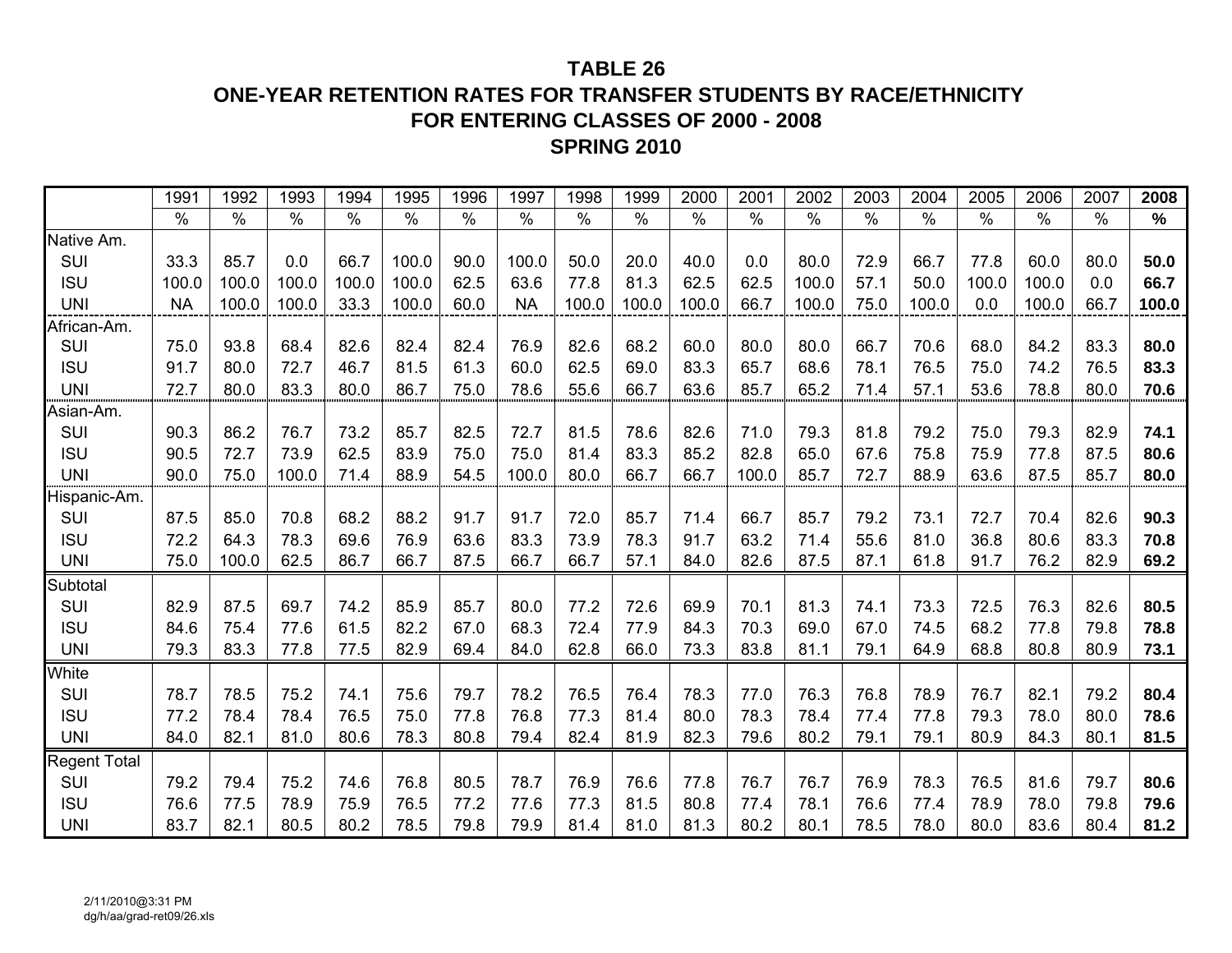# TABLE 26
## ONE-YEAR RETENTION RATES FOR TRANSFER STUDENTS BY RACE/ETHNICITY
## FOR ENTERING CLASSES OF 2000 - 2008
## SPRING 2010

| | 1991 | 1992 | 1993 | 1994 | 1995 | 1996 | 1997 | 1998 | 1999 | 2000 | 2001 | 2002 | 2003 | 2004 | 2005 | 2006 | 2007 | **2008** |
|---|---|---|---|---|---|---|---|---|---|---|---|---|---|---|---|---|---|---|
| | % | % | % | % | % | % | % | % | % | % | % | % | % | % | % | % | % | **%** |
| Native Am. | | | | | | | | | | | | | | | | | | |
| SUI | 33.3 | 85.7 | 0.0 | 66.7 | 100.0 | 90.0 | 100.0 | 50.0 | 20.0 | 40.0 | 0.0 | 80.0 | 72.9 | 66.7 | 77.8 | 60.0 | 80.0 | **50.0** |
| ISU | 100.0 | 100.0 | 100.0 | 100.0 | 100.0 | 62.5 | 63.6 | 77.8 | 81.3 | 62.5 | 62.5 | 100.0 | 57.1 | 50.0 | 100.0 | 100.0 | 0.0 | **66.7** |
| UNI | NA | 100.0 | 100.0 | 33.3 | 100.0 | 60.0 | NA | 100.0 | 100.0 | 100.0 | 66.7 | 100.0 | 75.0 | 100.0 | 0.0 | 100.0 | 66.7 | **100.0** |
| African-Am. | | | | | | | | | | | | | | | | | | |
| SUI | 75.0 | 93.8 | 68.4 | 82.6 | 82.4 | 82.4 | 76.9 | 82.6 | 68.2 | 60.0 | 80.0 | 80.0 | 66.7 | 70.6 | 68.0 | 84.2 | 83.3 | **80.0** |
| ISU | 91.7 | 80.0 | 72.7 | 46.7 | 81.5 | 61.3 | 60.0 | 62.5 | 69.0 | 83.3 | 65.7 | 68.6 | 78.1 | 76.5 | 75.0 | 74.2 | 76.5 | **83.3** |
| UNI | 72.7 | 80.0 | 83.3 | 80.0 | 86.7 | 75.0 | 78.6 | 55.6 | 66.7 | 63.6 | 85.7 | 65.2 | 71.4 | 57.1 | 53.6 | 78.8 | 80.0 | **70.6** |
| Asian-Am. | | | | | | | | | | | | | | | | | | |
| SUI | 90.3 | 86.2 | 76.7 | 73.2 | 85.7 | 82.5 | 72.7 | 81.5 | 78.6 | 82.6 | 71.0 | 79.3 | 81.8 | 79.2 | 75.0 | 79.3 | 82.9 | **74.1** |
| ISU | 90.5 | 72.7 | 73.9 | 62.5 | 83.9 | 75.0 | 75.0 | 81.4 | 83.3 | 85.2 | 82.8 | 65.0 | 67.6 | 75.8 | 75.9 | 77.8 | 87.5 | **80.6** |
| UNI | 90.0 | 75.0 | 100.0 | 71.4 | 88.9 | 54.5 | 100.0 | 80.0 | 66.7 | 66.7 | 100.0 | 85.7 | 72.7 | 88.9 | 63.6 | 87.5 | 85.7 | **80.0** |
| Hispanic-Am. | | | | | | | | | | | | | | | | | | |
| SUI | 87.5 | 85.0 | 70.8 | 68.2 | 88.2 | 91.7 | 91.7 | 72.0 | 85.7 | 71.4 | 66.7 | 85.7 | 79.2 | 73.1 | 72.7 | 70.4 | 82.6 | **90.3** |
| ISU | 72.2 | 64.3 | 78.3 | 69.6 | 76.9 | 63.6 | 83.3 | 73.9 | 78.3 | 91.7 | 63.2 | 71.4 | 55.6 | 81.0 | 36.8 | 80.6 | 83.3 | **70.8** |
| UNI | 75.0 | 100.0 | 62.5 | 86.7 | 66.7 | 87.5 | 66.7 | 66.7 | 57.1 | 84.0 | 82.6 | 87.5 | 87.1 | 61.8 | 91.7 | 76.2 | 82.9 | **69.2** |
| Subtotal | | | | | | | | | | | | | | | | | | |
| SUI | 82.9 | 87.5 | 69.7 | 74.2 | 85.9 | 85.7 | 80.0 | 77.2 | 72.6 | 69.9 | 70.1 | 81.3 | 74.1 | 73.3 | 72.5 | 76.3 | 82.6 | **80.5** |
| ISU | 84.6 | 75.4 | 77.6 | 61.5 | 82.2 | 67.0 | 68.3 | 72.4 | 77.9 | 84.3 | 70.3 | 69.0 | 67.0 | 74.5 | 68.2 | 77.8 | 79.8 | **78.8** |
| UNI | 79.3 | 83.3 | 77.8 | 77.5 | 82.9 | 69.4 | 84.0 | 62.8 | 66.0 | 73.3 | 83.8 | 81.1 | 79.1 | 64.9 | 68.8 | 80.8 | 80.9 | **73.1** |
| White | | | | | | | | | | | | | | | | | | |
| SUI | 78.7 | 78.5 | 75.2 | 74.1 | 75.6 | 79.7 | 78.2 | 76.5 | 76.4 | 78.3 | 77.0 | 76.3 | 76.8 | 78.9 | 76.7 | 82.1 | 79.2 | **80.4** |
| ISU | 77.2 | 78.4 | 78.4 | 76.5 | 75.0 | 77.8 | 76.8 | 77.3 | 81.4 | 80.0 | 78.3 | 78.4 | 77.4 | 77.8 | 79.3 | 78.0 | 80.0 | **78.6** |
| UNI | 84.0 | 82.1 | 81.0 | 80.6 | 78.3 | 80.8 | 79.4 | 82.4 | 81.9 | 82.3 | 79.6 | 80.2 | 79.1 | 79.1 | 80.9 | 84.3 | 80.1 | **81.5** |
| Regent Total | | | | | | | | | | | | | | | | | | |
| SUI | 79.2 | 79.4 | 75.2 | 74.6 | 76.8 | 80.5 | 78.7 | 76.9 | 76.6 | 77.8 | 76.7 | 76.7 | 76.9 | 78.3 | 76.5 | 81.6 | 79.7 | **80.6** |
| ISU | 76.6 | 77.5 | 78.9 | 75.9 | 76.5 | 77.2 | 77.6 | 77.3 | 81.5 | 80.8 | 77.4 | 78.1 | 76.6 | 77.4 | 78.9 | 78.0 | 79.8 | **79.6** |
| UNI | 83.7 | 82.1 | 80.5 | 80.2 | 78.5 | 79.8 | 79.9 | 81.4 | 81.0 | 81.3 | 80.2 | 80.1 | 78.5 | 78.0 | 80.0 | 83.6 | 80.4 | **81.2** |

2/11/2010@3:31 PM
dg/h/aa/grad-ret09/26.xls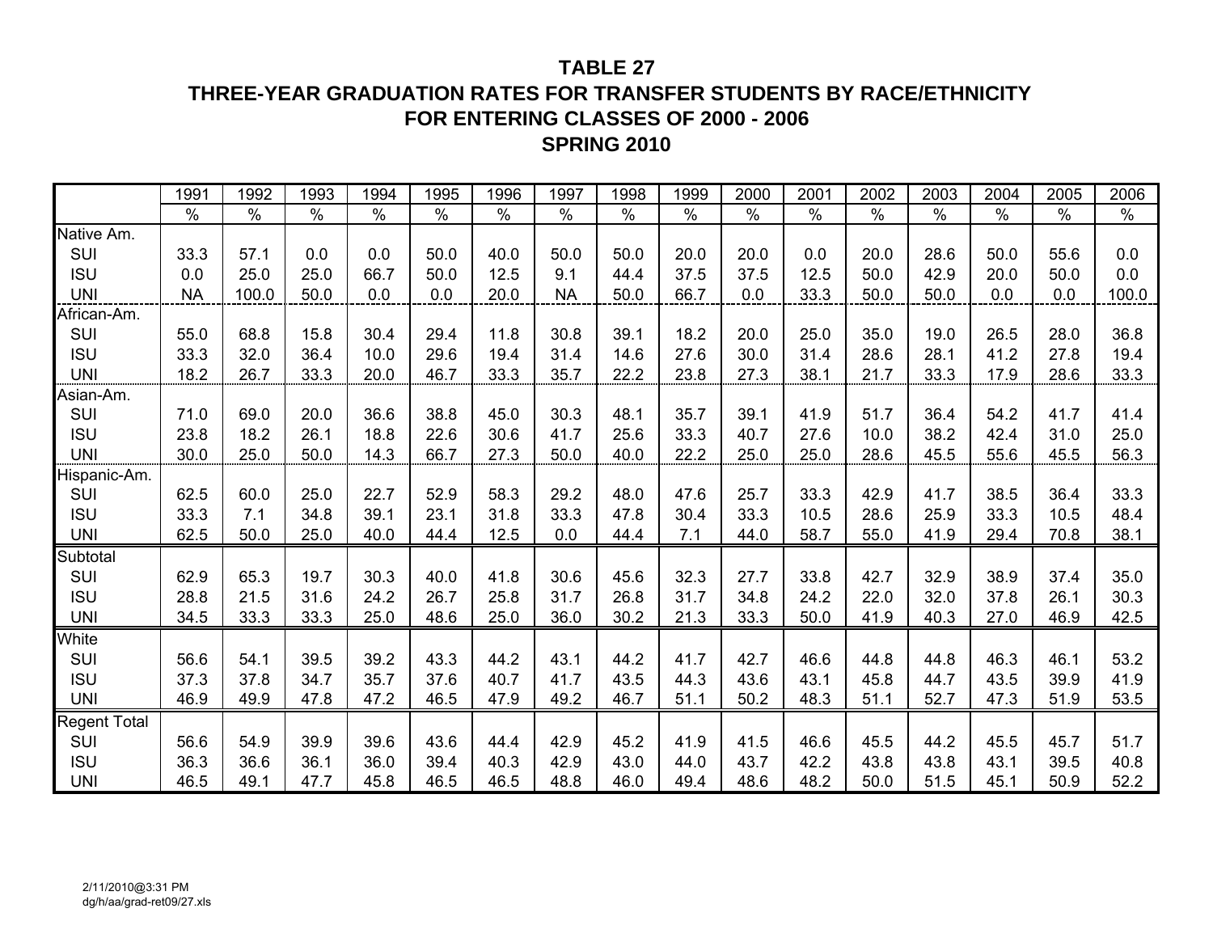# TABLE 27

## THREE-YEAR GRADUATION RATES FOR TRANSFER STUDENTS BY RACE/ETHNICITY FOR ENTERING CLASSES OF 2000 - 2006

## SPRING 2010

| | 1991 | 1992 | 1993 | 1994 | 1995 | 1996 | 1997 | 1998 | 1999 | 2000 | 2001 | 2002 | 2003 | 2004 | 2005 | 2006 |
|---|---|---|---|---|---|---|---|---|---|---|---|---|---|---|---|---|
| | % | % | % | % | % | % | % | % | % | % | % | % | % | % | % | % |
| Native Am. | | | | | | | | | | | | | | | | |
| SUI | 33.3 | 57.1 | 0.0 | 0.0 | 50.0 | 40.0 | 50.0 | 50.0 | 20.0 | 20.0 | 0.0 | 20.0 | 28.6 | 50.0 | 55.6 | 0.0 |
| ISU | 0.0 | 25.0 | 25.0 | 66.7 | 50.0 | 12.5 | 9.1 | 44.4 | 37.5 | 37.5 | 12.5 | 50.0 | 42.9 | 20.0 | 50.0 | 0.0 |
| UNI | NA | 100.0 | 50.0 | 0.0 | 0.0 | 20.0 | NA | 50.0 | 66.7 | 0.0 | 33.3 | 50.0 | 50.0 | 0.0 | 0.0 | 100.0 |
| African-Am. | | | | | | | | | | | | | | | | |
| SUI | 55.0 | 68.8 | 15.8 | 30.4 | 29.4 | 11.8 | 30.8 | 39.1 | 18.2 | 20.0 | 25.0 | 35.0 | 19.0 | 26.5 | 28.0 | 36.8 |
| ISU | 33.3 | 32.0 | 36.4 | 10.0 | 29.6 | 19.4 | 31.4 | 14.6 | 27.6 | 30.0 | 31.4 | 28.6 | 28.1 | 41.2 | 27.8 | 19.4 |
| UNI | 18.2 | 26.7 | 33.3 | 20.0 | 46.7 | 33.3 | 35.7 | 22.2 | 23.8 | 27.3 | 38.1 | 21.7 | 33.3 | 17.9 | 28.6 | 33.3 |
| Asian-Am. | | | | | | | | | | | | | | | | |
| SUI | 71.0 | 69.0 | 20.0 | 36.6 | 38.8 | 45.0 | 30.3 | 48.1 | 35.7 | 39.1 | 41.9 | 51.7 | 36.4 | 54.2 | 41.7 | 41.4 |
| ISU | 23.8 | 18.2 | 26.1 | 18.8 | 22.6 | 30.6 | 41.7 | 25.6 | 33.3 | 40.7 | 27.6 | 10.0 | 38.2 | 42.4 | 31.0 | 25.0 |
| UNI | 30.0 | 25.0 | 50.0 | 14.3 | 66.7 | 27.3 | 50.0 | 40.0 | 22.2 | 25.0 | 25.0 | 28.6 | 45.5 | 55.6 | 45.5 | 56.3 |
| Hispanic-Am. | | | | | | | | | | | | | | | | |
| SUI | 62.5 | 60.0 | 25.0 | 22.7 | 52.9 | 58.3 | 29.2 | 48.0 | 47.6 | 25.7 | 33.3 | 42.9 | 41.7 | 38.5 | 36.4 | 33.3 |
| ISU | 33.3 | 7.1 | 34.8 | 39.1 | 23.1 | 31.8 | 33.3 | 47.8 | 30.4 | 33.3 | 10.5 | 28.6 | 25.9 | 33.3 | 10.5 | 48.4 |
| UNI | 62.5 | 50.0 | 25.0 | 40.0 | 44.4 | 12.5 | 0.0 | 44.4 | 7.1 | 44.0 | 58.7 | 55.0 | 41.9 | 29.4 | 70.8 | 38.1 |
| Subtotal | | | | | | | | | | | | | | | | |
| SUI | 62.9 | 65.3 | 19.7 | 30.3 | 40.0 | 41.8 | 30.6 | 45.6 | 32.3 | 27.7 | 33.8 | 42.7 | 32.9 | 38.9 | 37.4 | 35.0 |
| ISU | 28.8 | 21.5 | 31.6 | 24.2 | 26.7 | 25.8 | 31.7 | 26.8 | 31.7 | 34.8 | 24.2 | 22.0 | 32.0 | 37.8 | 26.1 | 30.3 |
| UNI | 34.5 | 33.3 | 33.3 | 25.0 | 48.6 | 25.0 | 36.0 | 30.2 | 21.3 | 33.3 | 50.0 | 41.9 | 40.3 | 27.0 | 46.9 | 42.5 |
| White | | | | | | | | | | | | | | | | |
| SUI | 56.6 | 54.1 | 39.5 | 39.2 | 43.3 | 44.2 | 43.1 | 44.2 | 41.7 | 42.7 | 46.6 | 44.8 | 44.8 | 46.3 | 46.1 | 53.2 |
| ISU | 37.3 | 37.8 | 34.7 | 35.7 | 37.6 | 40.7 | 41.7 | 43.5 | 44.3 | 43.6 | 43.1 | 45.8 | 44.7 | 43.5 | 39.9 | 41.9 |
| UNI | 46.9 | 49.9 | 47.8 | 47.2 | 46.5 | 47.9 | 49.2 | 46.7 | 51.1 | 50.2 | 48.3 | 51.1 | 52.7 | 47.3 | 51.9 | 53.5 |
| Regent Total | | | | | | | | | | | | | | | | |
| SUI | 56.6 | 54.9 | 39.9 | 39.6 | 43.6 | 44.4 | 42.9 | 45.2 | 41.9 | 41.5 | 46.6 | 45.5 | 44.2 | 45.5 | 45.7 | 51.7 |
| ISU | 36.3 | 36.6 | 36.1 | 36.0 | 39.4 | 40.3 | 42.9 | 43.0 | 44.0 | 43.7 | 42.2 | 43.8 | 43.8 | 43.1 | 39.5 | 40.8 |
| UNI | 46.5 | 49.1 | 47.7 | 45.8 | 46.5 | 46.5 | 48.8 | 46.0 | 49.4 | 48.6 | 48.2 | 50.0 | 51.5 | 45.1 | 50.9 | 52.2 |

2/11/2010@3:31 PM
dg/h/aa/grad-ret09/27.xls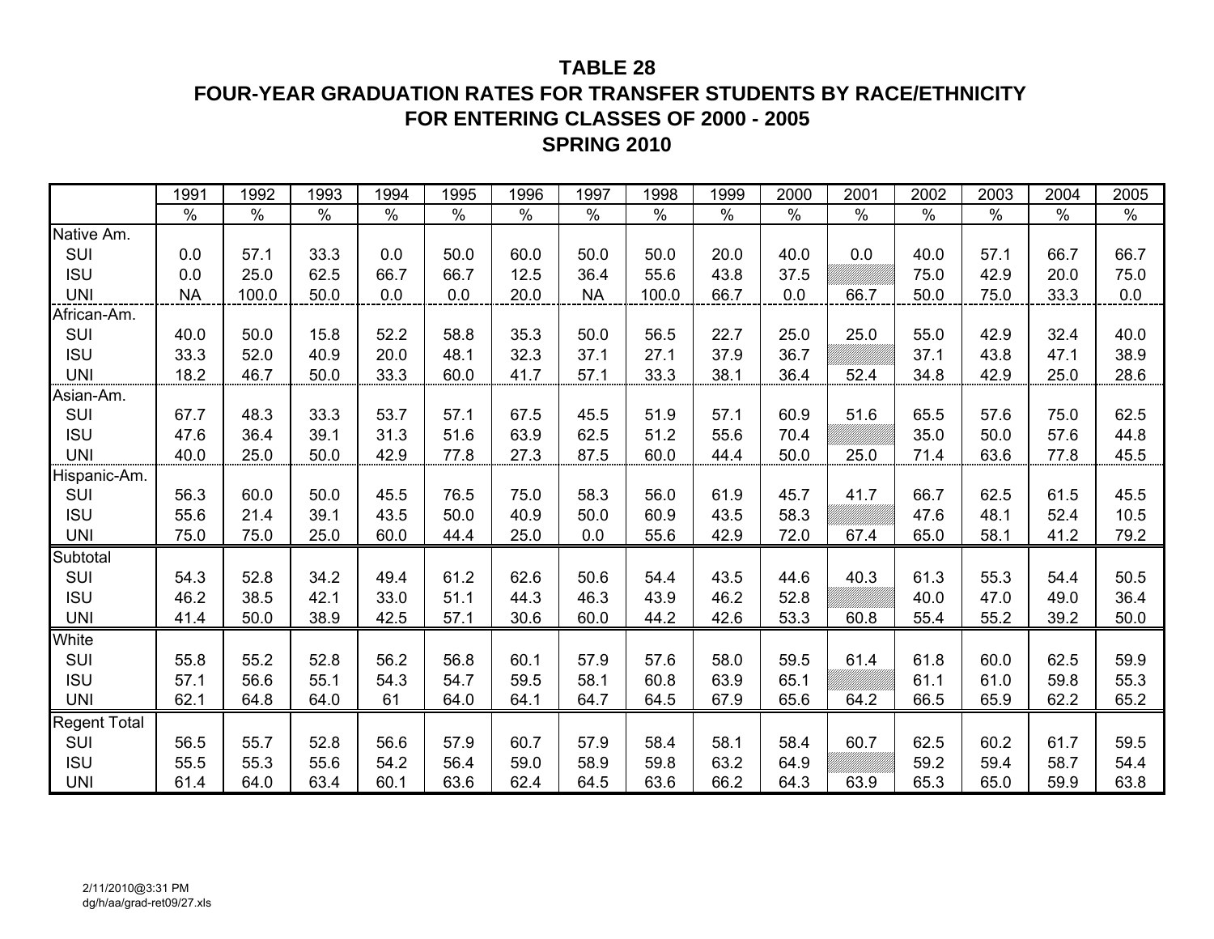# TABLE 28
## FOUR-YEAR GRADUATION RATES FOR TRANSFER STUDENTS BY RACE/ETHNICITY
## FOR ENTERING CLASSES OF 2000 - 2005
## SPRING 2010

| | 1991 | 1992 | 1993 | 1994 | 1995 | 1996 | 1997 | 1998 | 1999 | 2000 | 2001 | 2002 | 2003 | 2004 | 2005 |
|---|---|---|---|---|---|---|---|---|---|---|---|---|---|---|---|
| | % | % | % | % | % | % | % | % | % | % | % | % | % | % | % |
| Native Am. | | | | | | | | | | | | | | | |
| SUI | 0.0 | 57.1 | 33.3 | 0.0 | 50.0 | 60.0 | 50.0 | 50.0 | 20.0 | 40.0 | 0.0 | 40.0 | 57.1 | 66.7 | 66.7 |
| ISU | 0.0 | 25.0 | 62.5 | 66.7 | 66.7 | 12.5 | 36.4 | 55.6 | 43.8 | 37.5 | | 75.0 | 42.9 | 20.0 | 75.0 |
| UNI | NA | 100.0 | 50.0 | 0.0 | 0.0 | 20.0 | NA | 100.0 | 66.7 | 0.0 | 66.7 | 50.0 | 75.0 | 33.3 | 0.0 |
| African-Am. | | | | | | | | | | | | | | | |
| SUI | 40.0 | 50.0 | 15.8 | 52.2 | 58.8 | 35.3 | 50.0 | 56.5 | 22.7 | 25.0 | 25.0 | 55.0 | 42.9 | 32.4 | 40.0 |
| ISU | 33.3 | 52.0 | 40.9 | 20.0 | 48.1 | 32.3 | 37.1 | 27.1 | 37.9 | 36.7 | | 37.1 | 43.8 | 47.1 | 38.9 |
| UNI | 18.2 | 46.7 | 50.0 | 33.3 | 60.0 | 41.7 | 57.1 | 33.3 | 38.1 | 36.4 | 52.4 | 34.8 | 42.9 | 25.0 | 28.6 |
| Asian-Am. | | | | | | | | | | | | | | | |
| SUI | 67.7 | 48.3 | 33.3 | 53.7 | 57.1 | 67.5 | 45.5 | 51.9 | 57.1 | 60.9 | 51.6 | 65.5 | 57.6 | 75.0 | 62.5 |
| ISU | 47.6 | 36.4 | 39.1 | 31.3 | 51.6 | 63.9 | 62.5 | 51.2 | 55.6 | 70.4 | | 35.0 | 50.0 | 57.6 | 44.8 |
| UNI | 40.0 | 25.0 | 50.0 | 42.9 | 77.8 | 27.3 | 87.5 | 60.0 | 44.4 | 50.0 | 25.0 | 71.4 | 63.6 | 77.8 | 45.5 |
| Hispanic-Am. | | | | | | | | | | | | | | | |
| SUI | 56.3 | 60.0 | 50.0 | 45.5 | 76.5 | 75.0 | 58.3 | 56.0 | 61.9 | 45.7 | 41.7 | 66.7 | 62.5 | 61.5 | 45.5 |
| ISU | 55.6 | 21.4 | 39.1 | 43.5 | 50.0 | 40.9 | 50.0 | 60.9 | 43.5 | 58.3 | | 47.6 | 48.1 | 52.4 | 10.5 |
| UNI | 75.0 | 75.0 | 25.0 | 60.0 | 44.4 | 25.0 | 0.0 | 55.6 | 42.9 | 72.0 | 67.4 | 65.0 | 58.1 | 41.2 | 79.2 |
| Subtotal | | | | | | | | | | | | | | | |
| SUI | 54.3 | 52.8 | 34.2 | 49.4 | 61.2 | 62.6 | 50.6 | 54.4 | 43.5 | 44.6 | 40.3 | 61.3 | 55.3 | 54.4 | 50.5 |
| ISU | 46.2 | 38.5 | 42.1 | 33.0 | 51.1 | 44.3 | 46.3 | 43.9 | 46.2 | 52.8 | | 40.0 | 47.0 | 49.0 | 36.4 |
| UNI | 41.4 | 50.0 | 38.9 | 42.5 | 57.1 | 30.6 | 60.0 | 44.2 | 42.6 | 53.3 | 60.8 | 55.4 | 55.2 | 39.2 | 50.0 |
| White | | | | | | | | | | | | | | | |
| SUI | 55.8 | 55.2 | 52.8 | 56.2 | 56.8 | 60.1 | 57.9 | 57.6 | 58.0 | 59.5 | 61.4 | 61.8 | 60.0 | 62.5 | 59.9 |
| ISU | 57.1 | 56.6 | 55.1 | 54.3 | 54.7 | 59.5 | 58.1 | 60.8 | 63.9 | 65.1 | | 61.1 | 61.0 | 59.8 | 55.3 |
| UNI | 62.1 | 64.8 | 64.0 | 61 | 64.0 | 64.1 | 64.7 | 64.5 | 67.9 | 65.6 | 64.2 | 66.5 | 65.9 | 62.2 | 65.2 |
| Regent Total | | | | | | | | | | | | | | | |
| SUI | 56.5 | 55.7 | 52.8 | 56.6 | 57.9 | 60.7 | 57.9 | 58.4 | 58.1 | 58.4 | 60.7 | 62.5 | 60.2 | 61.7 | 59.5 |
| ISU | 55.5 | 55.3 | 55.6 | 54.2 | 56.4 | 59.0 | 58.9 | 59.8 | 63.2 | 64.9 | | 59.2 | 59.4 | 58.7 | 54.4 |
| UNI | 61.4 | 64.0 | 63.4 | 60.1 | 63.6 | 62.4 | 64.5 | 63.6 | 66.2 | 64.3 | 63.9 | 65.3 | 65.0 | 59.9 | 63.8 |

2/11/2010@3:31 PM
dg/h/aa/grad-ret09/27.xls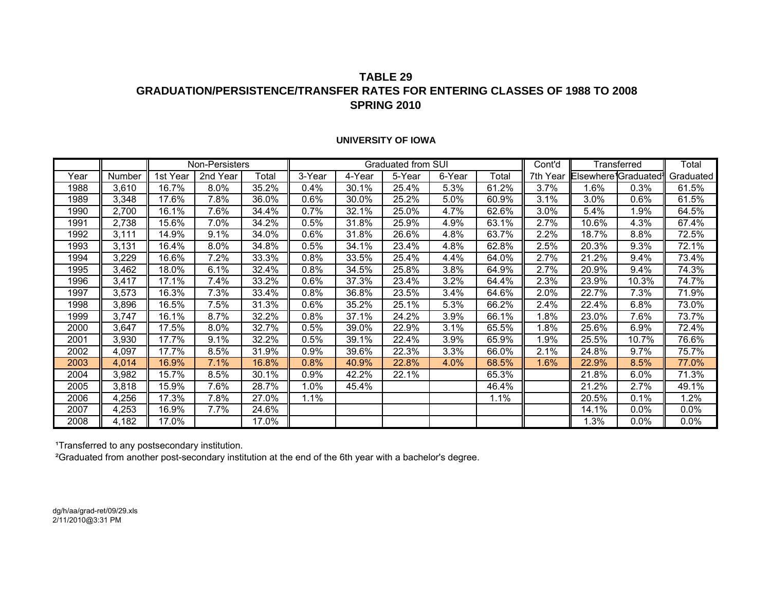**TABLE 29**
**GRADUATION/PERSISTENCE/TRANSFER RATES FOR ENTERING CLASSES OF 1988 TO 2008**
**SPRING 2010**

**UNIVERSITY OF IOWA**

| | | Non-Persisters | | | Graduated from SUI | | | | | Cont'd | Transferred | | Total |
|---|---|---|---|---|---|---|---|---|---|---|---|---|---|
| Year | Number | 1st Year | 2nd Year | Total | 3-Year | 4-Year | 5-Year | 6-Year | Total | 7th Year | Elsewhere[1] | Graduated[2] | Graduated |
| 1988 | 3,610 | 16.7% | 8.0% | 35.2% | 0.4% | 30.1% | 25.4% | 5.3% | 61.2% | 3.7% | 1.6% | 0.3% | 61.5% |
| 1989 | 3,348 | 17.6% | 7.8% | 36.0% | 0.6% | 30.0% | 25.2% | 5.0% | 60.9% | 3.1% | 3.0% | 0.6% | 61.5% |
| 1990 | 2,700 | 16.1% | 7.6% | 34.4% | 0.7% | 32.1% | 25.0% | 4.7% | 62.6% | 3.0% | 5.4% | 1.9% | 64.5% |
| 1991 | 2,738 | 15.6% | 7.0% | 34.2% | 0.5% | 31.8% | 25.9% | 4.9% | 63.1% | 2.7% | 10.6% | 4.3% | 67.4% |
| 1992 | 3,111 | 14.9% | 9.1% | 34.0% | 0.6% | 31.8% | 26.6% | 4.8% | 63.7% | 2.2% | 18.7% | 8.8% | 72.5% |
| 1993 | 3,131 | 16.4% | 8.0% | 34.8% | 0.5% | 34.1% | 23.4% | 4.8% | 62.8% | 2.5% | 20.3% | 9.3% | 72.1% |
| 1994 | 3,229 | 16.6% | 7.2% | 33.3% | 0.8% | 33.5% | 25.4% | 4.4% | 64.0% | 2.7% | 21.2% | 9.4% | 73.4% |
| 1995 | 3,462 | 18.0% | 6.1% | 32.4% | 0.8% | 34.5% | 25.8% | 3.8% | 64.9% | 2.7% | 20.9% | 9.4% | 74.3% |
| 1996 | 3,417 | 17.1% | 7.4% | 33.2% | 0.6% | 37.3% | 23.4% | 3.2% | 64.4% | 2.3% | 23.9% | 10.3% | 74.7% |
| 1997 | 3,573 | 16.3% | 7.3% | 33.4% | 0.8% | 36.8% | 23.5% | 3.4% | 64.6% | 2.0% | 22.7% | 7.3% | 71.9% |
| 1998 | 3,896 | 16.5% | 7.5% | 31.3% | 0.6% | 35.2% | 25.1% | 5.3% | 66.2% | 2.4% | 22.4% | 6.8% | 73.0% |
| 1999 | 3,747 | 16.1% | 8.7% | 32.2% | 0.8% | 37.1% | 24.2% | 3.9% | 66.1% | 1.8% | 23.0% | 7.6% | 73.7% |
| 2000 | 3,647 | 17.5% | 8.0% | 32.7% | 0.5% | 39.0% | 22.9% | 3.1% | 65.5% | 1.8% | 25.6% | 6.9% | 72.4% |
| 2001 | 3,930 | 17.7% | 9.1% | 32.2% | 0.5% | 39.1% | 22.4% | 3.9% | 65.9% | 1.9% | 25.5% | 10.7% | 76.6% |
| 2002 | 4,097 | 17.7% | 8.5% | 31.9% | 0.9% | 39.6% | 22.3% | 3.3% | 66.0% | 2.1% | 24.8% | 9.7% | 75.7% |
| 2003 | 4,014 | 16.9% | 7.1% | 16.8% | 0.8% | 40.9% | 22.8% | 4.0% | 68.5% | 1.6% | 22.9% | 8.5% | 77.0% |
| 2004 | 3,982 | 15.7% | 8.5% | 30.1% | 0.9% | 42.2% | 22.1% | | 65.3% | | 21.8% | 6.0% | 71.3% |
| 2005 | 3,818 | 15.9% | 7.6% | 28.7% | 1.0% | 45.4% | | | 46.4% | | 21.2% | 2.7% | 49.1% |
| 2006 | 4,256 | 17.3% | 7.8% | 27.0% | 1.1% | | | | 1.1% | | 20.5% | 0.1% | 1.2% |
| 2007 | 4,253 | 16.9% | 7.7% | 24.6% | | | | | | | 14.1% | 0.0% | 0.0% |
| 2008 | 4,182 | 17.0% | | 17.0% | | | | | | | 1.3% | 0.0% | 0.0% |

[1]Transferred to any postsecondary institution.

[2]Graduated from another post-secondary institution at the end of the 6th year with a bachelor's degree.

dg/h/aa/grad-ret/09/29.xls
2/11/2010@3:31 PM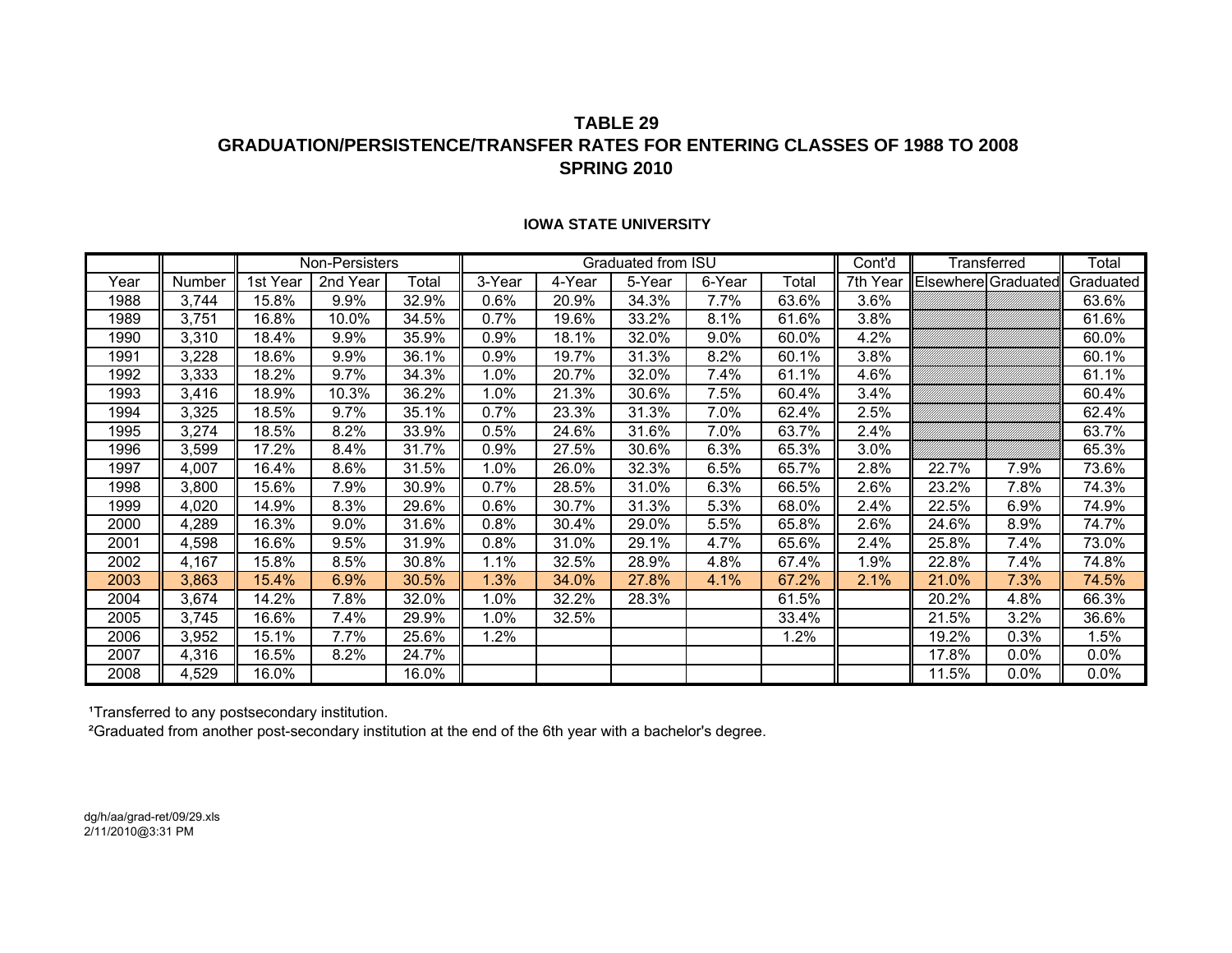# TABLE 29
## GRADUATION/PERSISTENCE/TRANSFER RATES FOR ENTERING CLASSES OF 1988 TO 2008
## SPRING 2010

### IOWA STATE UNIVERSITY

| | | Non-Persisters | | | Graduated from ISU | | | | | Cont'd | Transferred | | Total |
|---|---|---|---|---|---|---|---|---|---|---|---|---|---|
| Year | Number | 1st Year | 2nd Year | Total | 3-Year | 4-Year | 5-Year | 6-Year | Total | 7th Year | Elsewhere | Graduated | Graduated |
| 1988 | 3,744 | 15.8% | 9.9% | 32.9% | 0.6% | 20.9% | 34.3% | 7.7% | 63.6% | 3.6% | | | 63.6% |
| 1989 | 3,751 | 16.8% | 10.0% | 34.5% | 0.7% | 19.6% | 33.2% | 8.1% | 61.6% | 3.8% | | | 61.6% |
| 1990 | 3,310 | 18.4% | 9.9% | 35.9% | 0.9% | 18.1% | 32.0% | 9.0% | 60.0% | 4.2% | | | 60.0% |
| 1991 | 3,228 | 18.6% | 9.9% | 36.1% | 0.9% | 19.7% | 31.3% | 8.2% | 60.1% | 3.8% | | | 60.1% |
| 1992 | 3,333 | 18.2% | 9.7% | 34.3% | 1.0% | 20.7% | 32.0% | 7.4% | 61.1% | 4.6% | | | 61.1% |
| 1993 | 3,416 | 18.9% | 10.3% | 36.2% | 1.0% | 21.3% | 30.6% | 7.5% | 60.4% | 3.4% | | | 60.4% |
| 1994 | 3,325 | 18.5% | 9.7% | 35.1% | 0.7% | 23.3% | 31.3% | 7.0% | 62.4% | 2.5% | | | 62.4% |
| 1995 | 3,274 | 18.5% | 8.2% | 33.9% | 0.5% | 24.6% | 31.6% | 7.0% | 63.7% | 2.4% | | | 63.7% |
| 1996 | 3,599 | 17.2% | 8.4% | 31.7% | 0.9% | 27.5% | 30.6% | 6.3% | 65.3% | 3.0% | | | 65.3% |
| 1997 | 4,007 | 16.4% | 8.6% | 31.5% | 1.0% | 26.0% | 32.3% | 6.5% | 65.7% | 2.8% | 22.7% | 7.9% | 73.6% |
| 1998 | 3,800 | 15.6% | 7.9% | 30.9% | 0.7% | 28.5% | 31.0% | 6.3% | 66.5% | 2.6% | 23.2% | 7.8% | 74.3% |
| 1999 | 4,020 | 14.9% | 8.3% | 29.6% | 0.6% | 30.7% | 31.3% | 5.3% | 68.0% | 2.4% | 22.5% | 6.9% | 74.9% |
| 2000 | 4,289 | 16.3% | 9.0% | 31.6% | 0.8% | 30.4% | 29.0% | 5.5% | 65.8% | 2.6% | 24.6% | 8.9% | 74.7% |
| 2001 | 4,598 | 16.6% | 9.5% | 31.9% | 0.8% | 31.0% | 29.1% | 4.7% | 65.6% | 2.4% | 25.8% | 7.4% | 73.0% |
| 2002 | 4,167 | 15.8% | 8.5% | 30.8% | 1.1% | 32.5% | 28.9% | 4.8% | 67.4% | 1.9% | 22.8% | 7.4% | 74.8% |
| 2003 | 3,863 | 15.4% | 6.9% | 30.5% | 1.3% | 34.0% | 27.8% | 4.1% | 67.2% | 2.1% | 21.0% | 7.3% | 74.5% |
| 2004 | 3,674 | 14.2% | 7.8% | 32.0% | 1.0% | 32.2% | 28.3% | | 61.5% | | 20.2% | 4.8% | 66.3% |
| 2005 | 3,745 | 16.6% | 7.4% | 29.9% | 1.0% | 32.5% | | | 33.4% | | 21.5% | 3.2% | 36.6% |
| 2006 | 3,952 | 15.1% | 7.7% | 25.6% | 1.2% | | | | 1.2% | | 19.2% | 0.3% | 1.5% |
| 2007 | 4,316 | 16.5% | 8.2% | 24.7% | | | | | | | 17.8% | 0.0% | 0.0% |
| 2008 | 4,529 | 16.0% | | 16.0% | | | | | | | 11.5% | 0.0% | 0.0% |

[1]Transferred to any postsecondary institution.

[2]Graduated from another post-secondary institution at the end of the 6th year with a bachelor's degree.

dg/h/aa/grad-ret/09/29.xls
2/11/2010@3:31 PM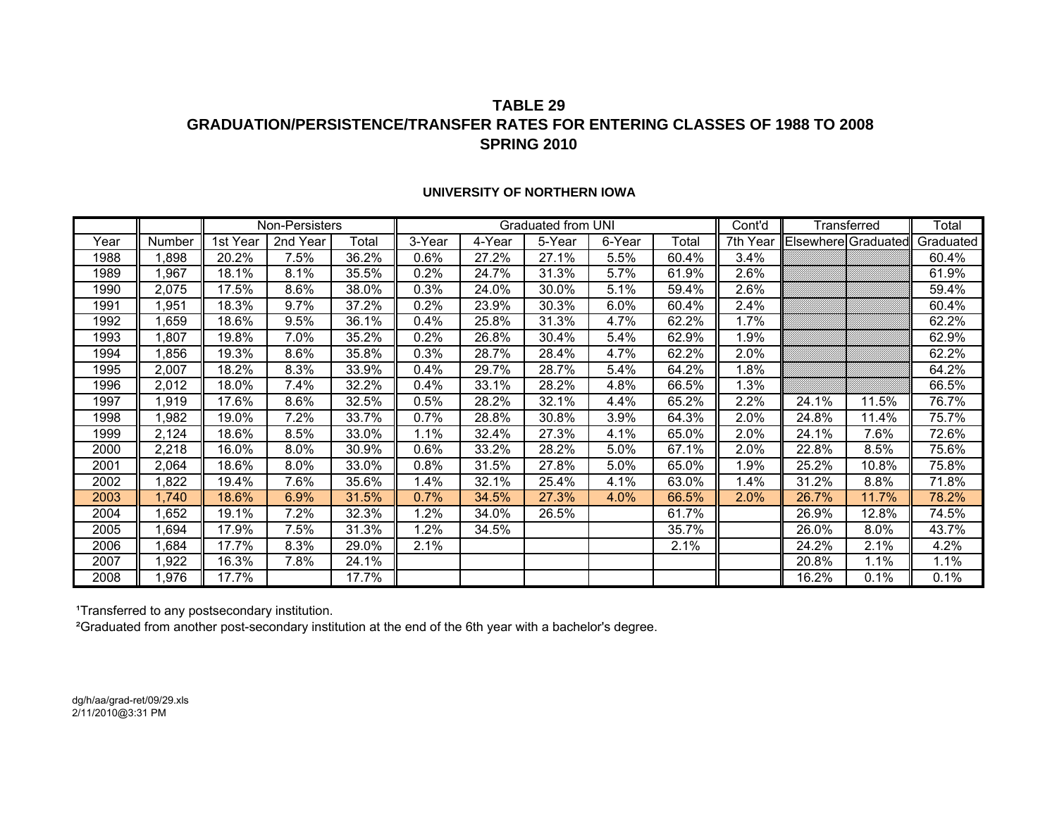# TABLE 29
## GRADUATION/PERSISTENCE/TRANSFER RATES FOR ENTERING CLASSES OF 1988 TO 2008
## SPRING 2010

### UNIVERSITY OF NORTHERN IOWA

| | | Non-Persisters | | | Graduated from UNI | | | | | Cont'd | Transferred | | Total |
|---|---|---|---|---|---|---|---|---|---|---|---|---|---|
| Year | Number | 1st Year | 2nd Year | Total | 3-Year | 4-Year | 5-Year | 6-Year | Total | 7th Year | Elsewhere | Graduated | Graduated |
| 1988 | 1,898 | 20.2% | 7.5% | 36.2% | 0.6% | 27.2% | 27.1% | 5.5% | 60.4% | 3.4% | | | 60.4% |
| 1989 | 1,967 | 18.1% | 8.1% | 35.5% | 0.2% | 24.7% | 31.3% | 5.7% | 61.9% | 2.6% | | | 61.9% |
| 1990 | 2,075 | 17.5% | 8.6% | 38.0% | 0.3% | 24.0% | 30.0% | 5.1% | 59.4% | 2.6% | | | 59.4% |
| 1991 | 1,951 | 18.3% | 9.7% | 37.2% | 0.2% | 23.9% | 30.3% | 6.0% | 60.4% | 2.4% | | | 60.4% |
| 1992 | 1,659 | 18.6% | 9.5% | 36.1% | 0.4% | 25.8% | 31.3% | 4.7% | 62.2% | 1.7% | | | 62.2% |
| 1993 | 1,807 | 19.8% | 7.0% | 35.2% | 0.2% | 26.8% | 30.4% | 5.4% | 62.9% | 1.9% | | | 62.9% |
| 1994 | 1,856 | 19.3% | 8.6% | 35.8% | 0.3% | 28.7% | 28.4% | 4.7% | 62.2% | 2.0% | | | 62.2% |
| 1995 | 2,007 | 18.2% | 8.3% | 33.9% | 0.4% | 29.7% | 28.7% | 5.4% | 64.2% | 1.8% | | | 64.2% |
| 1996 | 2,012 | 18.0% | 7.4% | 32.2% | 0.4% | 33.1% | 28.2% | 4.8% | 66.5% | 1.3% | | | 66.5% |
| 1997 | 1,919 | 17.6% | 8.6% | 32.5% | 0.5% | 28.2% | 32.1% | 4.4% | 65.2% | 2.2% | 24.1% | 11.5% | 76.7% |
| 1998 | 1,982 | 19.0% | 7.2% | 33.7% | 0.7% | 28.8% | 30.8% | 3.9% | 64.3% | 2.0% | 24.8% | 11.4% | 75.7% |
| 1999 | 2,124 | 18.6% | 8.5% | 33.0% | 1.1% | 32.4% | 27.3% | 4.1% | 65.0% | 2.0% | 24.1% | 7.6% | 72.6% |
| 2000 | 2,218 | 16.0% | 8.0% | 30.9% | 0.6% | 33.2% | 28.2% | 5.0% | 67.1% | 2.0% | 22.8% | 8.5% | 75.6% |
| 2001 | 2,064 | 18.6% | 8.0% | 33.0% | 0.8% | 31.5% | 27.8% | 5.0% | 65.0% | 1.9% | 25.2% | 10.8% | 75.8% |
| 2002 | 1,822 | 19.4% | 7.6% | 35.6% | 1.4% | 32.1% | 25.4% | 4.1% | 63.0% | 1.4% | 31.2% | 8.8% | 71.8% |
| 2003 | 1,740 | 18.6% | 6.9% | 31.5% | 0.7% | 34.5% | 27.3% | 4.0% | 66.5% | 2.0% | 26.7% | 11.7% | 78.2% |
| 2004 | 1,652 | 19.1% | 7.2% | 32.3% | 1.2% | 34.0% | 26.5% | | 61.7% | | 26.9% | 12.8% | 74.5% |
| 2005 | 1,694 | 17.9% | 7.5% | 31.3% | 1.2% | 34.5% | | | 35.7% | | 26.0% | 8.0% | 43.7% |
| 2006 | 1,684 | 17.7% | 8.3% | 29.0% | 2.1% | | | | 2.1% | | 24.2% | 2.1% | 4.2% |
| 2007 | 1,922 | 16.3% | 7.8% | 24.1% | | | | | | | 20.8% | 1.1% | 1.1% |
| 2008 | 1,976 | 17.7% | | 17.7% | | | | | | | 16.2% | 0.1% | 0.1% |

[1]Transferred to any postsecondary institution.

[2]Graduated from another post-secondary institution at the end of the 6th year with a bachelor's degree.

dg/h/aa/grad-ret/09/29.xls
2/11/2010@3:31 PM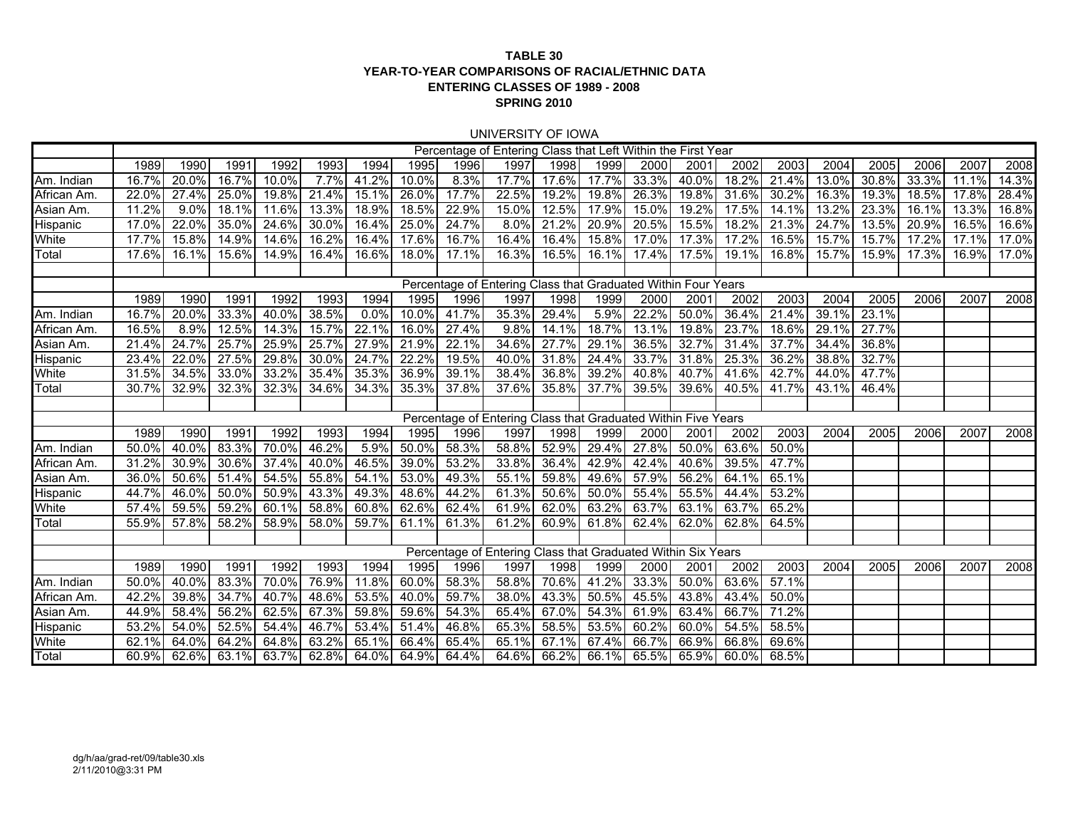**TABLE 30**
**YEAR-TO-YEAR COMPARISONS OF RACIAL/ETHNIC DATA**
**ENTERING CLASSES OF 1989 - 2008**
**SPRING 2010**

UNIVERSITY OF IOWA

| | Percentage of Entering Class that Left Within the First Year | | | | | | | | | | | | | | | | | | | |
|---|---|---|---|---|---|---|---|---|---|---|---|---|---|---|---|---|---|---|---|---|
| | 1989 | 1990 | 1991 | 1992 | 1993 | 1994 | 1995 | 1996 | 1997 | 1998 | 1999 | 2000 | 2001 | 2002 | 2003 | 2004 | 2005 | 2006 | 2007 | 2008 |
| Am. Indian | 16.7% | 20.0% | 16.7% | 10.0% | 7.7% | 41.2% | 10.0% | 8.3% | 17.7% | 17.6% | 17.7% | 33.3% | 40.0% | 18.2% | 21.4% | 13.0% | 30.8% | 33.3% | 11.1% | 14.3% |
| African Am. | 22.0% | 27.4% | 25.0% | 19.8% | 21.4% | 15.1% | 26.0% | 17.7% | 22.5% | 19.2% | 19.8% | 26.3% | 19.8% | 31.6% | 30.2% | 16.3% | 19.3% | 18.5% | 17.8% | 28.4% |
| Asian Am. | 11.2% | 9.0% | 18.1% | 11.6% | 13.3% | 18.9% | 18.5% | 22.9% | 15.0% | 12.5% | 17.9% | 15.0% | 19.2% | 17.5% | 14.1% | 13.2% | 23.3% | 16.1% | 13.3% | 16.8% |
| Hispanic | 17.0% | 22.0% | 35.0% | 24.6% | 30.0% | 16.4% | 25.0% | 24.7% | 8.0% | 21.2% | 20.9% | 20.5% | 15.5% | 18.2% | 21.3% | 24.7% | 13.5% | 20.9% | 16.5% | 16.6% |
| White | 17.7% | 15.8% | 14.9% | 14.6% | 16.2% | 16.4% | 17.6% | 16.7% | 16.4% | 16.4% | 15.8% | 17.0% | 17.3% | 17.2% | 16.5% | 15.7% | 15.7% | 17.2% | 17.1% | 17.0% |
| Total | 17.6% | 16.1% | 15.6% | 14.9% | 16.4% | 16.6% | 18.0% | 17.1% | 16.3% | 16.5% | 16.1% | 17.4% | 17.5% | 19.1% | 16.8% | 15.7% | 15.9% | 17.3% | 16.9% | 17.0% |
| | | | | | | | | | | | | | | | | | | | | |
| | Percentage of Entering Class that Graduated Within Four Years | | | | | | | | | | | | | | | | | | | |
| | 1989 | 1990 | 1991 | 1992 | 1993 | 1994 | 1995 | 1996 | 1997 | 1998 | 1999 | 2000 | 2001 | 2002 | 2003 | 2004 | 2005 | 2006 | 2007 | 2008 |
| Am. Indian | 16.7% | 20.0% | 33.3% | 40.0% | 38.5% | 0.0% | 10.0% | 41.7% | 35.3% | 29.4% | 5.9% | 22.2% | 50.0% | 36.4% | 21.4% | 39.1% | 23.1% | | | |
| African Am. | 16.5% | 8.9% | 12.5% | 14.3% | 15.7% | 22.1% | 16.0% | 27.4% | 9.8% | 14.1% | 18.7% | 13.1% | 19.8% | 23.7% | 18.6% | 29.1% | 27.7% | | | |
| Asian Am. | 21.4% | 24.7% | 25.7% | 25.9% | 25.7% | 27.9% | 21.9% | 22.1% | 34.6% | 27.7% | 29.1% | 36.5% | 32.7% | 31.4% | 37.7% | 34.4% | 36.8% | | | |
| Hispanic | 23.4% | 22.0% | 27.5% | 29.8% | 30.0% | 24.7% | 22.2% | 19.5% | 40.0% | 31.8% | 24.4% | 33.7% | 31.8% | 25.3% | 36.2% | 38.8% | 32.7% | | | |
| White | 31.5% | 34.5% | 33.0% | 33.2% | 35.4% | 35.3% | 36.9% | 39.1% | 38.4% | 36.8% | 39.2% | 40.8% | 40.7% | 41.6% | 42.7% | 44.0% | 47.7% | | | |
| Total | 30.7% | 32.9% | 32.3% | 32.3% | 34.6% | 34.3% | 35.3% | 37.8% | 37.6% | 35.8% | 37.7% | 39.5% | 39.6% | 40.5% | 41.7% | 43.1% | 46.4% | | | |
| | | | | | | | | | | | | | | | | | | | | |
| | Percentage of Entering Class that Graduated Within Five Years | | | | | | | | | | | | | | | | | | | |
| | 1989 | 1990 | 1991 | 1992 | 1993 | 1994 | 1995 | 1996 | 1997 | 1998 | 1999 | 2000 | 2001 | 2002 | 2003 | 2004 | 2005 | 2006 | 2007 | 2008 |
| Am. Indian | 50.0% | 40.0% | 83.3% | 70.0% | 46.2% | 5.9% | 50.0% | 58.3% | 58.8% | 52.9% | 29.4% | 27.8% | 50.0% | 63.6% | 50.0% | | | | | |
| African Am. | 31.2% | 30.9% | 30.6% | 37.4% | 40.0% | 46.5% | 39.0% | 53.2% | 33.8% | 36.4% | 42.9% | 42.4% | 40.6% | 39.5% | 47.7% | | | | | |
| Asian Am. | 36.0% | 50.6% | 51.4% | 54.5% | 55.8% | 54.1% | 53.0% | 49.3% | 55.1% | 59.8% | 49.6% | 57.9% | 56.2% | 64.1% | 65.1% | | | | | |
| Hispanic | 44.7% | 46.0% | 50.0% | 50.9% | 43.3% | 49.3% | 48.6% | 44.2% | 61.3% | 50.6% | 50.0% | 55.4% | 55.5% | 44.4% | 53.2% | | | | | |
| White | 57.4% | 59.5% | 59.2% | 60.1% | 58.8% | 60.8% | 62.6% | 62.4% | 61.9% | 62.0% | 63.2% | 63.7% | 63.1% | 63.7% | 65.2% | | | | | |
| Total | 55.9% | 57.8% | 58.2% | 58.9% | 58.0% | 59.7% | 61.1% | 61.3% | 61.2% | 60.9% | 61.8% | 62.4% | 62.0% | 62.8% | 64.5% | | | | | |
| | | | | | | | | | | | | | | | | | | | | |
| | Percentage of Entering Class that Graduated Within Six Years | | | | | | | | | | | | | | | | | | | |
| | 1989 | 1990 | 1991 | 1992 | 1993 | 1994 | 1995 | 1996 | 1997 | 1998 | 1999 | 2000 | 2001 | 2002 | 2003 | 2004 | 2005 | 2006 | 2007 | 2008 |
| Am. Indian | 50.0% | 40.0% | 83.3% | 70.0% | 76.9% | 11.8% | 60.0% | 58.3% | 58.8% | 70.6% | 41.2% | 33.3% | 50.0% | 63.6% | 57.1% | | | | | |
| African Am. | 42.2% | 39.8% | 34.7% | 40.7% | 48.6% | 53.5% | 40.0% | 59.7% | 38.0% | 43.3% | 50.5% | 45.5% | 43.8% | 43.4% | 50.0% | | | | | |
| Asian Am. | 44.9% | 58.4% | 56.2% | 62.5% | 67.3% | 59.8% | 59.6% | 54.3% | 65.4% | 67.0% | 54.3% | 61.9% | 63.4% | 66.7% | 71.2% | | | | | |
| Hispanic | 53.2% | 54.0% | 52.5% | 54.4% | 46.7% | 53.4% | 51.4% | 46.8% | 65.3% | 58.5% | 53.5% | 60.2% | 60.0% | 54.5% | 58.5% | | | | | |
| White | 62.1% | 64.0% | 64.2% | 64.8% | 63.2% | 65.1% | 66.4% | 65.4% | 65.1% | 67.1% | 67.4% | 66.7% | 66.9% | 66.8% | 69.6% | | | | | |
| Total | 60.9% | 62.6% | 63.1% | 63.7% | 62.8% | 64.0% | 64.9% | 64.4% | 64.6% | 66.2% | 66.1% | 65.5% | 65.9% | 60.0% | 68.5% | | | | | |

dg/h/aa/grad-ret/09/table30.xls
2/11/2010@3:31 PM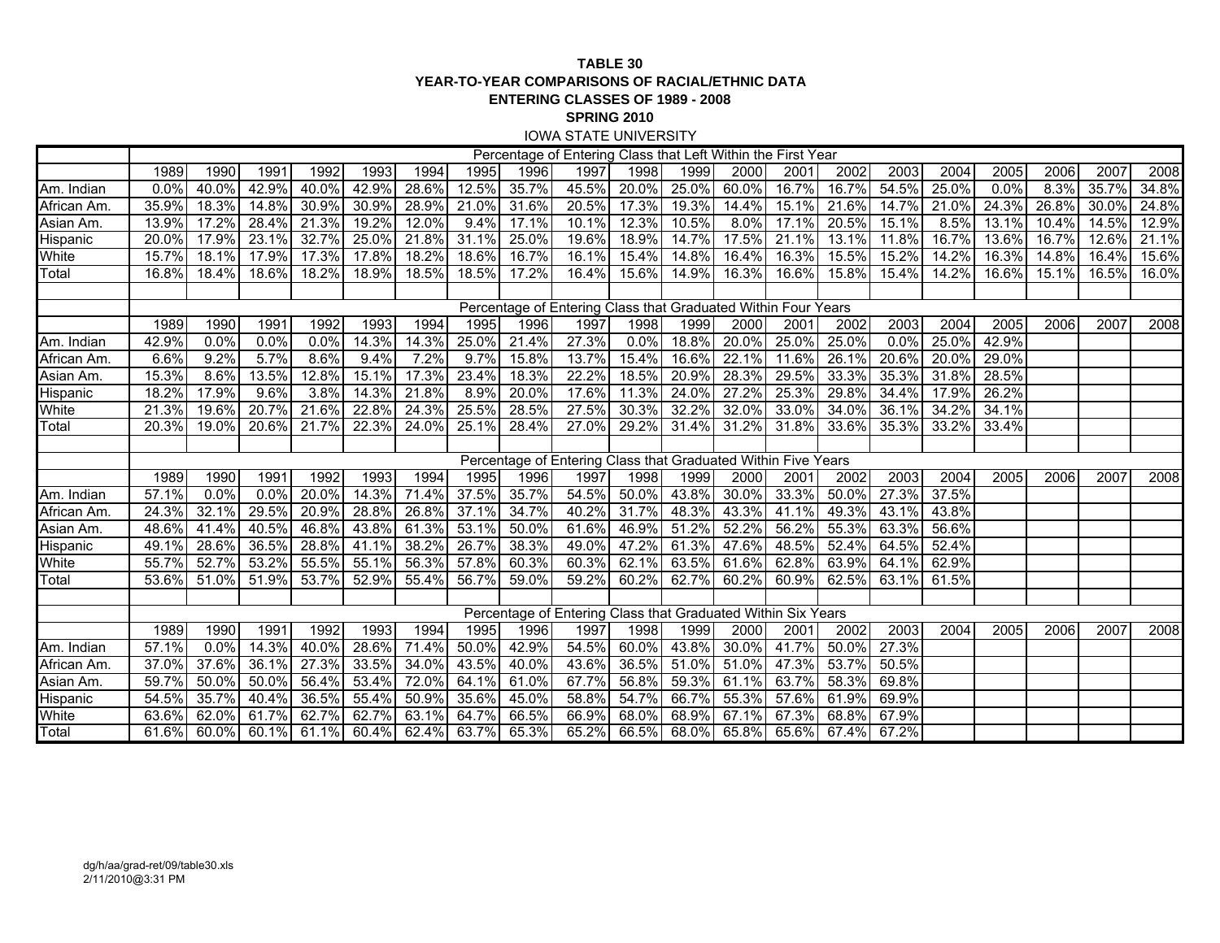**TABLE 30**
**YEAR-TO-YEAR COMPARISONS OF RACIAL/ETHNIC DATA**
**ENTERING CLASSES OF 1989 - 2008**
**SPRING 2010**
IOWA STATE UNIVERSITY

| | Percentage of Entering Class that Left Within the First Year | | | | | | | | | | | | | | | | | | | |
|---|---|---|---|---|---|---|---|---|---|---|---|---|---|---|---|---|---|---|---|---|
| | 1989 | 1990 | 1991 | 1992 | 1993 | 1994 | 1995 | 1996 | 1997 | 1998 | 1999 | 2000 | 2001 | 2002 | 2003 | 2004 | 2005 | 2006 | 2007 | 2008 |
| Am. Indian | 0.0% | 40.0% | 42.9% | 40.0% | 42.9% | 28.6% | 12.5% | 35.7% | 45.5% | 20.0% | 25.0% | 60.0% | 16.7% | 16.7% | 54.5% | 25.0% | 0.0% | 8.3% | 35.7% | 34.8% |
| African Am. | 35.9% | 18.3% | 14.8% | 30.9% | 30.9% | 28.9% | 21.0% | 31.6% | 20.5% | 17.3% | 19.3% | 14.4% | 15.1% | 21.6% | 14.7% | 21.0% | 24.3% | 26.8% | 30.0% | 24.8% |
| Asian Am. | 13.9% | 17.2% | 28.4% | 21.3% | 19.2% | 12.0% | 9.4% | 17.1% | 10.1% | 12.3% | 10.5% | 8.0% | 17.1% | 20.5% | 15.1% | 8.5% | 13.1% | 10.4% | 14.5% | 12.9% |
| Hispanic | 20.0% | 17.9% | 23.1% | 32.7% | 25.0% | 21.8% | 31.1% | 25.0% | 19.6% | 18.9% | 14.7% | 17.5% | 21.1% | 13.1% | 11.8% | 16.7% | 13.6% | 16.7% | 12.6% | 21.1% |
| White | 15.7% | 18.1% | 17.9% | 17.3% | 17.8% | 18.2% | 18.6% | 16.7% | 16.1% | 15.4% | 14.8% | 16.4% | 16.3% | 15.5% | 15.2% | 14.2% | 16.3% | 14.8% | 16.4% | 15.6% |
| Total | 16.8% | 18.4% | 18.6% | 18.2% | 18.9% | 18.5% | 18.5% | 17.2% | 16.4% | 15.6% | 14.9% | 16.3% | 16.6% | 15.8% | 15.4% | 14.2% | 16.6% | 15.1% | 16.5% | 16.0% |
| | | | | | | | | | | | | | | | | | | | | |
| | Percentage of Entering Class that Graduated Within Four Years | | | | | | | | | | | | | | | | | | | |
| | 1989 | 1990 | 1991 | 1992 | 1993 | 1994 | 1995 | 1996 | 1997 | 1998 | 1999 | 2000 | 2001 | 2002 | 2003 | 2004 | 2005 | 2006 | 2007 | 2008 |
| Am. Indian | 42.9% | 0.0% | 0.0% | 0.0% | 14.3% | 14.3% | 25.0% | 21.4% | 27.3% | 0.0% | 18.8% | 20.0% | 25.0% | 25.0% | 0.0% | 25.0% | 42.9% | | | |
| African Am. | 6.6% | 9.2% | 5.7% | 8.6% | 9.4% | 7.2% | 9.7% | 15.8% | 13.7% | 15.4% | 16.6% | 22.1% | 11.6% | 26.1% | 20.6% | 20.0% | 29.0% | | | |
| Asian Am. | 15.3% | 8.6% | 13.5% | 12.8% | 15.1% | 17.3% | 23.4% | 18.3% | 22.2% | 18.5% | 20.9% | 28.3% | 29.5% | 33.3% | 35.3% | 31.8% | 28.5% | | | |
| Hispanic | 18.2% | 17.9% | 9.6% | 3.8% | 14.3% | 21.8% | 8.9% | 20.0% | 17.6% | 11.3% | 24.0% | 27.2% | 25.3% | 29.8% | 34.4% | 17.9% | 26.2% | | | |
| White | 21.3% | 19.6% | 20.7% | 21.6% | 22.8% | 24.3% | 25.5% | 28.5% | 27.5% | 30.3% | 32.2% | 32.0% | 33.0% | 34.0% | 36.1% | 34.2% | 34.1% | | | |
| Total | 20.3% | 19.0% | 20.6% | 21.7% | 22.3% | 24.0% | 25.1% | 28.4% | 27.0% | 29.2% | 31.4% | 31.2% | 31.8% | 33.6% | 35.3% | 33.2% | 33.4% | | | |
| | | | | | | | | | | | | | | | | | | | | |
| | Percentage of Entering Class that Graduated Within Five Years | | | | | | | | | | | | | | | | | | | |
| | 1989 | 1990 | 1991 | 1992 | 1993 | 1994 | 1995 | 1996 | 1997 | 1998 | 1999 | 2000 | 2001 | 2002 | 2003 | 2004 | 2005 | 2006 | 2007 | 2008 |
| Am. Indian | 57.1% | 0.0% | 0.0% | 20.0% | 14.3% | 71.4% | 37.5% | 35.7% | 54.5% | 50.0% | 43.8% | 30.0% | 33.3% | 50.0% | 27.3% | 37.5% | | | | |
| African Am. | 24.3% | 32.1% | 29.5% | 20.9% | 28.8% | 26.8% | 37.1% | 34.7% | 40.2% | 31.7% | 48.3% | 43.3% | 41.1% | 49.3% | 43.1% | 43.8% | | | | |
| Asian Am. | 48.6% | 41.4% | 40.5% | 46.8% | 43.8% | 61.3% | 53.1% | 50.0% | 61.6% | 46.9% | 51.2% | 52.2% | 56.2% | 55.3% | 63.3% | 56.6% | | | | |
| Hispanic | 49.1% | 28.6% | 36.5% | 28.8% | 41.1% | 38.2% | 26.7% | 38.3% | 49.0% | 47.2% | 61.3% | 47.6% | 48.5% | 52.4% | 64.5% | 52.4% | | | | |
| White | 55.7% | 52.7% | 53.2% | 55.5% | 55.1% | 56.3% | 57.8% | 60.3% | 60.3% | 62.1% | 63.5% | 61.6% | 62.8% | 63.9% | 64.1% | 62.9% | | | | |
| Total | 53.6% | 51.0% | 51.9% | 53.7% | 52.9% | 55.4% | 56.7% | 59.0% | 59.2% | 60.2% | 62.7% | 60.2% | 60.9% | 62.5% | 63.1% | 61.5% | | | | |
| | | | | | | | | | | | | | | | | | | | | |
| | Percentage of Entering Class that Graduated Within Six Years | | | | | | | | | | | | | | | | | | | |
| | 1989 | 1990 | 1991 | 1992 | 1993 | 1994 | 1995 | 1996 | 1997 | 1998 | 1999 | 2000 | 2001 | 2002 | 2003 | 2004 | 2005 | 2006 | 2007 | 2008 |
| Am. Indian | 57.1% | 0.0% | 14.3% | 40.0% | 28.6% | 71.4% | 50.0% | 42.9% | 54.5% | 60.0% | 43.8% | 30.0% | 41.7% | 50.0% | 27.3% | | | | | |
| African Am. | 37.0% | 37.6% | 36.1% | 27.3% | 33.5% | 34.0% | 43.5% | 40.0% | 43.6% | 36.5% | 51.0% | 51.0% | 47.3% | 53.7% | 50.5% | | | | | |
| Asian Am. | 59.7% | 50.0% | 50.0% | 56.4% | 53.4% | 72.0% | 64.1% | 61.0% | 67.7% | 56.8% | 59.3% | 61.1% | 63.7% | 58.3% | 69.8% | | | | | |
| Hispanic | 54.5% | 35.7% | 40.4% | 36.5% | 55.4% | 50.9% | 35.6% | 45.0% | 58.8% | 54.7% | 66.7% | 55.3% | 57.6% | 61.9% | 69.9% | | | | | |
| White | 63.6% | 62.0% | 61.7% | 62.7% | 62.7% | 63.1% | 64.7% | 66.5% | 66.9% | 68.0% | 68.9% | 67.1% | 67.3% | 68.8% | 67.9% | | | | | |
| Total | 61.6% | 60.0% | 60.1% | 61.1% | 60.4% | 62.4% | 63.7% | 65.3% | 65.2% | 66.5% | 68.0% | 65.8% | 65.6% | 67.4% | 67.2% | | | | | |

dg/h/aa/grad-ret/09/table30.xls
2/11/2010@3:31 PM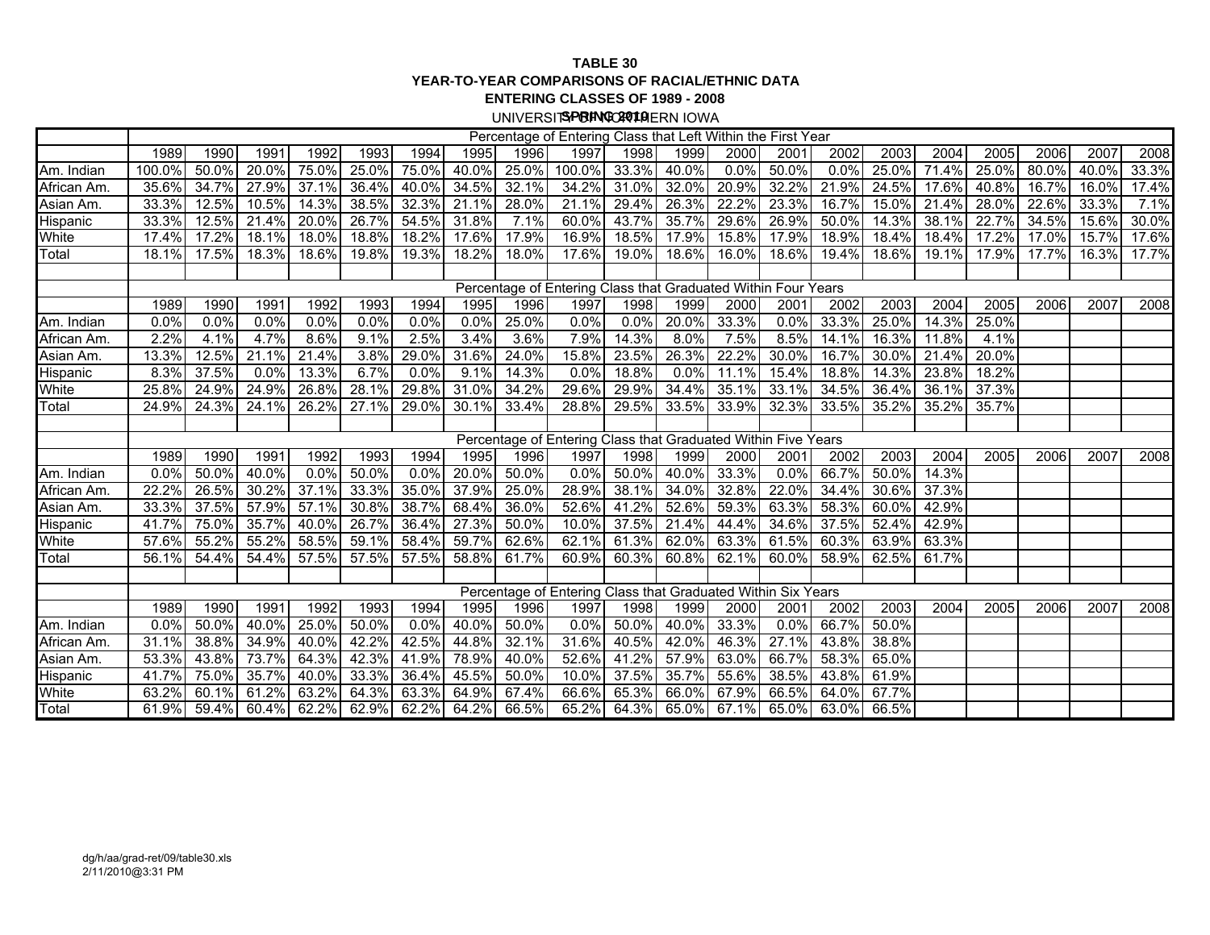# TABLE 30

## YEAR-TO-YEAR COMPARISONS OF RACIAL/ETHNIC DATA

## ENTERING CLASSES OF 1989 - 2008

### UNIVERSITY OF NORTHERN IOWA

### SPRING 2010

| | Percentage of Entering Class that Left Within the First Year | | | | | | | | | | | | | | | | | | | |
|---|---|---|---|---|---|---|---|---|---|---|---|---|---|---|---|---|---|---|---|---|
| | 1989 | 1990 | 1991 | 1992 | 1993 | 1994 | 1995 | 1996 | 1997 | 1998 | 1999 | 2000 | 2001 | 2002 | 2003 | 2004 | 2005 | 2006 | 2007 | 2008 |
| Am. Indian | 100.0% | 50.0% | 20.0% | 75.0% | 25.0% | 75.0% | 40.0% | 25.0% | 100.0% | 33.3% | 40.0% | 0.0% | 50.0% | 0.0% | 25.0% | 71.4% | 25.0% | 80.0% | 40.0% | 33.3% |
| African Am. | 35.6% | 34.7% | 27.9% | 37.1% | 36.4% | 40.0% | 34.5% | 32.1% | 34.2% | 31.0% | 32.0% | 20.9% | 32.2% | 21.9% | 24.5% | 17.6% | 40.8% | 16.7% | 16.0% | 17.4% |
| Asian Am. | 33.3% | 12.5% | 10.5% | 14.3% | 38.5% | 32.3% | 21.1% | 28.0% | 21.1% | 29.4% | 26.3% | 22.2% | 23.3% | 16.7% | 15.0% | 21.4% | 28.0% | 22.6% | 33.3% | 7.1% |
| Hispanic | 33.3% | 12.5% | 21.4% | 20.0% | 26.7% | 54.5% | 31.8% | 7.1% | 60.0% | 43.7% | 35.7% | 29.6% | 26.9% | 50.0% | 14.3% | 38.1% | 22.7% | 34.5% | 15.6% | 30.0% |
| White | 17.4% | 17.2% | 18.1% | 18.0% | 18.8% | 18.2% | 17.6% | 17.9% | 16.9% | 18.5% | 17.9% | 15.8% | 17.9% | 18.9% | 18.4% | 18.4% | 17.2% | 17.0% | 15.7% | 17.6% |
| Total | 18.1% | 17.5% | 18.3% | 18.6% | 19.8% | 19.3% | 18.2% | 18.0% | 17.6% | 19.0% | 18.6% | 16.0% | 18.6% | 19.4% | 18.6% | 19.1% | 17.9% | 17.7% | 16.3% | 17.7% |
| | | | | | | | | | | | | | | | | | | | | |
| | Percentage of Entering Class that Graduated Within Four Years | | | | | | | | | | | | | | | | | | | |
| | 1989 | 1990 | 1991 | 1992 | 1993 | 1994 | 1995 | 1996 | 1997 | 1998 | 1999 | 2000 | 2001 | 2002 | 2003 | 2004 | 2005 | 2006 | 2007 | 2008 |
| Am. Indian | 0.0% | 0.0% | 0.0% | 0.0% | 0.0% | 0.0% | 0.0% | 25.0% | 0.0% | 0.0% | 20.0% | 33.3% | 0.0% | 33.3% | 25.0% | 14.3% | 25.0% | | | |
| African Am. | 2.2% | 4.1% | 4.7% | 8.6% | 9.1% | 2.5% | 3.4% | 3.6% | 7.9% | 14.3% | 8.0% | 7.5% | 8.5% | 14.1% | 16.3% | 11.8% | 4.1% | | | |
| Asian Am. | 13.3% | 12.5% | 21.1% | 21.4% | 3.8% | 29.0% | 31.6% | 24.0% | 15.8% | 23.5% | 26.3% | 22.2% | 30.0% | 16.7% | 30.0% | 21.4% | 20.0% | | | |
| Hispanic | 8.3% | 37.5% | 0.0% | 13.3% | 6.7% | 0.0% | 9.1% | 14.3% | 0.0% | 18.8% | 0.0% | 11.1% | 15.4% | 18.8% | 14.3% | 23.8% | 18.2% | | | |
| White | 25.8% | 24.9% | 24.9% | 26.8% | 28.1% | 29.8% | 31.0% | 34.2% | 29.6% | 29.9% | 34.4% | 35.1% | 33.1% | 34.5% | 36.4% | 36.1% | 37.3% | | | |
| Total | 24.9% | 24.3% | 24.1% | 26.2% | 27.1% | 29.0% | 30.1% | 33.4% | 28.8% | 29.5% | 33.5% | 33.9% | 32.3% | 33.5% | 35.2% | 35.2% | 35.7% | | | |
| | | | | | | | | | | | | | | | | | | | | |
| | Percentage of Entering Class that Graduated Within Five Years | | | | | | | | | | | | | | | | | | | |
| | 1989 | 1990 | 1991 | 1992 | 1993 | 1994 | 1995 | 1996 | 1997 | 1998 | 1999 | 2000 | 2001 | 2002 | 2003 | 2004 | 2005 | 2006 | 2007 | 2008 |
| Am. Indian | 0.0% | 50.0% | 40.0% | 0.0% | 50.0% | 0.0% | 20.0% | 50.0% | 0.0% | 50.0% | 40.0% | 33.3% | 0.0% | 66.7% | 50.0% | 14.3% | | | | |
| African Am. | 22.2% | 26.5% | 30.2% | 37.1% | 33.3% | 35.0% | 37.9% | 25.0% | 28.9% | 38.1% | 34.0% | 32.8% | 22.0% | 34.4% | 30.6% | 37.3% | | | | |
| Asian Am. | 33.3% | 37.5% | 57.9% | 57.1% | 30.8% | 38.7% | 68.4% | 36.0% | 52.6% | 41.2% | 52.6% | 59.3% | 63.3% | 58.3% | 60.0% | 42.9% | | | | |
| Hispanic | 41.7% | 75.0% | 35.7% | 40.0% | 26.7% | 36.4% | 27.3% | 50.0% | 10.0% | 37.5% | 21.4% | 44.4% | 34.6% | 37.5% | 52.4% | 42.9% | | | | |
| White | 57.6% | 55.2% | 55.2% | 58.5% | 59.1% | 58.4% | 59.7% | 62.6% | 62.1% | 61.3% | 62.0% | 63.3% | 61.5% | 60.3% | 63.9% | 63.3% | | | | |
| Total | 56.1% | 54.4% | 54.4% | 57.5% | 57.5% | 57.5% | 58.8% | 61.7% | 60.9% | 60.3% | 60.8% | 62.1% | 60.0% | 58.9% | 62.5% | 61.7% | | | | |
| | | | | | | | | | | | | | | | | | | | | |
| | Percentage of Entering Class that Graduated Within Six Years | | | | | | | | | | | | | | | | | | | |
| | 1989 | 1990 | 1991 | 1992 | 1993 | 1994 | 1995 | 1996 | 1997 | 1998 | 1999 | 2000 | 2001 | 2002 | 2003 | 2004 | 2005 | 2006 | 2007 | 2008 |
| Am. Indian | 0.0% | 50.0% | 40.0% | 25.0% | 50.0% | 0.0% | 40.0% | 50.0% | 0.0% | 50.0% | 40.0% | 33.3% | 0.0% | 66.7% | 50.0% | | | | | |
| African Am. | 31.1% | 38.8% | 34.9% | 40.0% | 42.2% | 42.5% | 44.8% | 32.1% | 31.6% | 40.5% | 42.0% | 46.3% | 27.1% | 43.8% | 38.8% | | | | | |
| Asian Am. | 53.3% | 43.8% | 73.7% | 64.3% | 42.3% | 41.9% | 78.9% | 40.0% | 52.6% | 41.2% | 57.9% | 63.0% | 66.7% | 58.3% | 65.0% | | | | | |
| Hispanic | 41.7% | 75.0% | 35.7% | 40.0% | 33.3% | 36.4% | 45.5% | 50.0% | 10.0% | 37.5% | 35.7% | 55.6% | 38.5% | 43.8% | 61.9% | | | | | |
| White | 63.2% | 60.1% | 61.2% | 63.2% | 64.3% | 63.3% | 64.9% | 67.4% | 66.6% | 65.3% | 66.0% | 67.9% | 66.5% | 64.0% | 67.7% | | | | | |
| Total | 61.9% | 59.4% | 60.4% | 62.2% | 62.9% | 62.2% | 64.2% | 66.5% | 65.2% | 64.3% | 65.0% | 67.1% | 65.0% | 63.0% | 66.5% | | | | | |

dg/h/aa/grad-ret/09/table30.xls
2/11/2010@3:31 PM